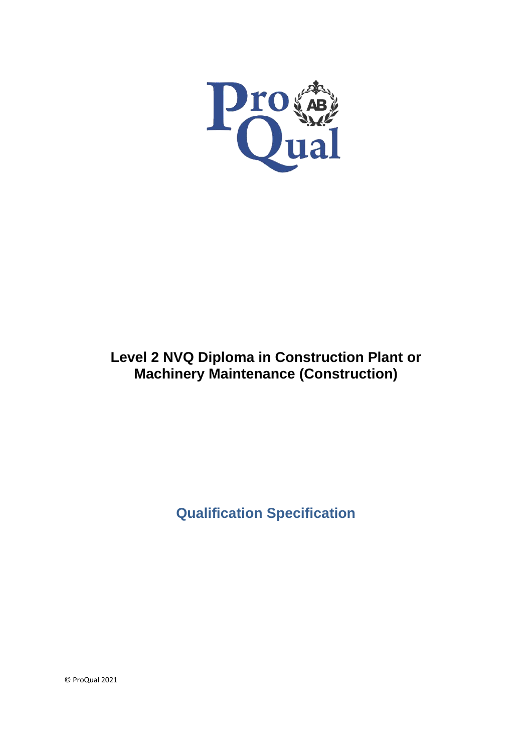# Level 2 NVQ Diploma in Construction Plant or Machinery Maintenance (Construction)

## Qualification Specification

© ProQual 2021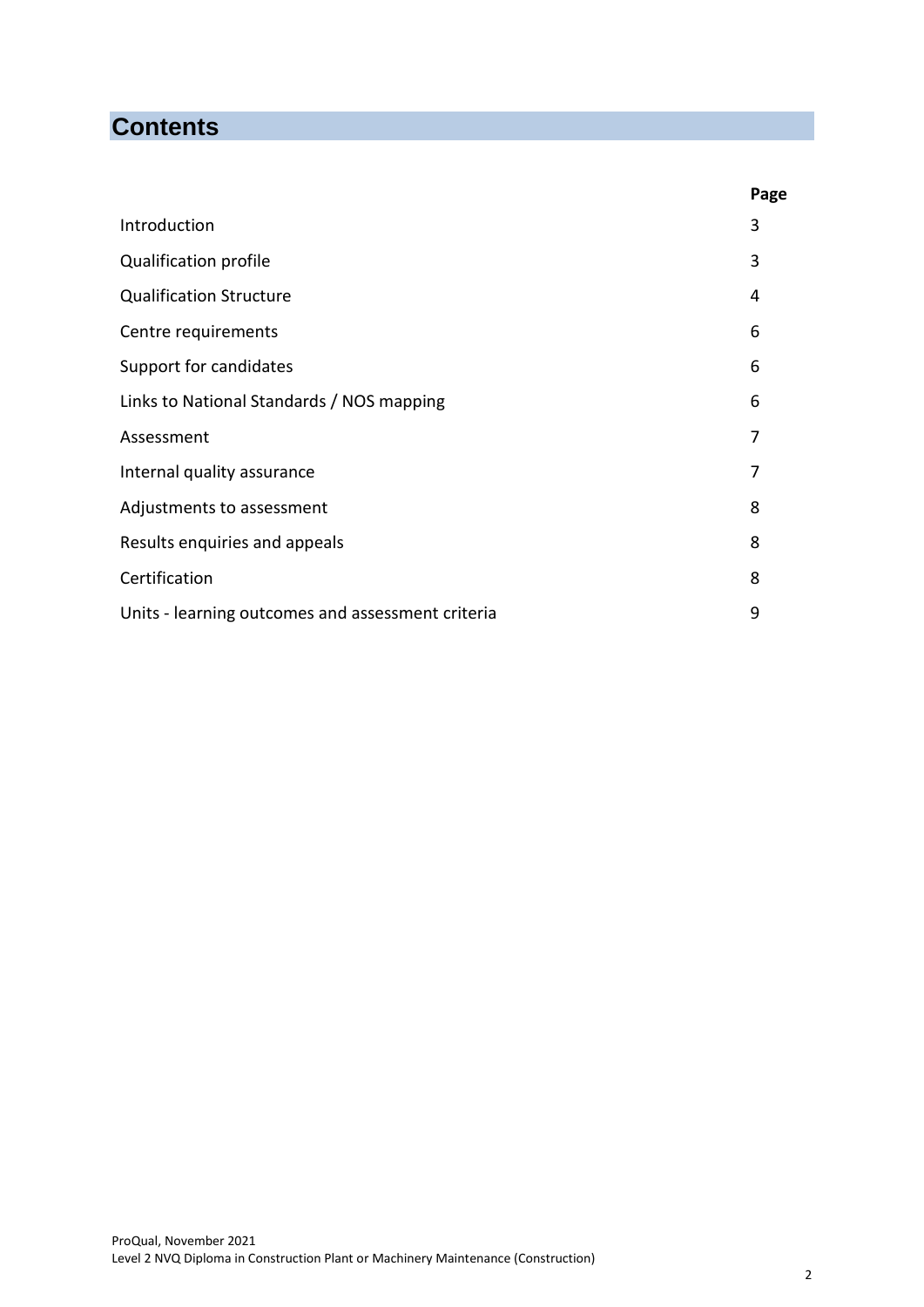# Contents

| | Page |
|---|---|
| Introduction | 3 |
| Qualification profile | 3 |
| Qualification Structure | 4 |
| Centre requirements | 6 |
| Support for candidates | 6 |
| Links to National Standards / NOS mapping | 6 |
| Assessment | 7 |
| Internal quality assurance | 7 |
| Adjustments to assessment | 8 |
| Results enquiries and appeals | 8 |
| Certification | 8 |
| Units - learning outcomes and assessment criteria | 9 |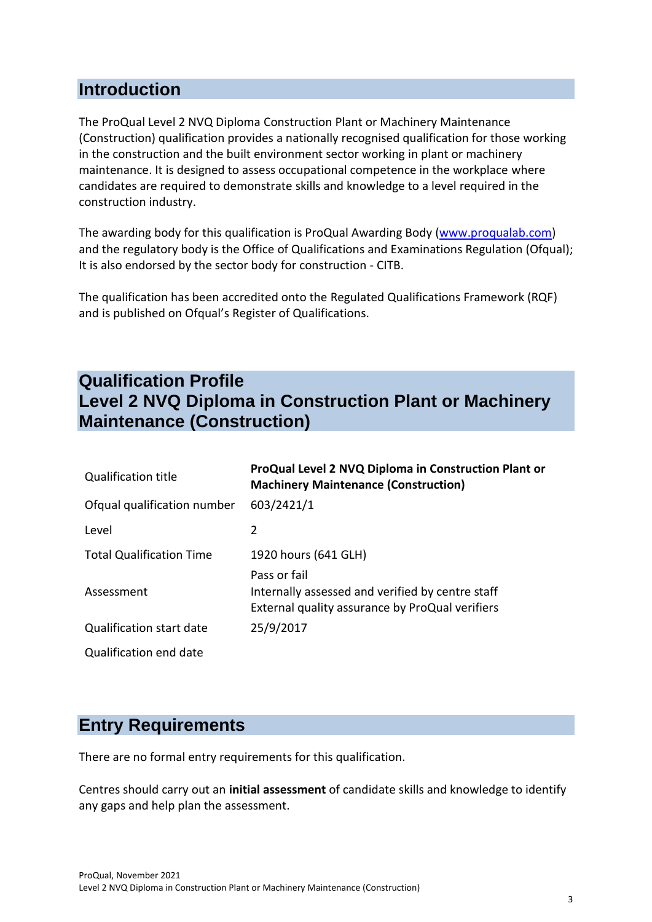## Introduction

The ProQual Level 2 NVQ Diploma Construction Plant or Machinery Maintenance (Construction) qualification provides a nationally recognised qualification for those working in the construction and the built environment sector working in plant or machinery maintenance. It is designed to assess occupational competence in the workplace where candidates are required to demonstrate skills and knowledge to a level required in the construction industry.

The awarding body for this qualification is ProQual Awarding Body (www.proqualab.com) and the regulatory body is the Office of Qualifications and Examinations Regulation (Ofqual); It is also endorsed by the sector body for construction - CITB.

The qualification has been accredited onto the Regulated Qualifications Framework (RQF) and is published on Ofqual's Register of Qualifications.

## Qualification Profile
## Level 2 NVQ Diploma in Construction Plant or Machinery Maintenance (Construction)

| | |
|---|---|
| Qualification title | **ProQual Level 2 NVQ Diploma in Construction Plant or Machinery Maintenance (Construction)** |
| Ofqual qualification number | 603/2421/1 |
| Level | 2 |
| Total Qualification Time | 1920 hours (641 GLH) |
| Assessment | Pass or fail<br>Internally assessed and verified by centre staff<br>External quality assurance by ProQual verifiers |
| Qualification start date | 25/9/2017 |
| Qualification end date | |

## Entry Requirements

There are no formal entry requirements for this qualification.

Centres should carry out an **initial assessment** of candidate skills and knowledge to identify any gaps and help plan the assessment.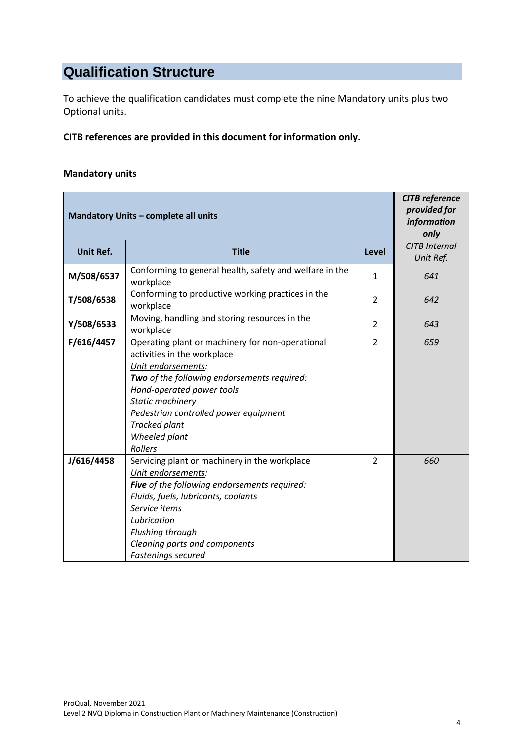# Qualification Structure

To achieve the qualification candidates must complete the nine Mandatory units plus two Optional units.

**CITB references are provided in this document for information only.**

**Mandatory units**

| **Mandatory Units – complete all units** | | | ***CITB reference provided for information only*** |
|---|---|---|---|
| **Unit Ref.** | **Title** | **Level** | *CITB Internal Unit Ref.* |
| **M/508/6537** | Conforming to general health, safety and welfare in the workplace | 1 | *641* |
| **T/508/6538** | Conforming to productive working practices in the workplace | 2 | *642* |
| **Y/508/6533** | Moving, handling and storing resources in the workplace | 2 | *643* |
| **F/616/4457** | Operating plant or machinery for non-operational activities in the workplace<br>*Unit endorsements:*<br>***Two** of the following endorsements required:*<br>*Hand-operated power tools*<br>*Static machinery*<br>*Pedestrian controlled power equipment*<br>*Tracked plant*<br>*Wheeled plant*<br>*Rollers* | 2 | *659* |
| **J/616/4458** | Servicing plant or machinery in the workplace<br>*Unit endorsements:*<br>***Five** of the following endorsements required:*<br>*Fluids, fuels, lubricants, coolants*<br>*Service items*<br>*Lubrication*<br>*Flushing through*<br>*Cleaning parts and components*<br>*Fastenings secured* | 2 | *660* |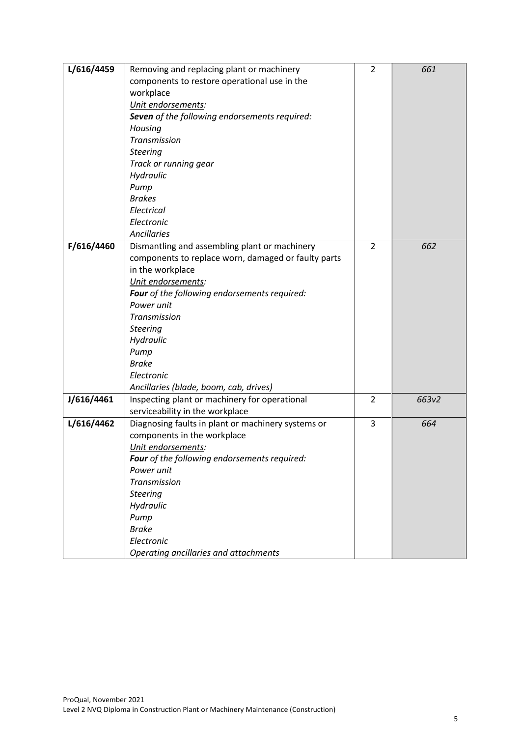| L/616/4459 | Removing and replacing plant or machinery components to restore operational use in the workplace<br>_Unit endorsements:_<br>***Seven*** *of the following endorsements required:*<br>*Housing*<br>*Transmission*<br>*Steering*<br>*Track or running gear*<br>*Hydraulic*<br>*Pump*<br>*Brakes*<br>*Electrical*<br>*Electronic*<br>*Ancillaries* | 2 | *661* |
|---|---|---|---|
| F/616/4460 | Dismantling and assembling plant or machinery components to replace worn, damaged or faulty parts in the workplace<br>_Unit endorsements:_<br>***Four*** *of the following endorsements required:*<br>*Power unit*<br>*Transmission*<br>*Steering*<br>*Hydraulic*<br>*Pump*<br>*Brake*<br>*Electronic*<br>*Ancillaries (blade, boom, cab, drives)* | 2 | *662* |
| J/616/4461 | Inspecting plant or machinery for operational serviceability in the workplace | 2 | *663v2* |
| L/616/4462 | Diagnosing faults in plant or machinery systems or components in the workplace<br>_Unit endorsements:_<br>***Four*** *of the following endorsements required:*<br>*Power unit*<br>*Transmission*<br>*Steering*<br>*Hydraulic*<br>*Pump*<br>*Brake*<br>*Electronic*<br>*Operating ancillaries and attachments* | 3 | *664* |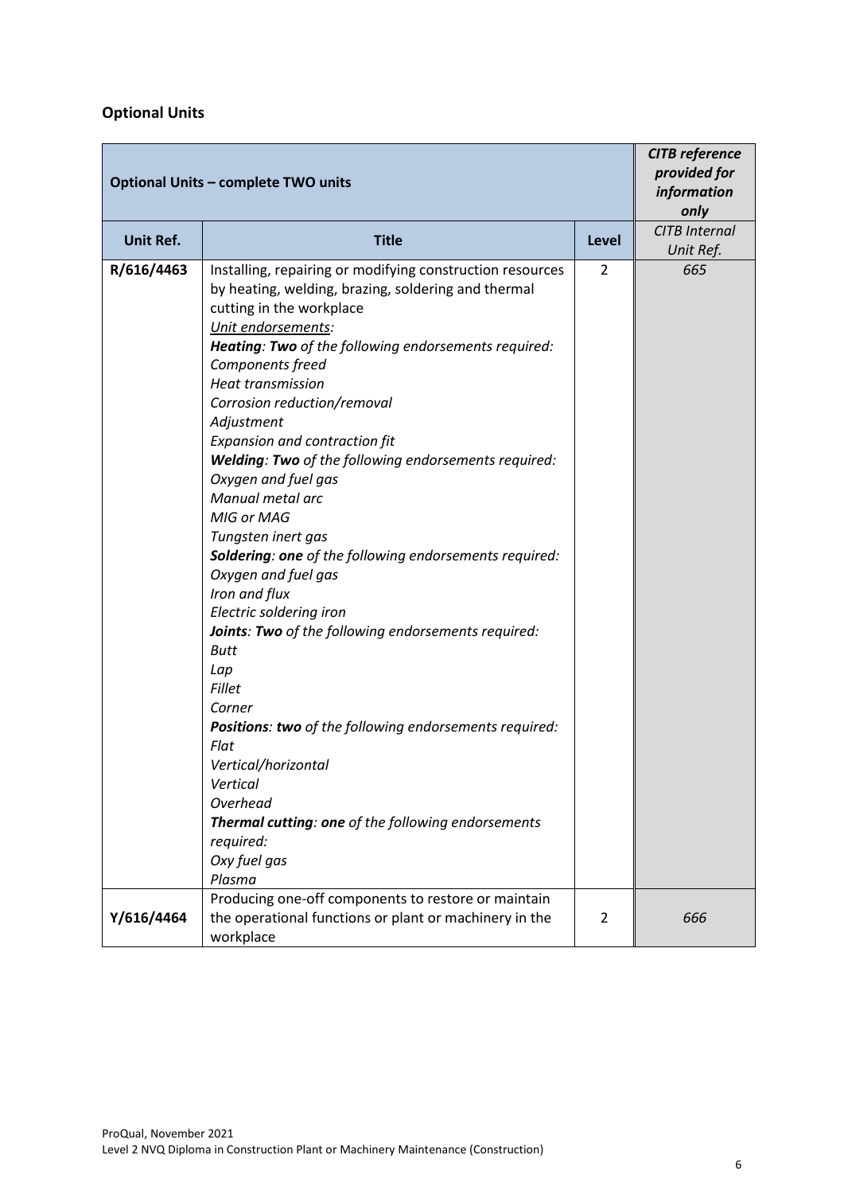## Optional Units

| Optional Units – complete TWO units | | | ***CITB reference provided for information only*** |
|---|---|---|---|
| **Unit Ref.** | **Title** | **Level** | *CITB Internal Unit Ref.* |
| **R/616/4463** | Installing, repairing or modifying construction resources by heating, welding, brazing, soldering and thermal cutting in the workplace<br>*Unit endorsements:*<br>***Heating**: **Two** of the following endorsements required:*<br>*Components freed*<br>*Heat transmission*<br>*Corrosion reduction/removal*<br>*Adjustment*<br>*Expansion and contraction fit*<br>***Welding**: **Two** of the following endorsements required:*<br>*Oxygen and fuel gas*<br>*Manual metal arc*<br>*MIG or MAG*<br>*Tungsten inert gas*<br>***Soldering**: **one** of the following endorsements required:*<br>*Oxygen and fuel gas*<br>*Iron and flux*<br>*Electric soldering iron*<br>***Joints**: **Two** of the following endorsements required:*<br>*Butt*<br>*Lap*<br>*Fillet*<br>*Corner*<br>***Positions**: **two** of the following endorsements required:*<br>*Flat*<br>*Vertical/horizontal*<br>*Vertical*<br>*Overhead*<br>***Thermal cutting**: **one** of the following endorsements required:*<br>*Oxy fuel gas*<br>*Plasma* | 2 | *665* |
| **Y/616/4464** | Producing one-off components to restore or maintain the operational functions or plant or machinery in the workplace | 2 | *666* |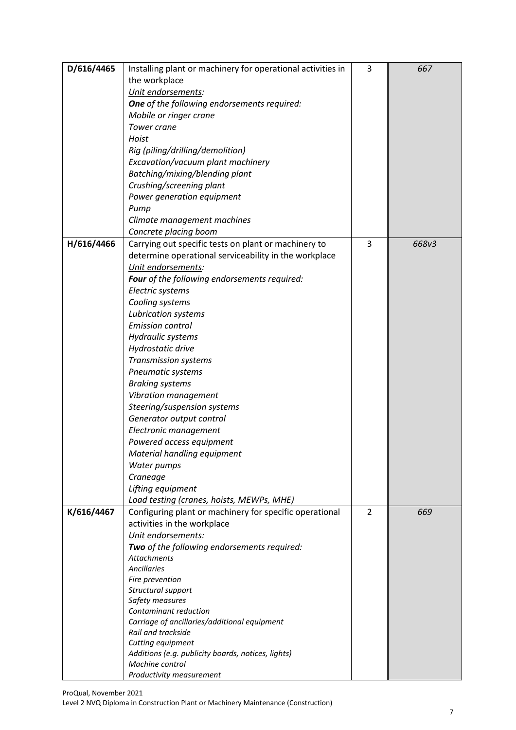| D/616/4465 | Installing plant or machinery for operational activities in the workplace<br>*Unit endorsements:*<br>***One** of the following endorsements required:*<br>*Mobile or ringer crane*<br>*Tower crane*<br>*Hoist*<br>*Rig (piling/drilling/demolition)*<br>*Excavation/vacuum plant machinery*<br>*Batching/mixing/blending plant*<br>*Crushing/screening plant*<br>*Power generation equipment*<br>*Pump*<br>*Climate management machines*<br>*Concrete placing boom* | 3 | *667* |
|---|---|---|---|
| H/616/4466 | Carrying out specific tests on plant or machinery to determine operational serviceability in the workplace<br>*Unit endorsements:*<br>***Four** of the following endorsements required:*<br>*Electric systems*<br>*Cooling systems*<br>*Lubrication systems*<br>*Emission control*<br>*Hydraulic systems*<br>*Hydrostatic drive*<br>*Transmission systems*<br>*Pneumatic systems*<br>*Braking systems*<br>*Vibration management*<br>*Steering/suspension systems*<br>*Generator output control*<br>*Electronic management*<br>*Powered access equipment*<br>*Material handling equipment*<br>*Water pumps*<br>*Craneage*<br>*Lifting equipment*<br>*Load testing (cranes, hoists, MEWPs, MHE)* | 3 | *668v3* |
| K/616/4467 | Configuring plant or machinery for specific operational activities in the workplace<br>*Unit endorsements:*<br>***Two** of the following endorsements required:*<br>*Attachments*<br>*Ancillaries*<br>*Fire prevention*<br>*Structural support*<br>*Safety measures*<br>*Contaminant reduction*<br>*Carriage of ancillaries/additional equipment*<br>*Rail and trackside*<br>*Cutting equipment*<br>*Additions (e.g. publicity boards, notices, lights)*<br>*Machine control*<br>*Productivity measurement* | 2 | *669* |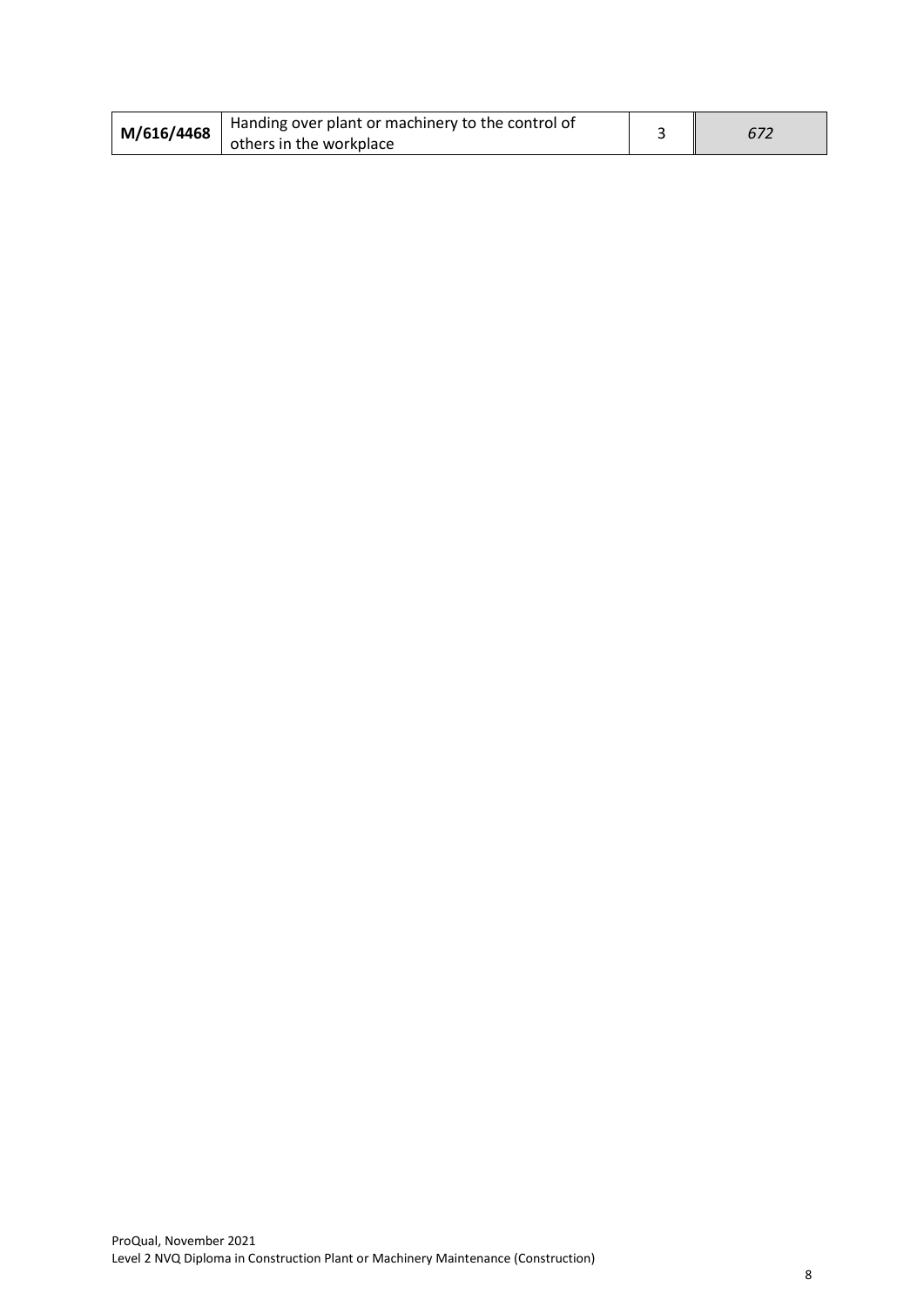| | | | |
|---|---|---|---|
| **M/616/4468** | Handing over plant or machinery to the control of others in the workplace | 3 | *672* |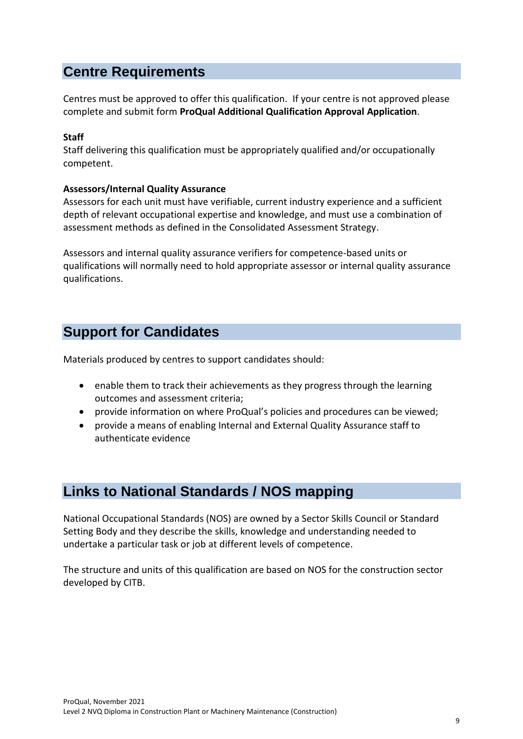## Centre Requirements

Centres must be approved to offer this qualification. If your centre is not approved please complete and submit form **ProQual Additional Qualification Approval Application**.

**Staff**
Staff delivering this qualification must be appropriately qualified and/or occupationally competent.

**Assessors/Internal Quality Assurance**
Assessors for each unit must have verifiable, current industry experience and a sufficient depth of relevant occupational expertise and knowledge, and must use a combination of assessment methods as defined in the Consolidated Assessment Strategy.

Assessors and internal quality assurance verifiers for competence-based units or qualifications will normally need to hold appropriate assessor or internal quality assurance qualifications.

## Support for Candidates

Materials produced by centres to support candidates should:

- enable them to track their achievements as they progress through the learning outcomes and assessment criteria;
- provide information on where ProQual's policies and procedures can be viewed;
- provide a means of enabling Internal and External Quality Assurance staff to authenticate evidence

## Links to National Standards / NOS mapping

National Occupational Standards (NOS) are owned by a Sector Skills Council or Standard Setting Body and they describe the skills, knowledge and understanding needed to undertake a particular task or job at different levels of competence.

The structure and units of this qualification are based on NOS for the construction sector developed by CITB.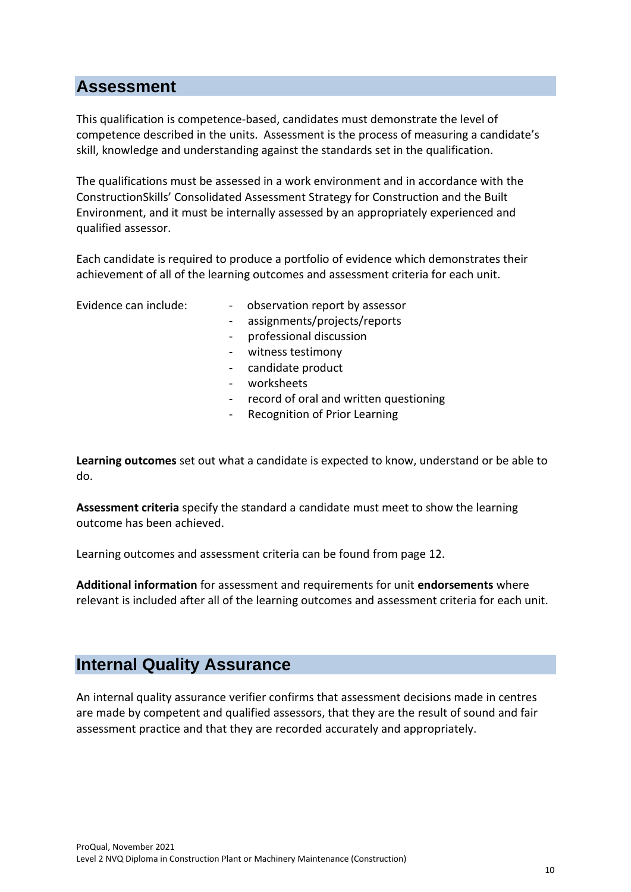## Assessment

This qualification is competence-based, candidates must demonstrate the level of competence described in the units. Assessment is the process of measuring a candidate's skill, knowledge and understanding against the standards set in the qualification.

The qualifications must be assessed in a work environment and in accordance with the ConstructionSkills' Consolidated Assessment Strategy for Construction and the Built Environment, and it must be internally assessed by an appropriately experienced and qualified assessor.

Each candidate is required to produce a portfolio of evidence which demonstrates their achievement of all of the learning outcomes and assessment criteria for each unit.

Evidence can include:

- observation report by assessor
- assignments/projects/reports
- professional discussion
- witness testimony
- candidate product
- worksheets
- record of oral and written questioning
- Recognition of Prior Learning

**Learning outcomes** set out what a candidate is expected to know, understand or be able to do.

**Assessment criteria** specify the standard a candidate must meet to show the learning outcome has been achieved.

Learning outcomes and assessment criteria can be found from page 12.

**Additional information** for assessment and requirements for unit **endorsements** where relevant is included after all of the learning outcomes and assessment criteria for each unit.

## Internal Quality Assurance

An internal quality assurance verifier confirms that assessment decisions made in centres are made by competent and qualified assessors, that they are the result of sound and fair assessment practice and that they are recorded accurately and appropriately.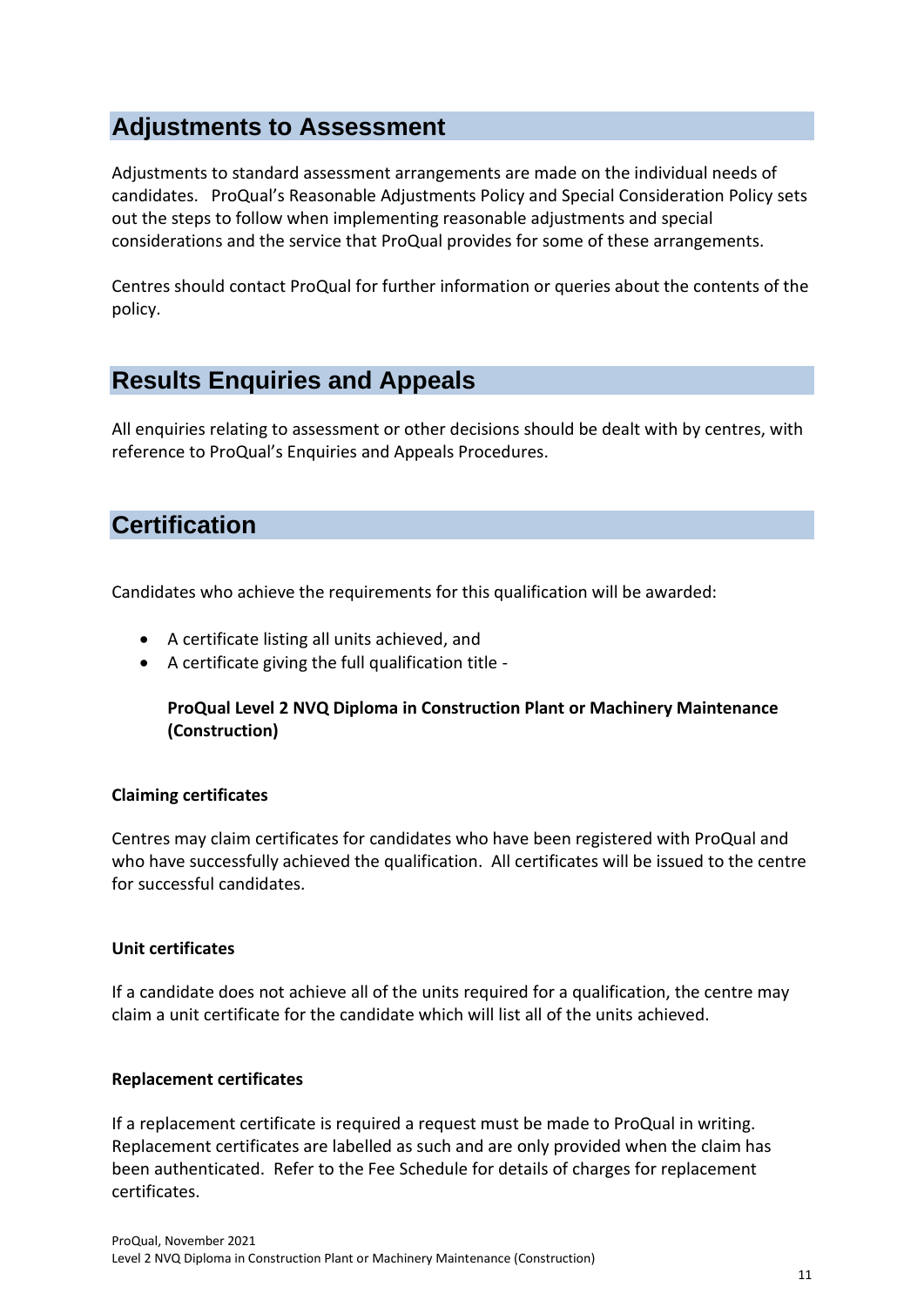## Adjustments to Assessment

Adjustments to standard assessment arrangements are made on the individual needs of candidates. ProQual's Reasonable Adjustments Policy and Special Consideration Policy sets out the steps to follow when implementing reasonable adjustments and special considerations and the service that ProQual provides for some of these arrangements.

Centres should contact ProQual for further information or queries about the contents of the policy.

## Results Enquiries and Appeals

All enquiries relating to assessment or other decisions should be dealt with by centres, with reference to ProQual's Enquiries and Appeals Procedures.

## Certification

Candidates who achieve the requirements for this qualification will be awarded:

- A certificate listing all units achieved, and
- A certificate giving the full qualification title -

  **ProQual Level 2 NVQ Diploma in Construction Plant or Machinery Maintenance (Construction)**

**Claiming certificates**

Centres may claim certificates for candidates who have been registered with ProQual and who have successfully achieved the qualification. All certificates will be issued to the centre for successful candidates.

**Unit certificates**

If a candidate does not achieve all of the units required for a qualification, the centre may claim a unit certificate for the candidate which will list all of the units achieved.

**Replacement certificates**

If a replacement certificate is required a request must be made to ProQual in writing. Replacement certificates are labelled as such and are only provided when the claim has been authenticated. Refer to the Fee Schedule for details of charges for replacement certificates.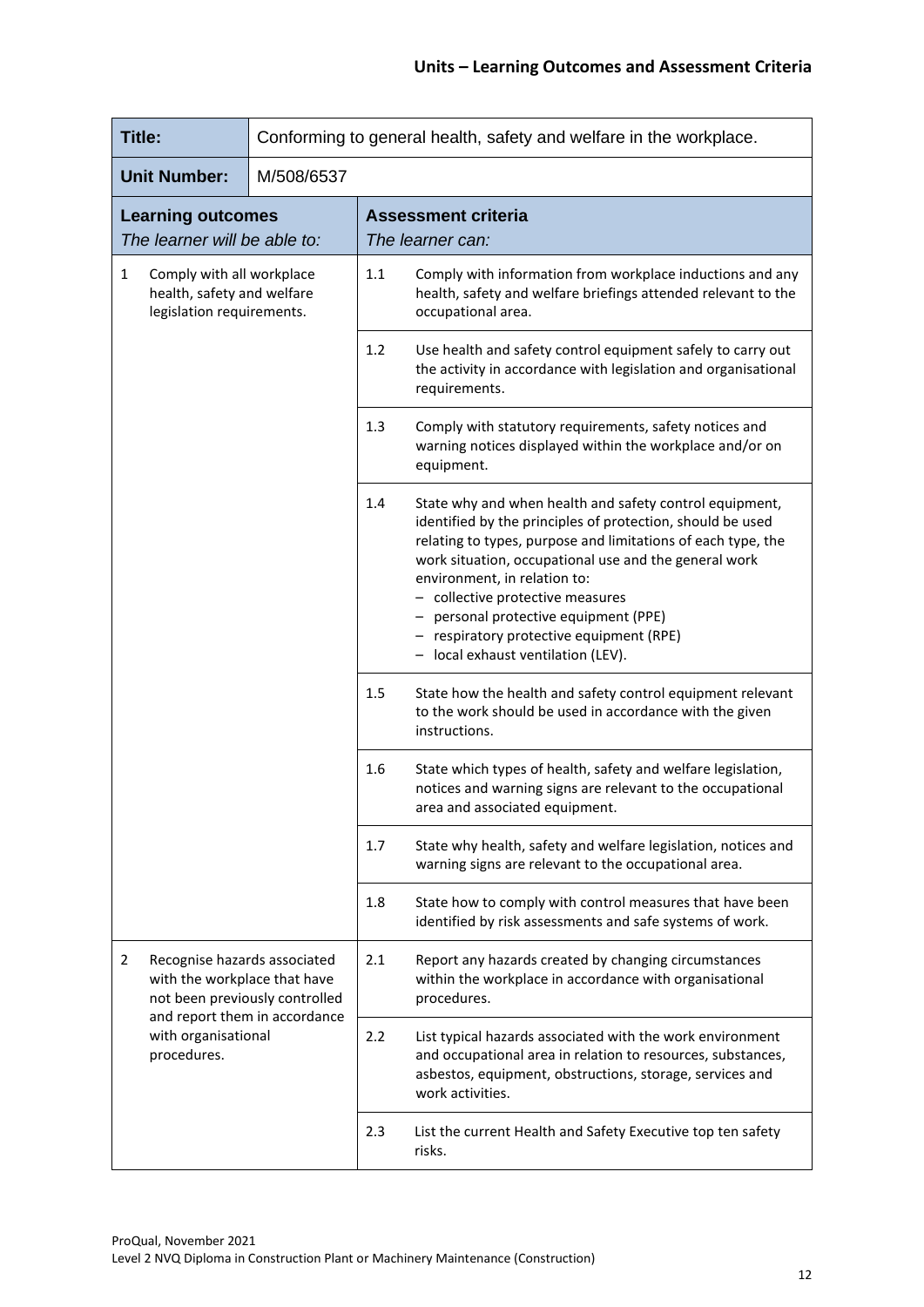## Units – Learning Outcomes and Assessment Criteria

| **Title:** | Conforming to general health, safety and welfare in the workplace. | | |
|---|---|---|---|
| **Unit Number:** | M/508/6537 | | |
| **Learning outcomes** *The learner will be able to:* | | **Assessment criteria** *The learner can:* | |
| 1 Comply with all workplace health, safety and welfare legislation requirements. | | 1.1 | Comply with information from workplace inductions and any health, safety and welfare briefings attended relevant to the occupational area. |
| | | 1.2 | Use health and safety control equipment safely to carry out the activity in accordance with legislation and organisational requirements. |
| | | 1.3 | Comply with statutory requirements, safety notices and warning notices displayed within the workplace and/or on equipment. |
| | | 1.4 | State why and when health and safety control equipment, identified by the principles of protection, should be used relating to types, purpose and limitations of each type, the work situation, occupational use and the general work environment, in relation to:<br>– collective protective measures<br>– personal protective equipment (PPE)<br>– respiratory protective equipment (RPE)<br>– local exhaust ventilation (LEV). |
| | | 1.5 | State how the health and safety control equipment relevant to the work should be used in accordance with the given instructions. |
| | | 1.6 | State which types of health, safety and welfare legislation, notices and warning signs are relevant to the occupational area and associated equipment. |
| | | 1.7 | State why health, safety and welfare legislation, notices and warning signs are relevant to the occupational area. |
| | | 1.8 | State how to comply with control measures that have been identified by risk assessments and safe systems of work. |
| 2 Recognise hazards associated with the workplace that have not been previously controlled and report them in accordance with organisational procedures. | | 2.1 | Report any hazards created by changing circumstances within the workplace in accordance with organisational procedures. |
| | | 2.2 | List typical hazards associated with the work environment and occupational area in relation to resources, substances, asbestos, equipment, obstructions, storage, services and work activities. |
| | | 2.3 | List the current Health and Safety Executive top ten safety risks. |

ProQual, November 2021
Level 2 NVQ Diploma in Construction Plant or Machinery Maintenance (Construction)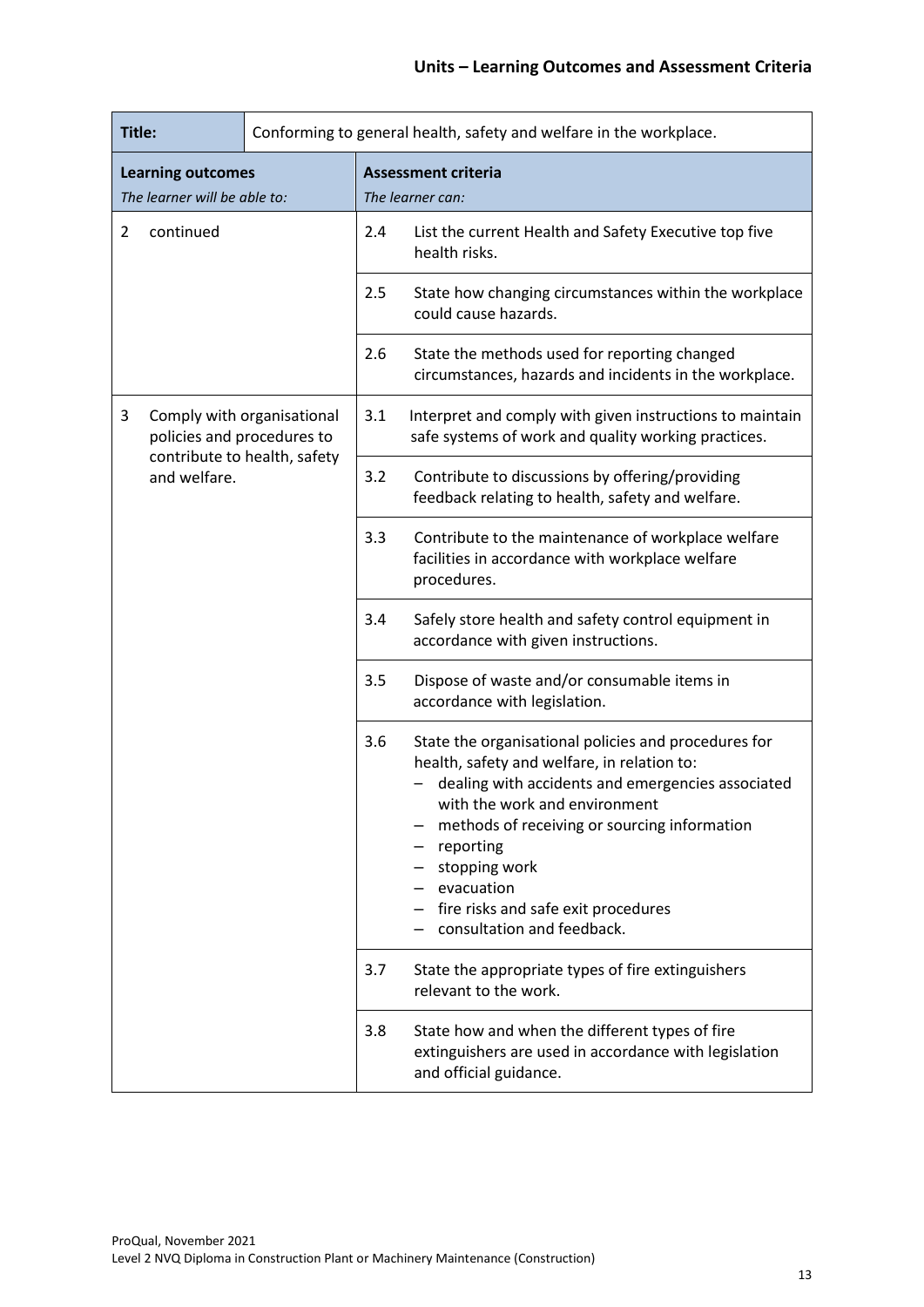## Units – Learning Outcomes and Assessment Criteria

| **Title:** | Conforming to general health, safety and welfare in the workplace. | |
|---|---|---|
| **Learning outcomes**<br>*The learner will be able to:* | **Assessment criteria**<br>*The learner can:* | |
| 2 continued | 2.4 | List the current Health and Safety Executive top five health risks. |
| | 2.5 | State how changing circumstances within the workplace could cause hazards. |
| | 2.6 | State the methods used for reporting changed circumstances, hazards and incidents in the workplace. |
| 3 Comply with organisational policies and procedures to contribute to health, safety and welfare. | 3.1 | Interpret and comply with given instructions to maintain safe systems of work and quality working practices. |
| | 3.2 | Contribute to discussions by offering/providing feedback relating to health, safety and welfare. |
| | 3.3 | Contribute to the maintenance of workplace welfare facilities in accordance with workplace welfare procedures. |
| | 3.4 | Safely store health and safety control equipment in accordance with given instructions. |
| | 3.5 | Dispose of waste and/or consumable items in accordance with legislation. |
| | 3.6 | State the organisational policies and procedures for health, safety and welfare, in relation to:<br>– dealing with accidents and emergencies associated with the work and environment<br>– methods of receiving or sourcing information<br>– reporting<br>– stopping work<br>– evacuation<br>– fire risks and safe exit procedures<br>– consultation and feedback. |
| | 3.7 | State the appropriate types of fire extinguishers relevant to the work. |
| | 3.8 | State how and when the different types of fire extinguishers are used in accordance with legislation and official guidance. |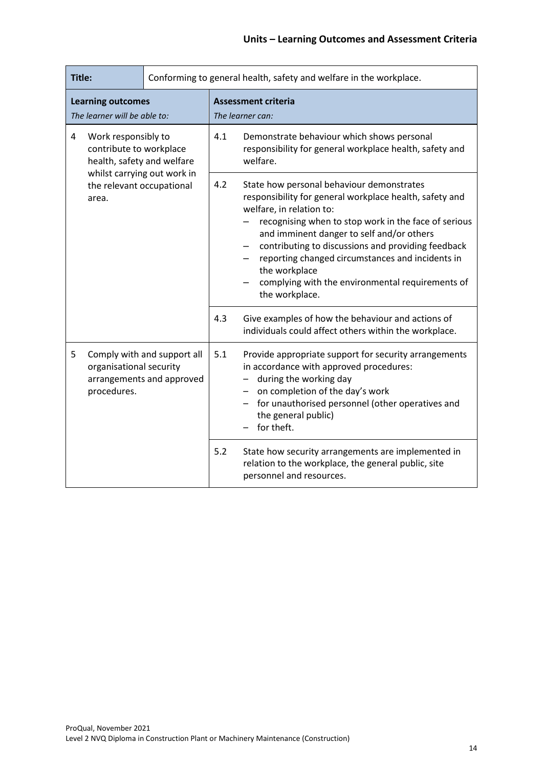| Title: | Conforming to general health, safety and welfare in the workplace. | | |
|---|---|---|---|
| **Learning outcomes** *The learner will be able to:* | | **Assessment criteria** *The learner can:* | |
| 4 | Work responsibly to contribute to workplace health, safety and welfare whilst carrying out work in the relevant occupational area. | 4.1 | Demonstrate behaviour which shows personal responsibility for general workplace health, safety and welfare. |
| | | 4.2 | State how personal behaviour demonstrates responsibility for general workplace health, safety and welfare, in relation to: <br>– recognising when to stop work in the face of serious and imminent danger to self and/or others <br>– contributing to discussions and providing feedback <br>– reporting changed circumstances and incidents in the workplace <br>– complying with the environmental requirements of the workplace. |
| | | 4.3 | Give examples of how the behaviour and actions of individuals could affect others within the workplace. |
| 5 | Comply with and support all organisational security arrangements and approved procedures. | 5.1 | Provide appropriate support for security arrangements in accordance with approved procedures: <br>– during the working day <br>– on completion of the day's work <br>– for unauthorised personnel (other operatives and the general public) <br>– for theft. |
| | | 5.2 | State how security arrangements are implemented in relation to the workplace, the general public, site personnel and resources. |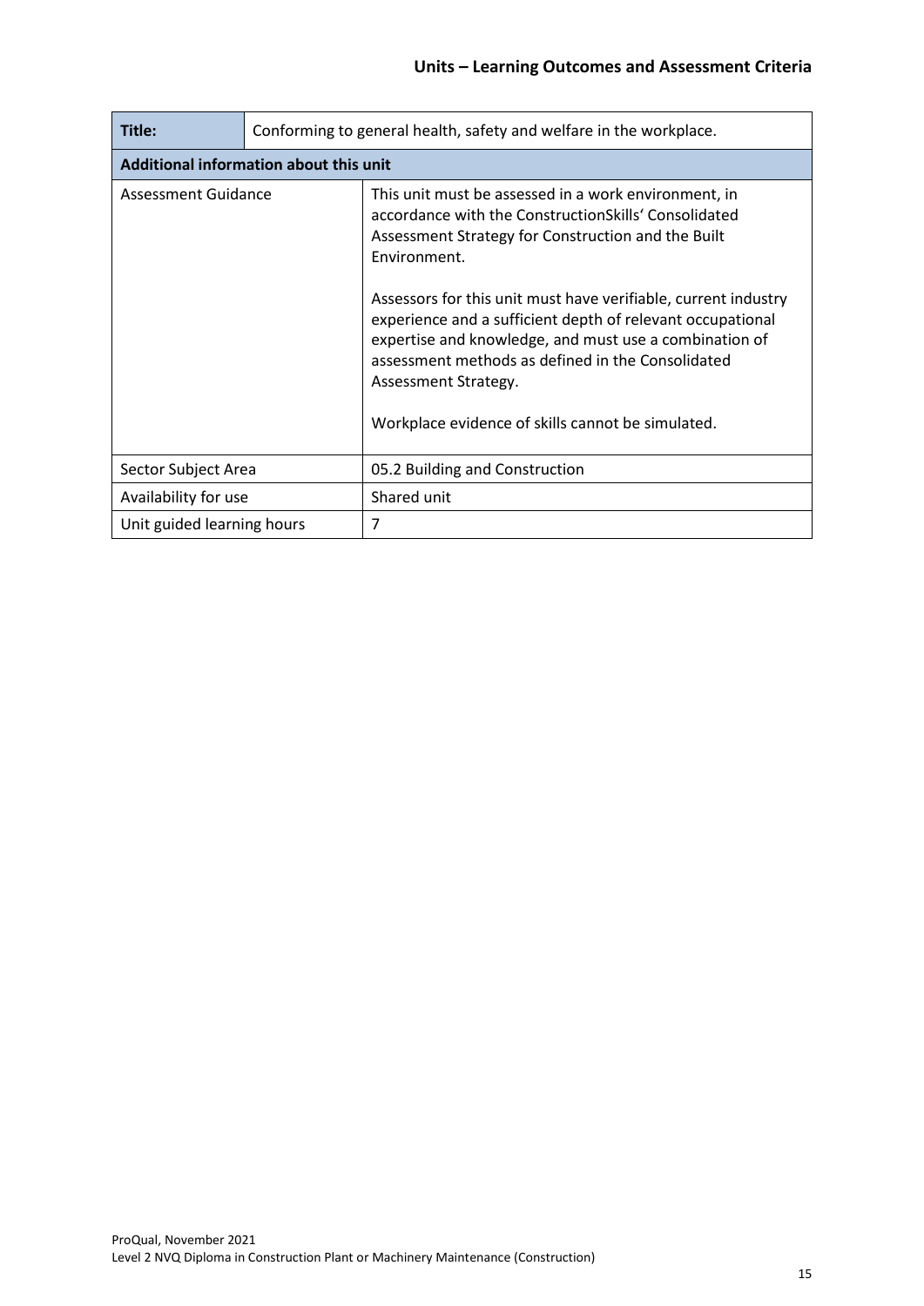| Title: | Conforming to general health, safety and welfare in the workplace. |
|---|---|
| **Additional information about this unit** | |
| Assessment Guidance | This unit must be assessed in a work environment, in accordance with the ConstructionSkills' Consolidated Assessment Strategy for Construction and the Built Environment.<br><br>Assessors for this unit must have verifiable, current industry experience and a sufficient depth of relevant occupational expertise and knowledge, and must use a combination of assessment methods as defined in the Consolidated Assessment Strategy.<br><br>Workplace evidence of skills cannot be simulated. |
| Sector Subject Area | 05.2 Building and Construction |
| Availability for use | Shared unit |
| Unit guided learning hours | 7 |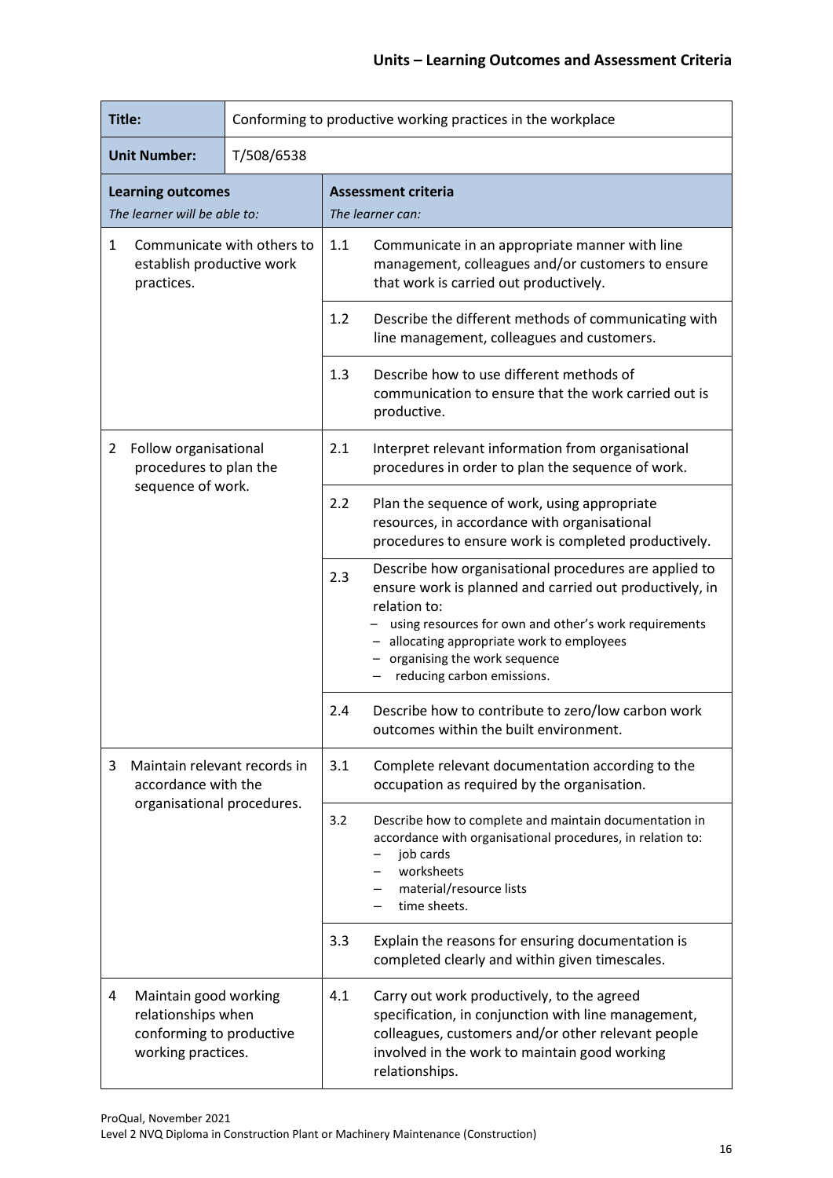| Title: | Conforming to productive working practices in the workplace | | |
|---|---|---|---|
| **Unit Number:** | T/508/6538 | | |
| **Learning outcomes**<br>*The learner will be able to:* | | **Assessment criteria**<br>*The learner can:* | |
| 1 Communicate with others to establish productive work practices. | | 1.1 | Communicate in an appropriate manner with line management, colleagues and/or customers to ensure that work is carried out productively. |
| | | 1.2 | Describe the different methods of communicating with line management, colleagues and customers. |
| | | 1.3 | Describe how to use different methods of communication to ensure that the work carried out is productive. |
| 2 Follow organisational procedures to plan the sequence of work. | | 2.1 | Interpret relevant information from organisational procedures in order to plan the sequence of work. |
| | | 2.2 | Plan the sequence of work, using appropriate resources, in accordance with organisational procedures to ensure work is completed productively. |
| | | 2.3 | Describe how organisational procedures are applied to ensure work is planned and carried out productively, in relation to:<br>– using resources for own and other's work requirements<br>– allocating appropriate work to employees<br>– organising the work sequence<br>– reducing carbon emissions. |
| | | 2.4 | Describe how to contribute to zero/low carbon work outcomes within the built environment. |
| 3 Maintain relevant records in accordance with the organisational procedures. | | 3.1 | Complete relevant documentation according to the occupation as required by the organisation. |
| | | 3.2 | Describe how to complete and maintain documentation in accordance with organisational procedures, in relation to:<br>– job cards<br>– worksheets<br>– material/resource lists<br>– time sheets. |
| | | 3.3 | Explain the reasons for ensuring documentation is completed clearly and within given timescales. |
| 4 Maintain good working relationships when conforming to productive working practices. | | 4.1 | Carry out work productively, to the agreed specification, in conjunction with line management, colleagues, customers and/or other relevant people involved in the work to maintain good working relationships. |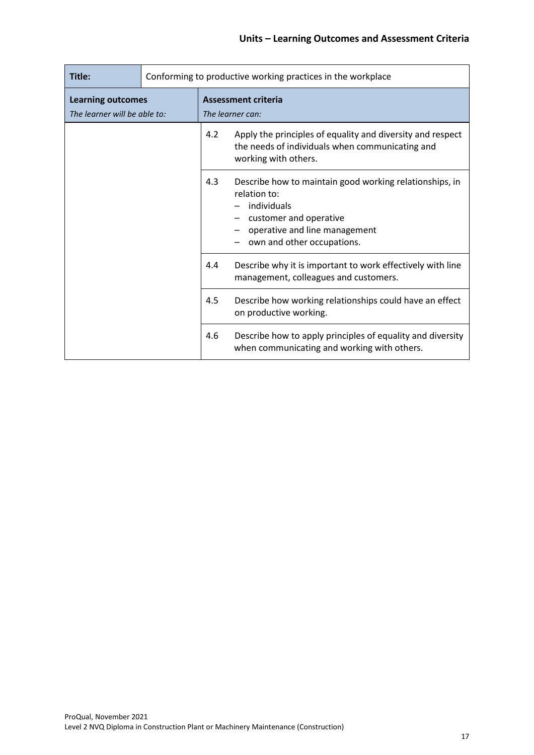## Units – Learning Outcomes and Assessment Criteria

| **Title:** | Conforming to productive working practices in the workplace | |
|---|---|---|
| **Learning outcomes**<br>*The learner will be able to:* | **Assessment criteria**<br>*The learner can:* | |
| | 4.2 | Apply the principles of equality and diversity and respect the needs of individuals when communicating and working with others. |
| | 4.3 | Describe how to maintain good working relationships, in relation to:<br>– individuals<br>– customer and operative<br>– operative and line management<br>– own and other occupations. |
| | 4.4 | Describe why it is important to work effectively with line management, colleagues and customers. |
| | 4.5 | Describe how working relationships could have an effect on productive working. |
| | 4.6 | Describe how to apply principles of equality and diversity when communicating and working with others. |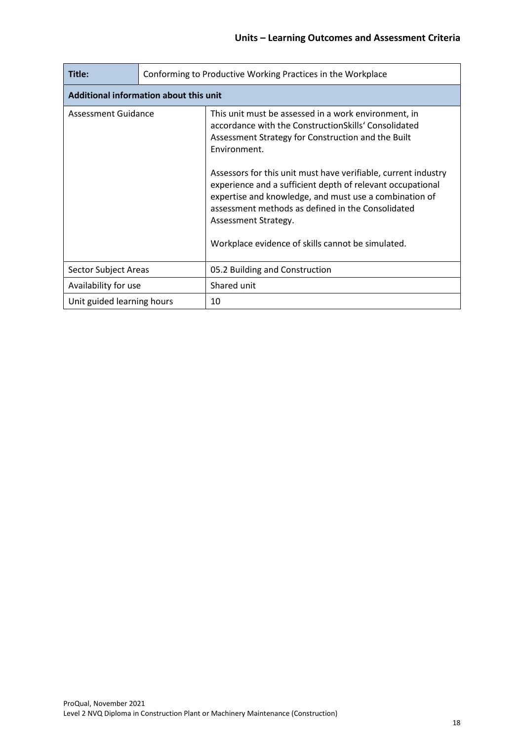| Title: | Conforming to Productive Working Practices in the Workplace |
| --- | --- |
| **Additional information about this unit** | |
| Assessment Guidance | This unit must be assessed in a work environment, in accordance with the ConstructionSkills' Consolidated Assessment Strategy for Construction and the Built Environment.<br><br>Assessors for this unit must have verifiable, current industry experience and a sufficient depth of relevant occupational expertise and knowledge, and must use a combination of assessment methods as defined in the Consolidated Assessment Strategy.<br><br>Workplace evidence of skills cannot be simulated. |
| Sector Subject Areas | 05.2 Building and Construction |
| Availability for use | Shared unit |
| Unit guided learning hours | 10 |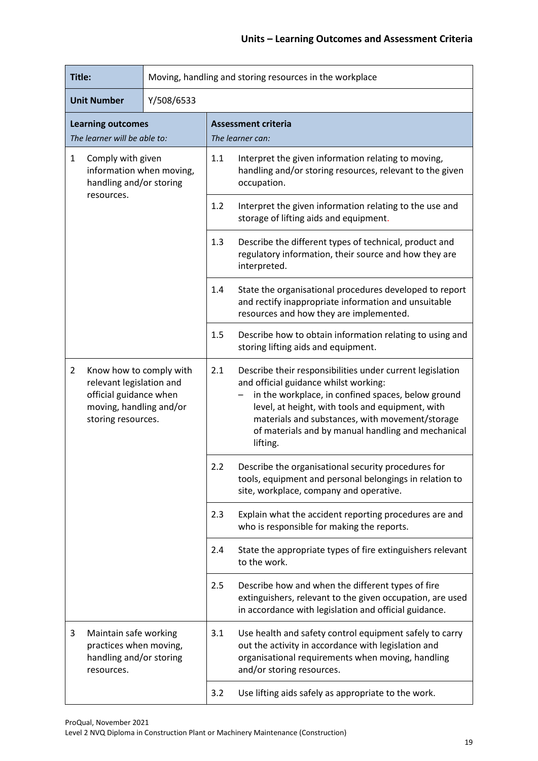## Units – Learning Outcomes and Assessment Criteria

| **Title:** | Moving, handling and storing resources in the workplace | | |
|---|---|---|---|
| **Unit Number** | Y/508/6533 | | |
| **Learning outcomes**<br>*The learner will be able to:* | | **Assessment criteria**<br>*The learner can:* | |
| 1 Comply with given information when moving, handling and/or storing resources. | | 1.1 | Interpret the given information relating to moving, handling and/or storing resources, relevant to the given occupation. |
| | | 1.2 | Interpret the given information relating to the use and storage of lifting aids and equipment. |
| | | 1.3 | Describe the different types of technical, product and regulatory information, their source and how they are interpreted. |
| | | 1.4 | State the organisational procedures developed to report and rectify inappropriate information and unsuitable resources and how they are implemented. |
| | | 1.5 | Describe how to obtain information relating to using and storing lifting aids and equipment. |
| 2 Know how to comply with relevant legislation and official guidance when moving, handling and/or storing resources. | | 2.1 | Describe their responsibilities under current legislation and official guidance whilst working:<br>– in the workplace, in confined spaces, below ground level, at height, with tools and equipment, with materials and substances, with movement/storage of materials and by manual handling and mechanical lifting. |
| | | 2.2 | Describe the organisational security procedures for tools, equipment and personal belongings in relation to site, workplace, company and operative. |
| | | 2.3 | Explain what the accident reporting procedures are and who is responsible for making the reports. |
| | | 2.4 | State the appropriate types of fire extinguishers relevant to the work. |
| | | 2.5 | Describe how and when the different types of fire extinguishers, relevant to the given occupation, are used in accordance with legislation and official guidance. |
| 3 Maintain safe working practices when moving, handling and/or storing resources. | | 3.1 | Use health and safety control equipment safely to carry out the activity in accordance with legislation and organisational requirements when moving, handling and/or storing resources. |
| | | 3.2 | Use lifting aids safely as appropriate to the work. |

ProQual, November 2021
Level 2 NVQ Diploma in Construction Plant or Machinery Maintenance (Construction)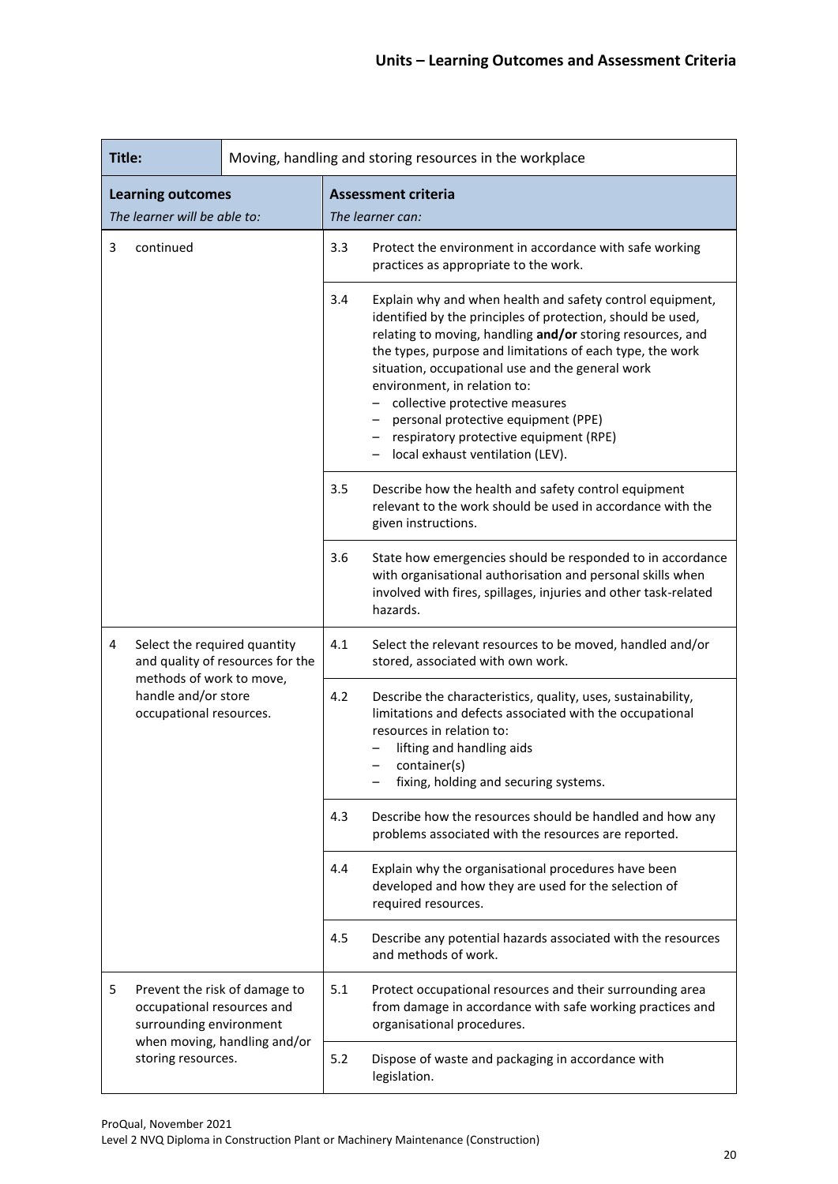## Units – Learning Outcomes and Assessment Criteria

| **Title:** | Moving, handling and storing resources in the workplace | | |
|---|---|---|---|
| **Learning outcomes**<br>*The learner will be able to:* | | **Assessment criteria**<br>*The learner can:* | |
| 3 | continued | 3.3 | Protect the environment in accordance with safe working practices as appropriate to the work. |
| | | 3.4 | Explain why and when health and safety control equipment, identified by the principles of protection, should be used, relating to moving, handling **and/or** storing resources, and the types, purpose and limitations of each type, the work situation, occupational use and the general work environment, in relation to:<br>– collective protective measures<br>– personal protective equipment (PPE)<br>– respiratory protective equipment (RPE)<br>– local exhaust ventilation (LEV). |
| | | 3.5 | Describe how the health and safety control equipment relevant to the work should be used in accordance with the given instructions. |
| | | 3.6 | State how emergencies should be responded to in accordance with organisational authorisation and personal skills when involved with fires, spillages, injuries and other task-related hazards. |
| 4 | Select the required quantity and quality of resources for the methods of work to move, handle and/or store occupational resources. | 4.1 | Select the relevant resources to be moved, handled and/or stored, associated with own work. |
| | | 4.2 | Describe the characteristics, quality, uses, sustainability, limitations and defects associated with the occupational resources in relation to:<br>– lifting and handling aids<br>– container(s)<br>– fixing, holding and securing systems. |
| | | 4.3 | Describe how the resources should be handled and how any problems associated with the resources are reported. |
| | | 4.4 | Explain why the organisational procedures have been developed and how they are used for the selection of required resources. |
| | | 4.5 | Describe any potential hazards associated with the resources and methods of work. |
| 5 | Prevent the risk of damage to occupational resources and surrounding environment when moving, handling and/or storing resources. | 5.1 | Protect occupational resources and their surrounding area from damage in accordance with safe working practices and organisational procedures. |
| | | 5.2 | Dispose of waste and packaging in accordance with legislation. |

ProQual, November 2021
Level 2 NVQ Diploma in Construction Plant or Machinery Maintenance (Construction)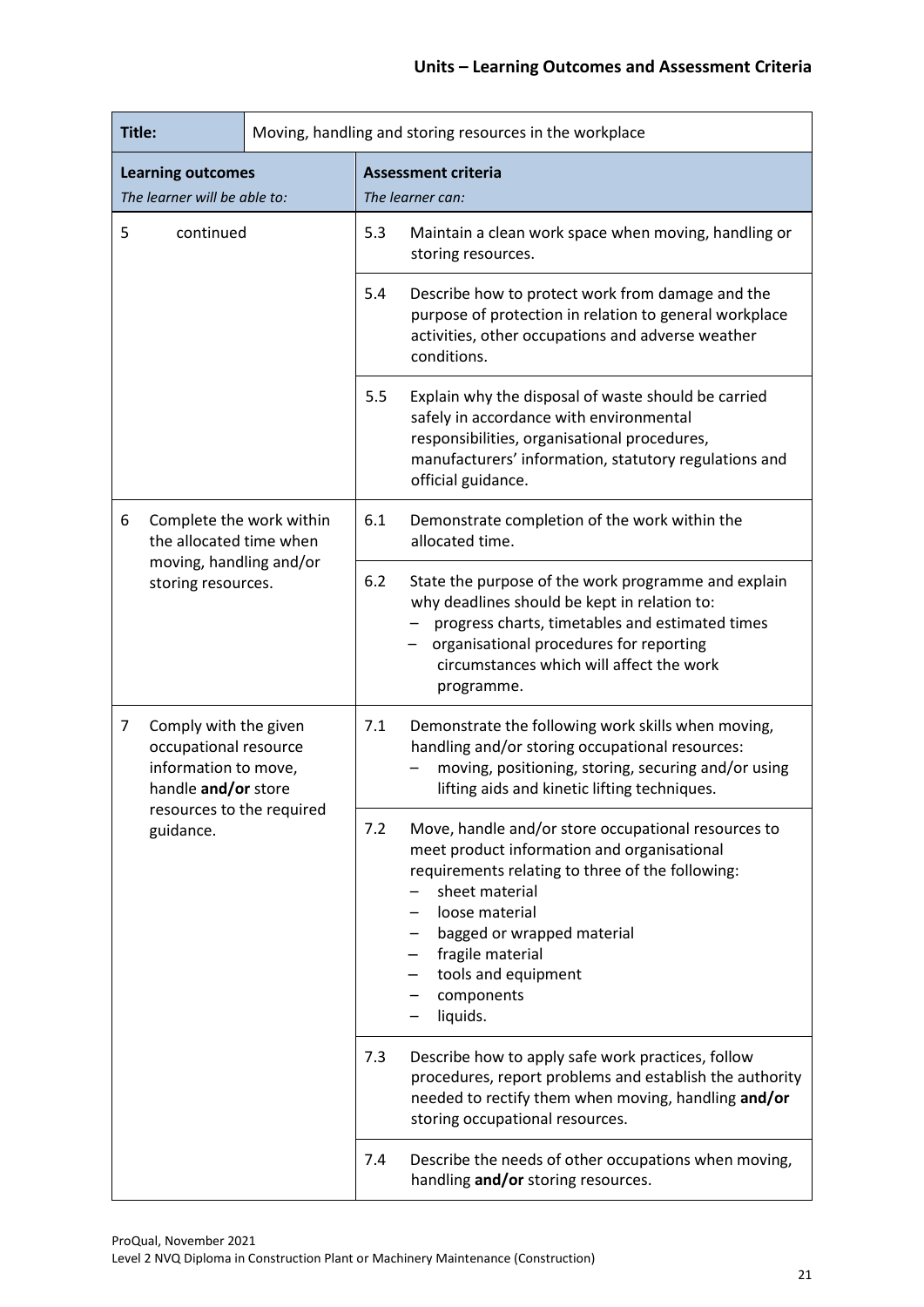| Title: | Moving, handling and storing resources in the workplace |
|---|---|
| **Learning outcomes**<br>*The learner will be able to:* | **Assessment criteria**<br>*The learner can:* |
| 5 continued | 5.3 Maintain a clean work space when moving, handling or storing resources. |
| | 5.4 Describe how to protect work from damage and the purpose of protection in relation to general workplace activities, other occupations and adverse weather conditions. |
| | 5.5 Explain why the disposal of waste should be carried safely in accordance with environmental responsibilities, organisational procedures, manufacturers' information, statutory regulations and official guidance. |
| 6 Complete the work within the allocated time when moving, handling and/or storing resources. | 6.1 Demonstrate completion of the work within the allocated time. |
| | 6.2 State the purpose of the work programme and explain why deadlines should be kept in relation to:<br>– progress charts, timetables and estimated times<br>– organisational procedures for reporting circumstances which will affect the work programme. |
| 7 Comply with the given occupational resource information to move, handle **and/or** store resources to the required guidance. | 7.1 Demonstrate the following work skills when moving, handling and/or storing occupational resources:<br>– moving, positioning, storing, securing and/or using lifting aids and kinetic lifting techniques. |
| | 7.2 Move, handle and/or store occupational resources to meet product information and organisational requirements relating to three of the following:<br>– sheet material<br>– loose material<br>– bagged or wrapped material<br>– fragile material<br>– tools and equipment<br>– components<br>– liquids. |
| | 7.3 Describe how to apply safe work practices, follow procedures, report problems and establish the authority needed to rectify them when moving, handling **and/or** storing occupational resources. |
| | 7.4 Describe the needs of other occupations when moving, handling **and/or** storing resources. |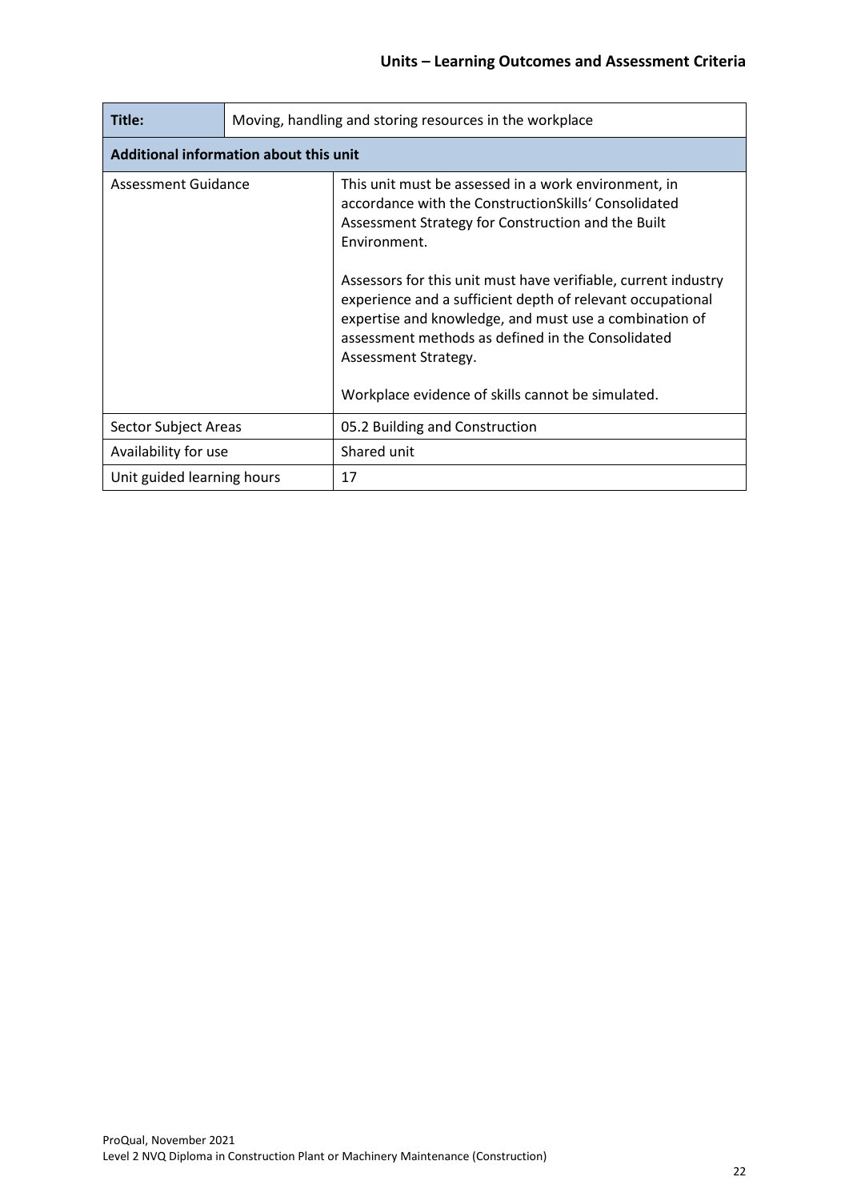| Title: | Moving, handling and storing resources in the workplace |
|---|---|
| **Additional information about this unit** | |
| Assessment Guidance | This unit must be assessed in a work environment, in accordance with the ConstructionSkills' Consolidated Assessment Strategy for Construction and the Built Environment.<br><br>Assessors for this unit must have verifiable, current industry experience and a sufficient depth of relevant occupational expertise and knowledge, and must use a combination of assessment methods as defined in the Consolidated Assessment Strategy.<br><br>Workplace evidence of skills cannot be simulated. |
| Sector Subject Areas | 05.2 Building and Construction |
| Availability for use | Shared unit |
| Unit guided learning hours | 17 |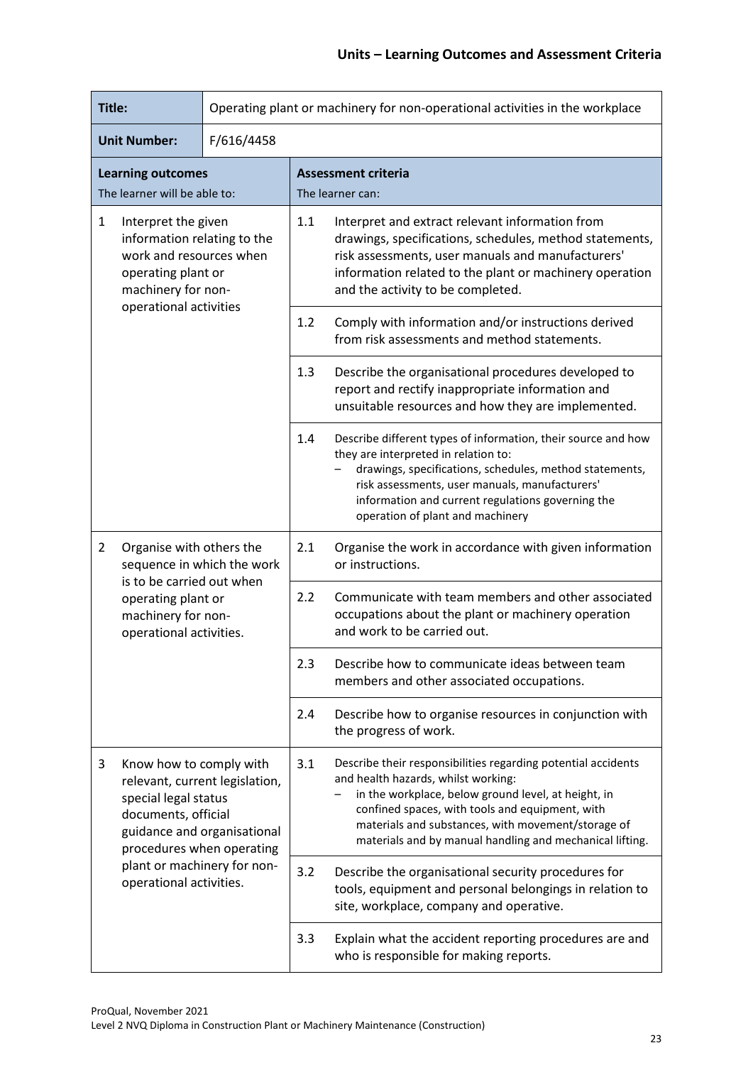## Units – Learning Outcomes and Assessment Criteria

| **Title:** | Operating plant or machinery for non-operational activities in the workplace | | |
|---|---|---|---|
| **Unit Number:** | F/616/4458 | | |
| **Learning outcomes**<br>The learner will be able to: | | **Assessment criteria**<br>The learner can: | |
| 1 | Interpret the given information relating to the work and resources when operating plant or machinery for non-operational activities | 1.1 | Interpret and extract relevant information from drawings, specifications, schedules, method statements, risk assessments, user manuals and manufacturers' information related to the plant or machinery operation and the activity to be completed. |
| | | 1.2 | Comply with information and/or instructions derived from risk assessments and method statements. |
| | | 1.3 | Describe the organisational procedures developed to report and rectify inappropriate information and unsuitable resources and how they are implemented. |
| | | 1.4 | Describe different types of information, their source and how they are interpreted in relation to:<br>– drawings, specifications, schedules, method statements, risk assessments, user manuals, manufacturers' information and current regulations governing the operation of plant and machinery |
| 2 | Organise with others the sequence in which the work is to be carried out when operating plant or machinery for non-operational activities. | 2.1 | Organise the work in accordance with given information or instructions. |
| | | 2.2 | Communicate with team members and other associated occupations about the plant or machinery operation and work to be carried out. |
| | | 2.3 | Describe how to communicate ideas between team members and other associated occupations. |
| | | 2.4 | Describe how to organise resources in conjunction with the progress of work. |
| 3 | Know how to comply with relevant, current legislation, special legal status documents, official guidance and organisational procedures when operating plant or machinery for non-operational activities. | 3.1 | Describe their responsibilities regarding potential accidents and health hazards, whilst working:<br>– in the workplace, below ground level, at height, in confined spaces, with tools and equipment, with materials and substances, with movement/storage of materials and by manual handling and mechanical lifting. |
| | | 3.2 | Describe the organisational security procedures for tools, equipment and personal belongings in relation to site, workplace, company and operative. |
| | | 3.3 | Explain what the accident reporting procedures are and who is responsible for making reports. |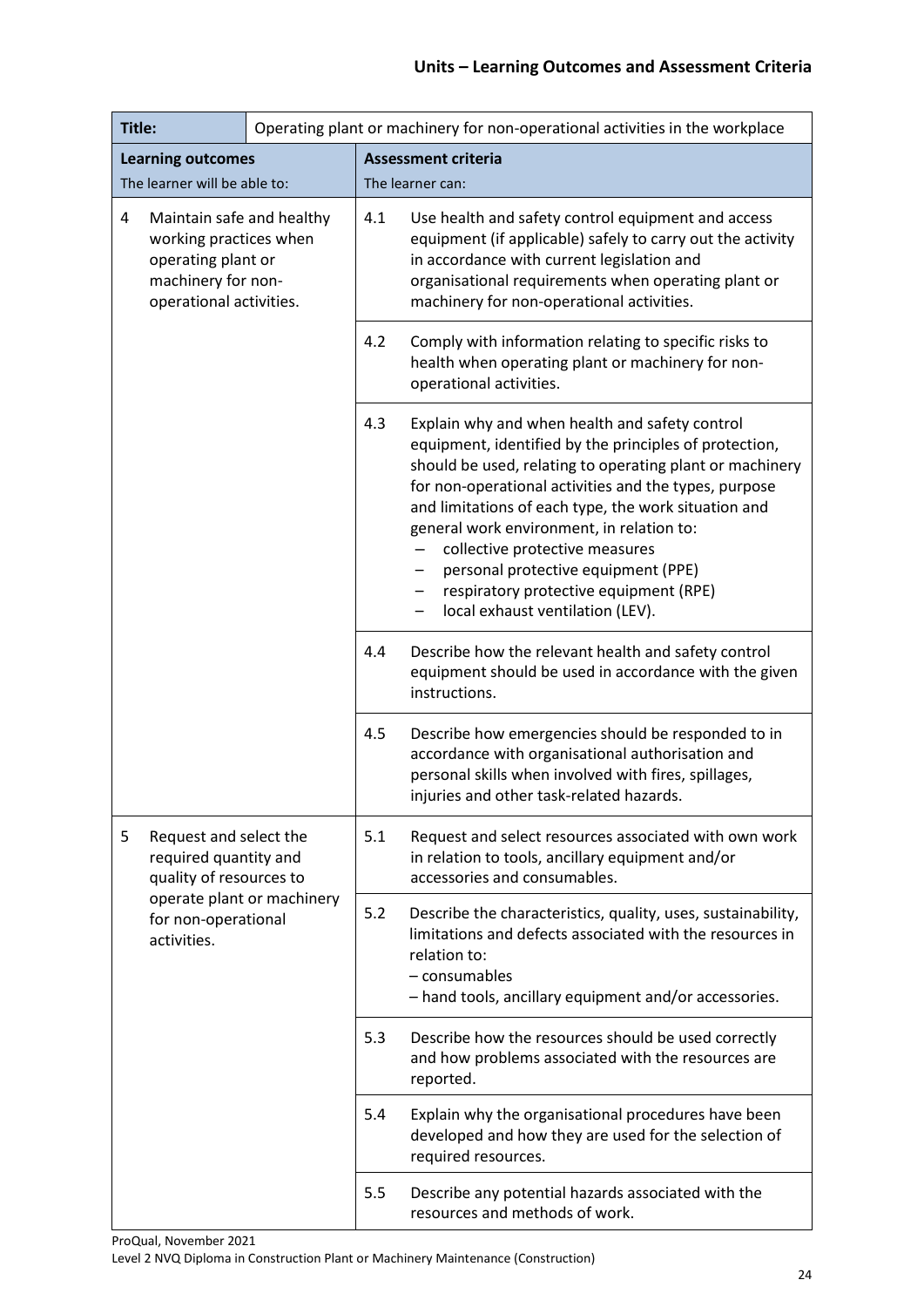## Units – Learning Outcomes and Assessment Criteria

| **Title:** | Operating plant or machinery for non-operational activities in the workplace | |
|---|---|---|
| **Learning outcomes**<br>The learner will be able to: | **Assessment criteria**<br>The learner can: | |
| 4 Maintain safe and healthy working practices when operating plant or machinery for non-operational activities. | 4.1 | Use health and safety control equipment and access equipment (if applicable) safely to carry out the activity in accordance with current legislation and organisational requirements when operating plant or machinery for non-operational activities. |
| | 4.2 | Comply with information relating to specific risks to health when operating plant or machinery for non-operational activities. |
| | 4.3 | Explain why and when health and safety control equipment, identified by the principles of protection, should be used, relating to operating plant or machinery for non-operational activities and the types, purpose and limitations of each type, the work situation and general work environment, in relation to:<br>– collective protective measures<br>– personal protective equipment (PPE)<br>– respiratory protective equipment (RPE)<br>– local exhaust ventilation (LEV). |
| | 4.4 | Describe how the relevant health and safety control equipment should be used in accordance with the given instructions. |
| | 4.5 | Describe how emergencies should be responded to in accordance with organisational authorisation and personal skills when involved with fires, spillages, injuries and other task-related hazards. |
| 5 Request and select the required quantity and quality of resources to operate plant or machinery for non-operational activities. | 5.1 | Request and select resources associated with own work in relation to tools, ancillary equipment and/or accessories and consumables. |
| | 5.2 | Describe the characteristics, quality, uses, sustainability, limitations and defects associated with the resources in relation to:<br>– consumables<br>– hand tools, ancillary equipment and/or accessories. |
| | 5.3 | Describe how the resources should be used correctly and how problems associated with the resources are reported. |
| | 5.4 | Explain why the organisational procedures have been developed and how they are used for the selection of required resources. |
| | 5.5 | Describe any potential hazards associated with the resources and methods of work. |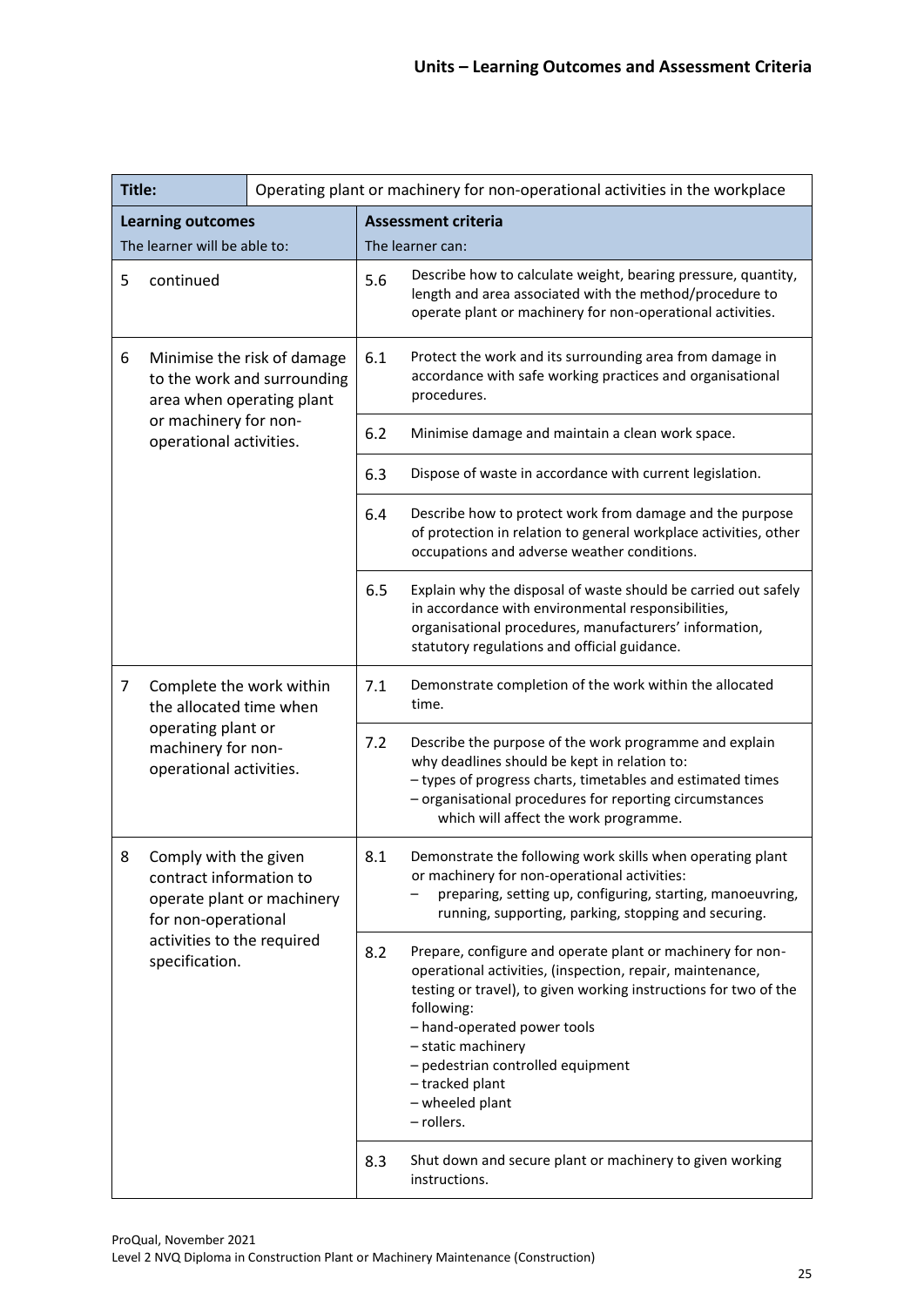| **Title:** | Operating plant or machinery for non-operational activities in the workplace | | |
|---|---|---|---|
| **Learning outcomes**<br>The learner will be able to: | | **Assessment criteria**<br>The learner can: | |
| 5 continued | | 5.6 | Describe how to calculate weight, bearing pressure, quantity, length and area associated with the method/procedure to operate plant or machinery for non-operational activities. |
| 6 Minimise the risk of damage to the work and surrounding area when operating plant or machinery for non-operational activities. | | 6.1 | Protect the work and its surrounding area from damage in accordance with safe working practices and organisational procedures. |
| | | 6.2 | Minimise damage and maintain a clean work space. |
| | | 6.3 | Dispose of waste in accordance with current legislation. |
| | | 6.4 | Describe how to protect work from damage and the purpose of protection in relation to general workplace activities, other occupations and adverse weather conditions. |
| | | 6.5 | Explain why the disposal of waste should be carried out safely in accordance with environmental responsibilities, organisational procedures, manufacturers' information, statutory regulations and official guidance. |
| 7 Complete the work within the allocated time when operating plant or machinery for non-operational activities. | | 7.1 | Demonstrate completion of the work within the allocated time. |
| | | 7.2 | Describe the purpose of the work programme and explain why deadlines should be kept in relation to:<br>– types of progress charts, timetables and estimated times<br>– organisational procedures for reporting circumstances which will affect the work programme. |
| 8 Comply with the given contract information to operate plant or machinery for non-operational activities to the required specification. | | 8.1 | Demonstrate the following work skills when operating plant or machinery for non-operational activities:<br>– preparing, setting up, configuring, starting, manoeuvring, running, supporting, parking, stopping and securing. |
| | | 8.2 | Prepare, configure and operate plant or machinery for non-operational activities, (inspection, repair, maintenance, testing or travel), to given working instructions for two of the following:<br>– hand-operated power tools<br>– static machinery<br>– pedestrian controlled equipment<br>– tracked plant<br>– wheeled plant<br>– rollers. |
| | | 8.3 | Shut down and secure plant or machinery to given working instructions. |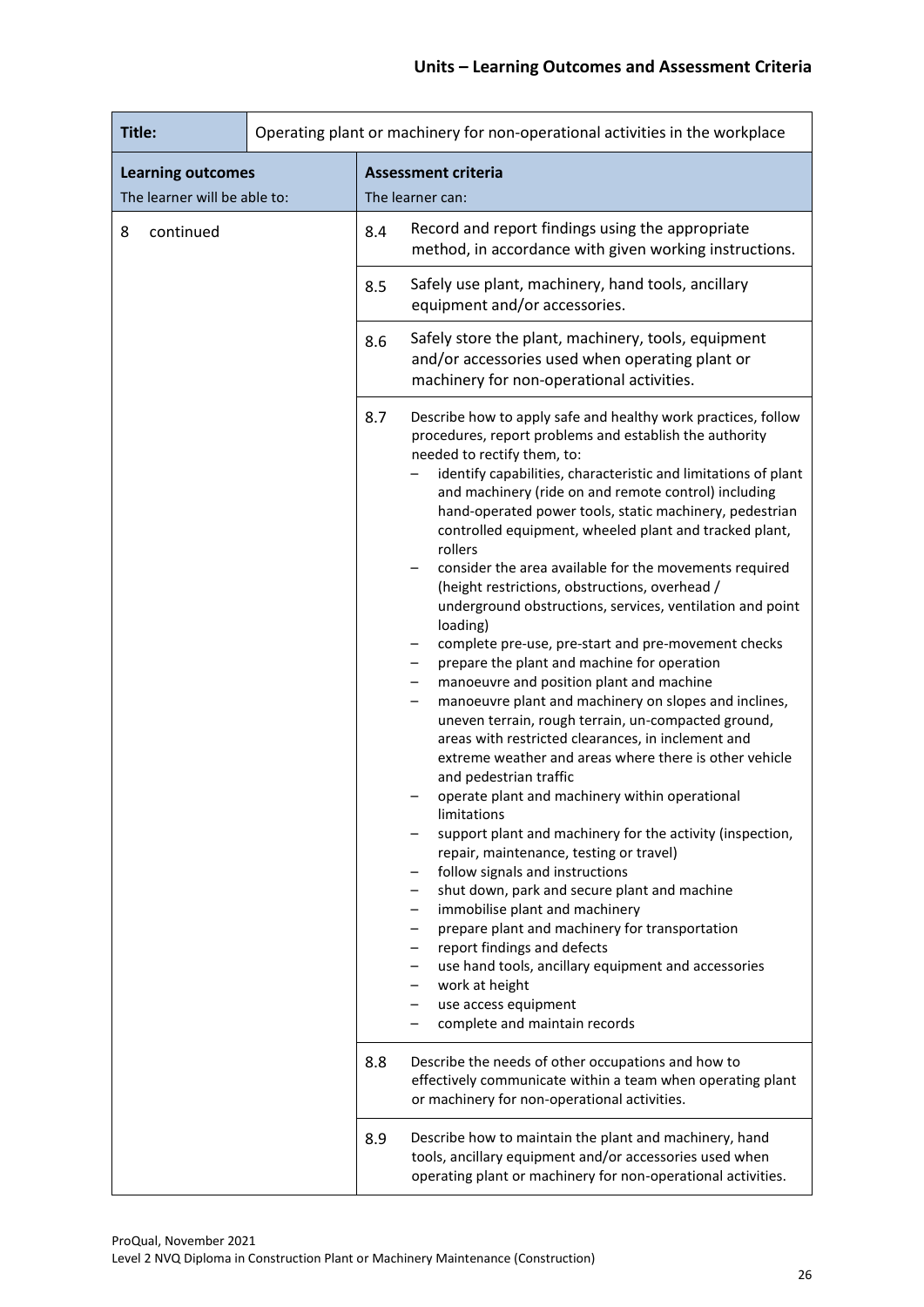## Units – Learning Outcomes and Assessment Criteria

| **Title:** | Operating plant or machinery for non-operational activities in the workplace | |
|---|---|---|
| **Learning outcomes**<br>The learner will be able to: | **Assessment criteria**<br>The learner can: | |
| 8 continued | 8.4 | Record and report findings using the appropriate method, in accordance with given working instructions. |
| | 8.5 | Safely use plant, machinery, hand tools, ancillary equipment and/or accessories. |
| | 8.6 | Safely store the plant, machinery, tools, equipment and/or accessories used when operating plant or machinery for non-operational activities. |
| | 8.7 | Describe how to apply safe and healthy work practices, follow procedures, report problems and establish the authority needed to rectify them, to:<br>– identify capabilities, characteristic and limitations of plant and machinery (ride on and remote control) including hand-operated power tools, static machinery, pedestrian controlled equipment, wheeled plant and tracked plant, rollers<br>– consider the area available for the movements required (height restrictions, obstructions, overhead / underground obstructions, services, ventilation and point loading)<br>– complete pre-use, pre-start and pre-movement checks<br>– prepare the plant and machine for operation<br>– manoeuvre and position plant and machine<br>– manoeuvre plant and machinery on slopes and inclines, uneven terrain, rough terrain, un-compacted ground, areas with restricted clearances, in inclement and extreme weather and areas where there is other vehicle and pedestrian traffic<br>– operate plant and machinery within operational limitations<br>– support plant and machinery for the activity (inspection, repair, maintenance, testing or travel)<br>– follow signals and instructions<br>– shut down, park and secure plant and machine<br>– immobilise plant and machinery<br>– prepare plant and machinery for transportation<br>– report findings and defects<br>– use hand tools, ancillary equipment and accessories<br>– work at height<br>– use access equipment<br>– complete and maintain records |
| | 8.8 | Describe the needs of other occupations and how to effectively communicate within a team when operating plant or machinery for non-operational activities. |
| | 8.9 | Describe how to maintain the plant and machinery, hand tools, ancillary equipment and/or accessories used when operating plant or machinery for non-operational activities. |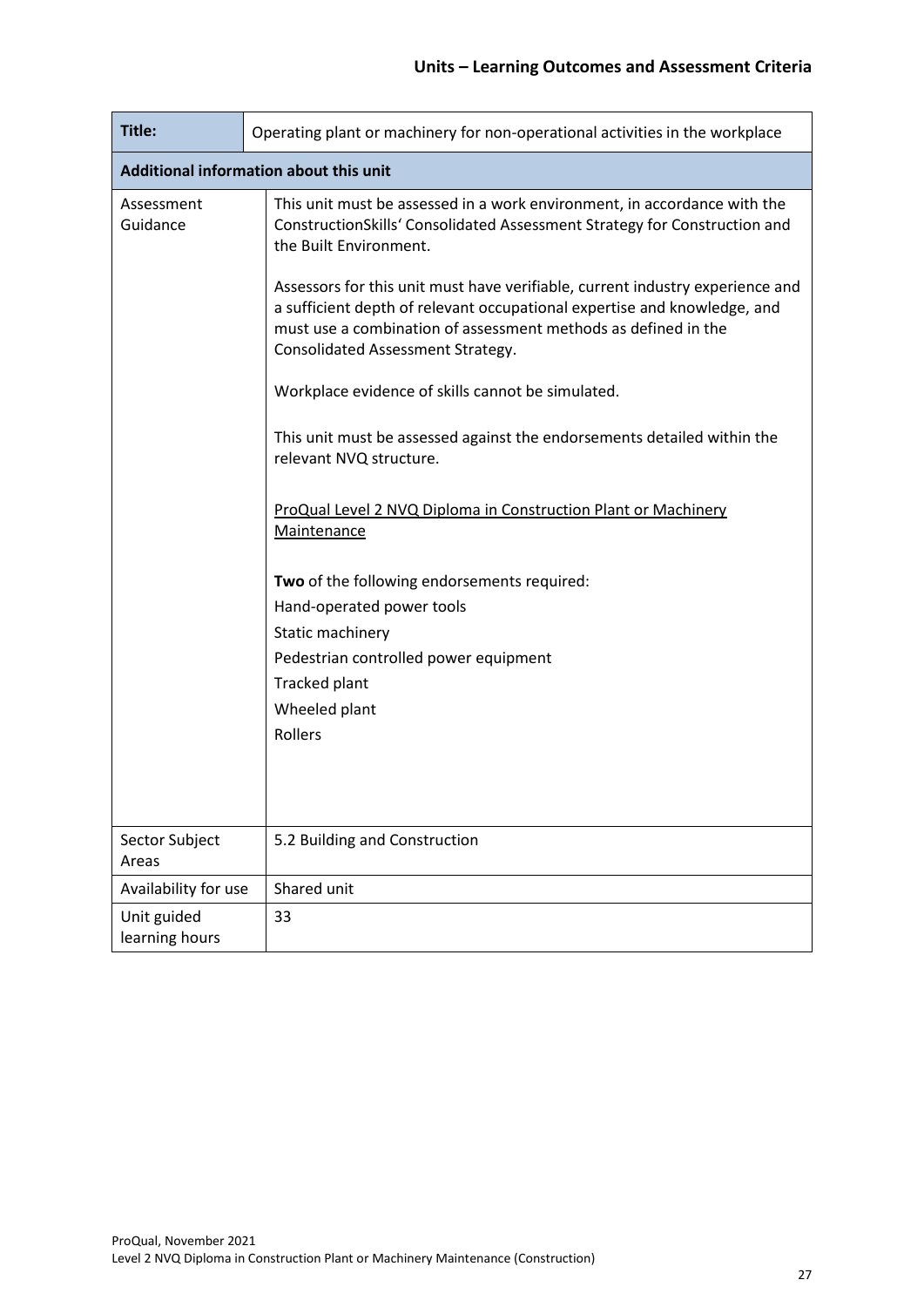| Title: | Operating plant or machinery for non-operational activities in the workplace |
|---|---|
| **Additional information about this unit** | |
| Assessment Guidance | This unit must be assessed in a work environment, in accordance with the ConstructionSkills' Consolidated Assessment Strategy for Construction and the Built Environment.<br><br>Assessors for this unit must have verifiable, current industry experience and a sufficient depth of relevant occupational expertise and knowledge, and must use a combination of assessment methods as defined in the Consolidated Assessment Strategy.<br><br>Workplace evidence of skills cannot be simulated.<br><br>This unit must be assessed against the endorsements detailed within the relevant NVQ structure.<br><br>ProQual Level 2 NVQ Diploma in Construction Plant or Machinery Maintenance<br><br>**Two** of the following endorsements required:<br>Hand-operated power tools<br>Static machinery<br>Pedestrian controlled power equipment<br>Tracked plant<br>Wheeled plant<br>Rollers |
| Sector Subject Areas | 5.2 Building and Construction |
| Availability for use | Shared unit |
| Unit guided learning hours | 33 |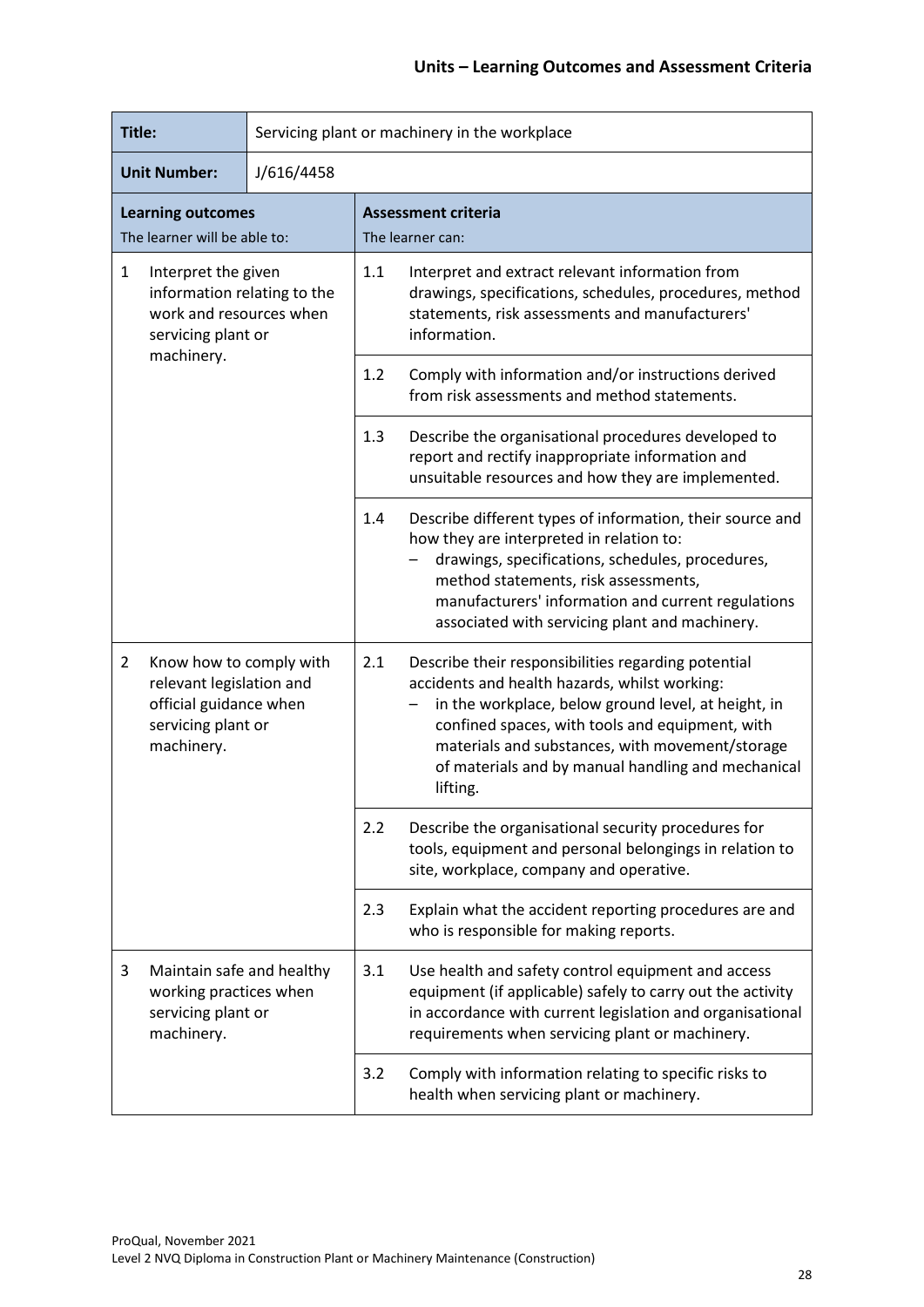## Units – Learning Outcomes and Assessment Criteria

| **Title:** | Servicing plant or machinery in the workplace | | |
|---|---|---|---|
| **Unit Number:** | J/616/4458 | | |
| **Learning outcomes**<br>The learner will be able to: | | **Assessment criteria**<br>The learner can: | |
| 1 | Interpret the given information relating to the work and resources when servicing plant or machinery. | 1.1 | Interpret and extract relevant information from drawings, specifications, schedules, procedures, method statements, risk assessments and manufacturers' information. |
| | | 1.2 | Comply with information and/or instructions derived from risk assessments and method statements. |
| | | 1.3 | Describe the organisational procedures developed to report and rectify inappropriate information and unsuitable resources and how they are implemented. |
| | | 1.4 | Describe different types of information, their source and how they are interpreted in relation to:<br>– drawings, specifications, schedules, procedures, method statements, risk assessments, manufacturers' information and current regulations associated with servicing plant and machinery. |
| 2 | Know how to comply with relevant legislation and official guidance when servicing plant or machinery. | 2.1 | Describe their responsibilities regarding potential accidents and health hazards, whilst working:<br>– in the workplace, below ground level, at height, in confined spaces, with tools and equipment, with materials and substances, with movement/storage of materials and by manual handling and mechanical lifting. |
| | | 2.2 | Describe the organisational security procedures for tools, equipment and personal belongings in relation to site, workplace, company and operative. |
| | | 2.3 | Explain what the accident reporting procedures are and who is responsible for making reports. |
| 3 | Maintain safe and healthy working practices when servicing plant or machinery. | 3.1 | Use health and safety control equipment and access equipment (if applicable) safely to carry out the activity in accordance with current legislation and organisational requirements when servicing plant or machinery. |
| | | 3.2 | Comply with information relating to specific risks to health when servicing plant or machinery. |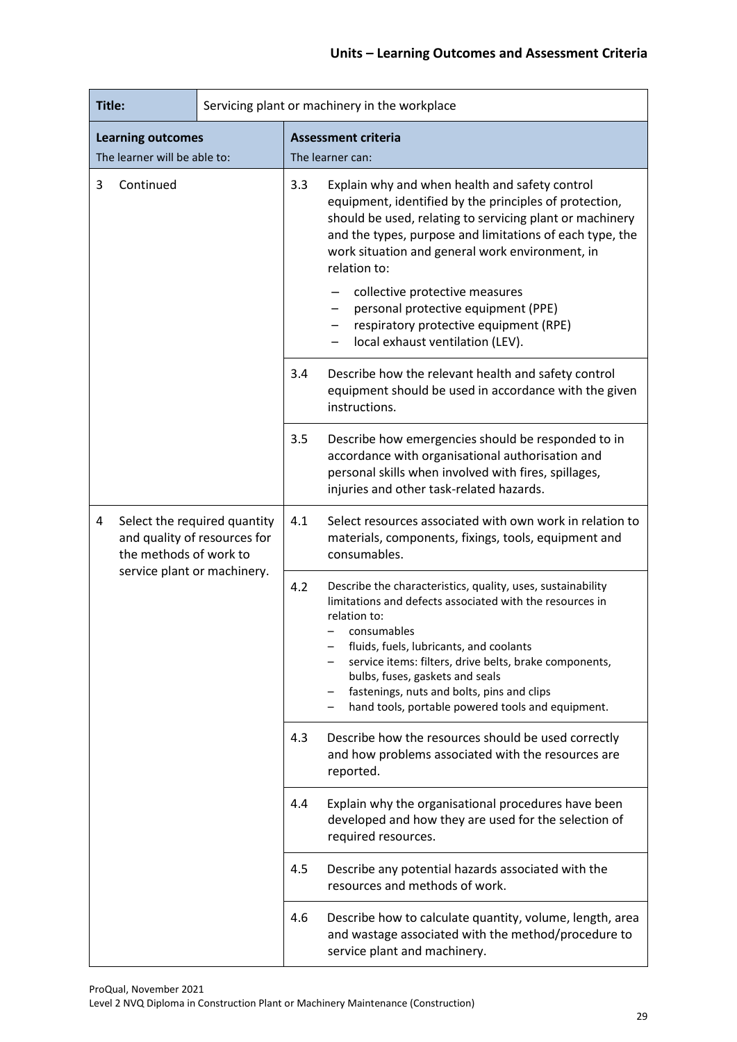| Title: | Servicing plant or machinery in the workplace |
|---|---|
| **Learning outcomes**<br>The learner will be able to: | **Assessment criteria**<br>The learner can: |
| 3 Continued | 3.3 Explain why and when health and safety control equipment, identified by the principles of protection, should be used, relating to servicing plant or machinery and the types, purpose and limitations of each type, the work situation and general work environment, in relation to:<br>– collective protective measures<br>– personal protective equipment (PPE)<br>– respiratory protective equipment (RPE)<br>– local exhaust ventilation (LEV). |
| | 3.4 Describe how the relevant health and safety control equipment should be used in accordance with the given instructions. |
| | 3.5 Describe how emergencies should be responded to in accordance with organisational authorisation and personal skills when involved with fires, spillages, injuries and other task-related hazards. |
| 4 Select the required quantity and quality of resources for the methods of work to service plant or machinery. | 4.1 Select resources associated with own work in relation to materials, components, fixings, tools, equipment and consumables. |
| | 4.2 Describe the characteristics, quality, uses, sustainability limitations and defects associated with the resources in relation to:<br>– consumables<br>– fluids, fuels, lubricants, and coolants<br>– service items: filters, drive belts, brake components, bulbs, fuses, gaskets and seals<br>– fastenings, nuts and bolts, pins and clips<br>– hand tools, portable powered tools and equipment. |
| | 4.3 Describe how the resources should be used correctly and how problems associated with the resources are reported. |
| | 4.4 Explain why the organisational procedures have been developed and how they are used for the selection of required resources. |
| | 4.5 Describe any potential hazards associated with the resources and methods of work. |
| | 4.6 Describe how to calculate quantity, volume, length, area and wastage associated with the method/procedure to service plant and machinery. |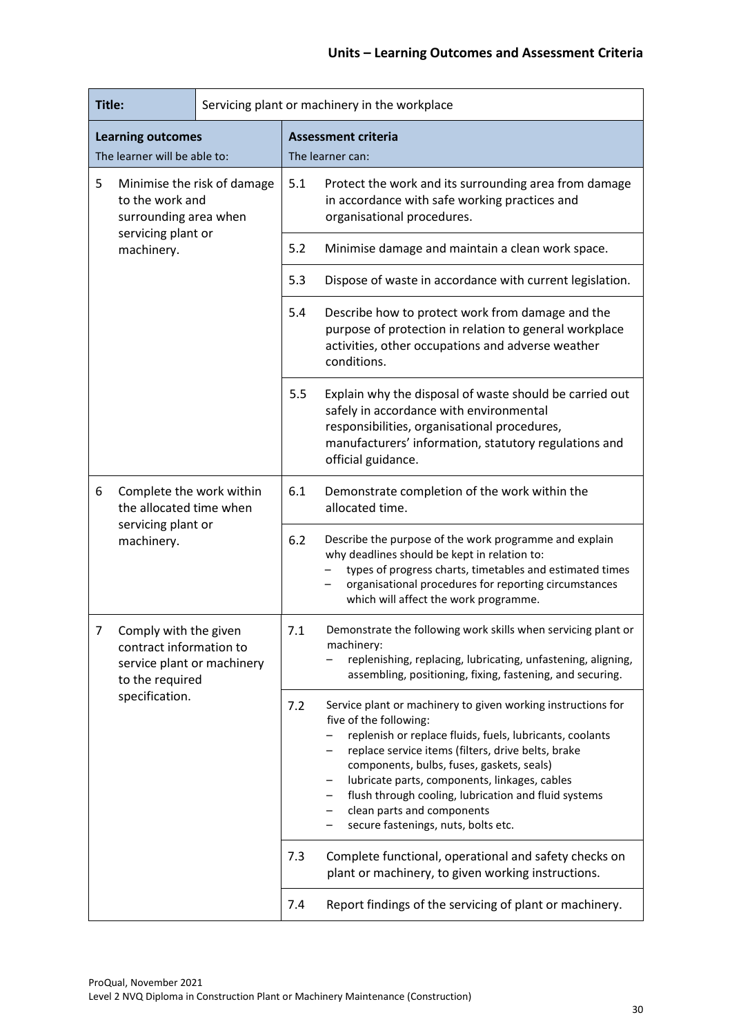## Units – Learning Outcomes and Assessment Criteria

| Title: | Servicing plant or machinery in the workplace | |
|---|---|---|
| **Learning outcomes**<br>The learner will be able to: | **Assessment criteria**<br>The learner can: | |
| 5 Minimise the risk of damage to the work and surrounding area when servicing plant or machinery. | 5.1 | Protect the work and its surrounding area from damage in accordance with safe working practices and organisational procedures. |
| | 5.2 | Minimise damage and maintain a clean work space. |
| | 5.3 | Dispose of waste in accordance with current legislation. |
| | 5.4 | Describe how to protect work from damage and the purpose of protection in relation to general workplace activities, other occupations and adverse weather conditions. |
| | 5.5 | Explain why the disposal of waste should be carried out safely in accordance with environmental responsibilities, organisational procedures, manufacturers' information, statutory regulations and official guidance. |
| 6 Complete the work within the allocated time when servicing plant or machinery. | 6.1 | Demonstrate completion of the work within the allocated time. |
| | 6.2 | Describe the purpose of the work programme and explain why deadlines should be kept in relation to:<br>– types of progress charts, timetables and estimated times<br>– organisational procedures for reporting circumstances which will affect the work programme. |
| 7 Comply with the given contract information to service plant or machinery to the required specification. | 7.1 | Demonstrate the following work skills when servicing plant or machinery:<br>– replenishing, replacing, lubricating, unfastening, aligning, assembling, positioning, fixing, fastening, and securing. |
| | 7.2 | Service plant or machinery to given working instructions for five of the following:<br>– replenish or replace fluids, fuels, lubricants, coolants<br>– replace service items (filters, drive belts, brake components, bulbs, fuses, gaskets, seals)<br>– lubricate parts, components, linkages, cables<br>– flush through cooling, lubrication and fluid systems<br>– clean parts and components<br>– secure fastenings, nuts, bolts etc. |
| | 7.3 | Complete functional, operational and safety checks on plant or machinery, to given working instructions. |
| | 7.4 | Report findings of the servicing of plant or machinery. |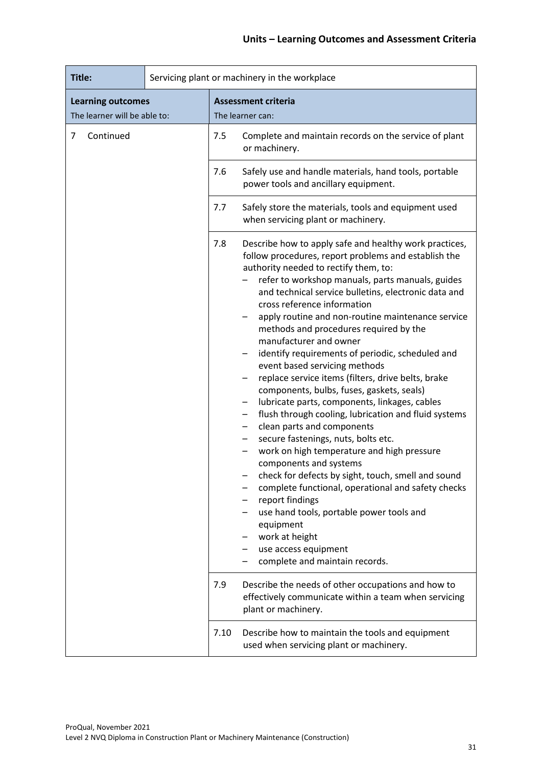## Units – Learning Outcomes and Assessment Criteria

| **Title:** | Servicing plant or machinery in the workplace |
|---|---|
| **Learning outcomes**<br>The learner will be able to: | **Assessment criteria**<br>The learner can: |
| 7 Continued | 7.5 Complete and maintain records on the service of plant or machinery. |
| | 7.6 Safely use and handle materials, hand tools, portable power tools and ancillary equipment. |
| | 7.7 Safely store the materials, tools and equipment used when servicing plant or machinery. |
| | 7.8 Describe how to apply safe and healthy work practices, follow procedures, report problems and establish the authority needed to rectify them, to:<br>– refer to workshop manuals, parts manuals, guides and technical service bulletins, electronic data and cross reference information<br>– apply routine and non-routine maintenance service methods and procedures required by the manufacturer and owner<br>– identify requirements of periodic, scheduled and event based servicing methods<br>– replace service items (filters, drive belts, brake components, bulbs, fuses, gaskets, seals)<br>– lubricate parts, components, linkages, cables<br>– flush through cooling, lubrication and fluid systems<br>– clean parts and components<br>– secure fastenings, nuts, bolts etc.<br>– work on high temperature and high pressure components and systems<br>– check for defects by sight, touch, smell and sound<br>– complete functional, operational and safety checks<br>– report findings<br>– use hand tools, portable power tools and equipment<br>– work at height<br>– use access equipment<br>– complete and maintain records. |
| | 7.9 Describe the needs of other occupations and how to effectively communicate within a team when servicing plant or machinery. |
| | 7.10 Describe how to maintain the tools and equipment used when servicing plant or machinery. |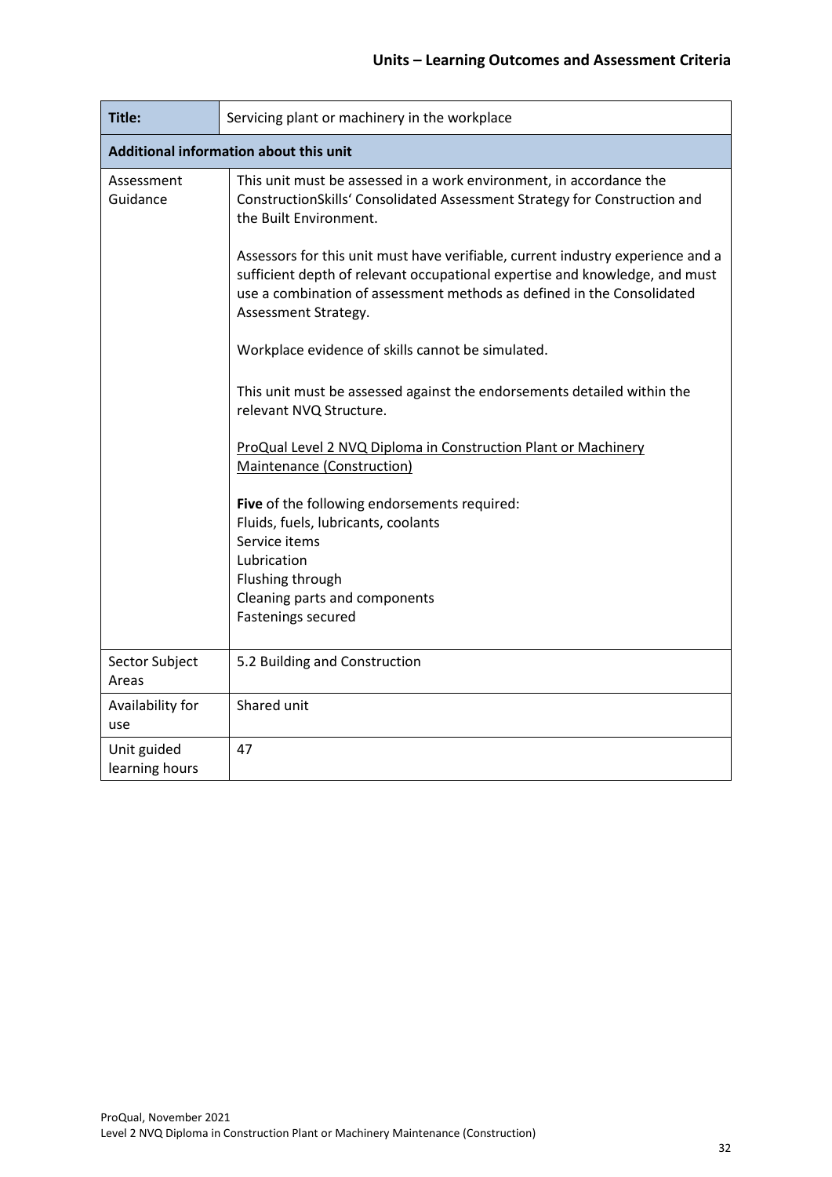## Units – Learning Outcomes and Assessment Criteria

| Title: | Servicing plant or machinery in the workplace |
|---|---|
| **Additional information about this unit** | |
| Assessment Guidance | This unit must be assessed in a work environment, in accordance the ConstructionSkills' Consolidated Assessment Strategy for Construction and the Built Environment.<br><br>Assessors for this unit must have verifiable, current industry experience and a sufficient depth of relevant occupational expertise and knowledge, and must use a combination of assessment methods as defined in the Consolidated Assessment Strategy.<br><br>Workplace evidence of skills cannot be simulated.<br><br>This unit must be assessed against the endorsements detailed within the relevant NVQ Structure.<br><br>ProQual Level 2 NVQ Diploma in Construction Plant or Machinery Maintenance (Construction)<br><br>**Five** of the following endorsements required:<br>Fluids, fuels, lubricants, coolants<br>Service items<br>Lubrication<br>Flushing through<br>Cleaning parts and components<br>Fastenings secured |
| Sector Subject Areas | 5.2 Building and Construction |
| Availability for use | Shared unit |
| Unit guided learning hours | 47 |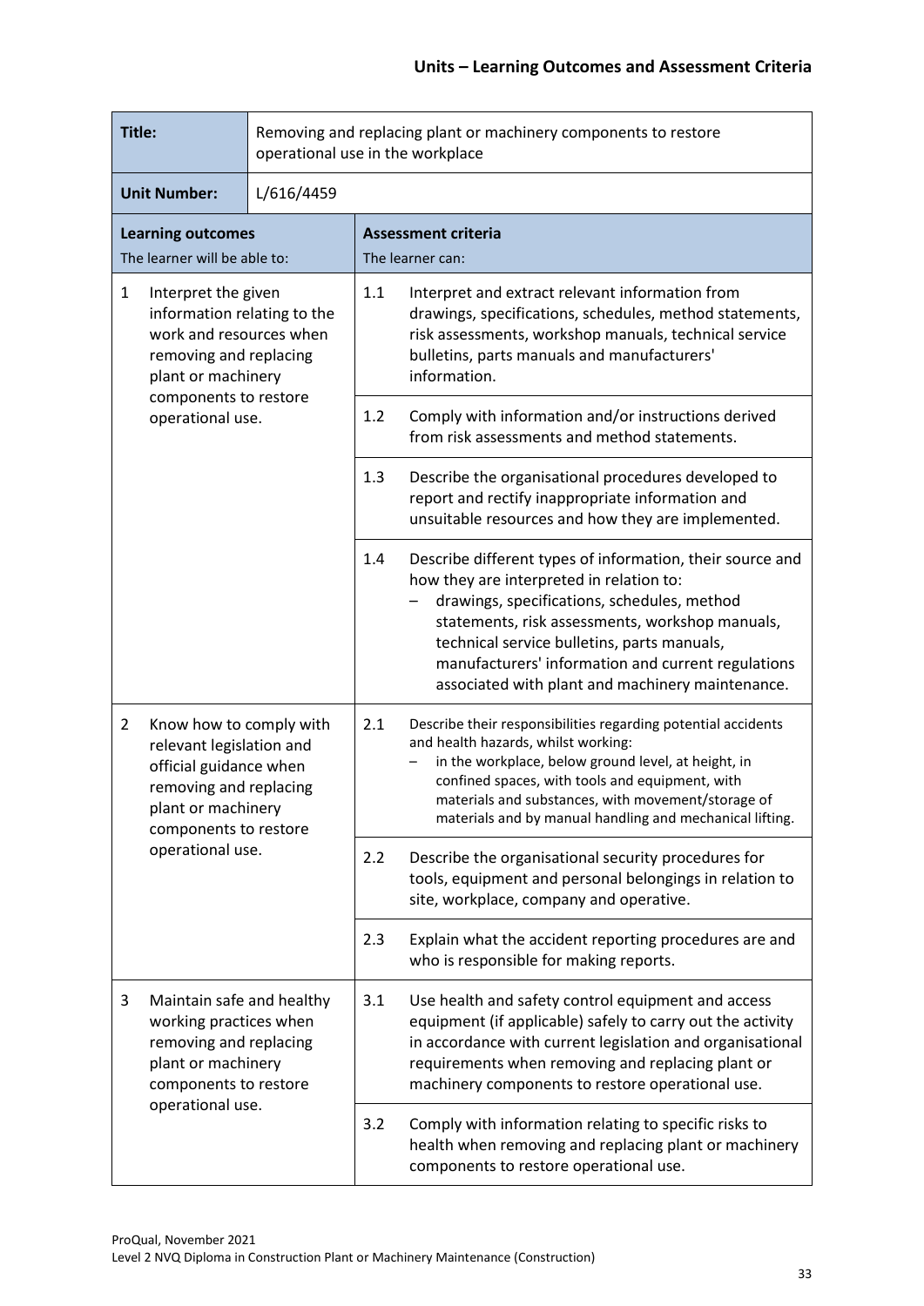## Units – Learning Outcomes and Assessment Criteria

| **Title:** | Removing and replacing plant or machinery components to restore operational use in the workplace | | |
|---|---|---|---|
| **Unit Number:** | L/616/4459 | | |
| **Learning outcomes**<br>The learner will be able to: | | **Assessment criteria**<br>The learner can: | |
| 1 Interpret the given information relating to the work and resources when removing and replacing plant or machinery components to restore operational use. | | 1.1 | Interpret and extract relevant information from drawings, specifications, schedules, method statements, risk assessments, workshop manuals, technical service bulletins, parts manuals and manufacturers' information. |
| | | 1.2 | Comply with information and/or instructions derived from risk assessments and method statements. |
| | | 1.3 | Describe the organisational procedures developed to report and rectify inappropriate information and unsuitable resources and how they are implemented. |
| | | 1.4 | Describe different types of information, their source and how they are interpreted in relation to:<br>– drawings, specifications, schedules, method statements, risk assessments, workshop manuals, technical service bulletins, parts manuals, manufacturers' information and current regulations associated with plant and machinery maintenance. |
| 2 Know how to comply with relevant legislation and official guidance when removing and replacing plant or machinery components to restore operational use. | | 2.1 | Describe their responsibilities regarding potential accidents and health hazards, whilst working:<br>– in the workplace, below ground level, at height, in confined spaces, with tools and equipment, with materials and substances, with movement/storage of materials and by manual handling and mechanical lifting. |
| | | 2.2 | Describe the organisational security procedures for tools, equipment and personal belongings in relation to site, workplace, company and operative. |
| | | 2.3 | Explain what the accident reporting procedures are and who is responsible for making reports. |
| 3 Maintain safe and healthy working practices when removing and replacing plant or machinery components to restore operational use. | | 3.1 | Use health and safety control equipment and access equipment (if applicable) safely to carry out the activity in accordance with current legislation and organisational requirements when removing and replacing plant or machinery components to restore operational use. |
| | | 3.2 | Comply with information relating to specific risks to health when removing and replacing plant or machinery components to restore operational use. |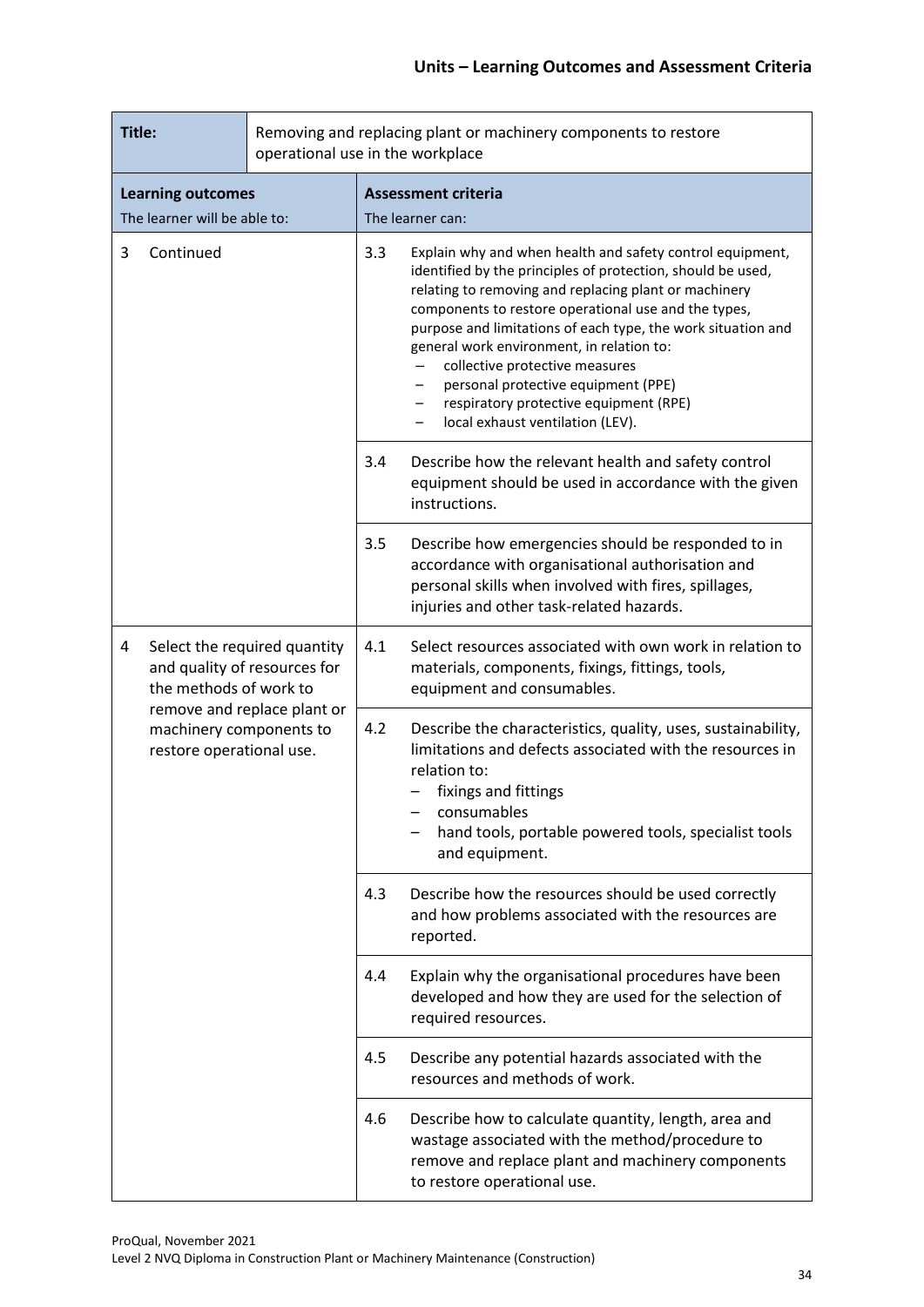## Units – Learning Outcomes and Assessment Criteria

| **Title:** | Removing and replacing plant or machinery components to restore operational use in the workplace | | |
|---|---|---|---|
| **Learning outcomes**<br>The learner will be able to: | | **Assessment criteria**<br>The learner can: | |
| 3 | Continued | 3.3 | Explain why and when health and safety control equipment, identified by the principles of protection, should be used, relating to removing and replacing plant or machinery components to restore operational use and the types, purpose and limitations of each type, the work situation and general work environment, in relation to:<br>– collective protective measures<br>– personal protective equipment (PPE)<br>– respiratory protective equipment (RPE)<br>– local exhaust ventilation (LEV). |
| | | 3.4 | Describe how the relevant health and safety control equipment should be used in accordance with the given instructions. |
| | | 3.5 | Describe how emergencies should be responded to in accordance with organisational authorisation and personal skills when involved with fires, spillages, injuries and other task-related hazards. |
| 4 | Select the required quantity and quality of resources for the methods of work to remove and replace plant or machinery components to restore operational use. | 4.1 | Select resources associated with own work in relation to materials, components, fixings, fittings, tools, equipment and consumables. |
| | | 4.2 | Describe the characteristics, quality, uses, sustainability, limitations and defects associated with the resources in relation to:<br>– fixings and fittings<br>– consumables<br>– hand tools, portable powered tools, specialist tools and equipment. |
| | | 4.3 | Describe how the resources should be used correctly and how problems associated with the resources are reported. |
| | | 4.4 | Explain why the organisational procedures have been developed and how they are used for the selection of required resources. |
| | | 4.5 | Describe any potential hazards associated with the resources and methods of work. |
| | | 4.6 | Describe how to calculate quantity, length, area and wastage associated with the method/procedure to remove and replace plant and machinery components to restore operational use. |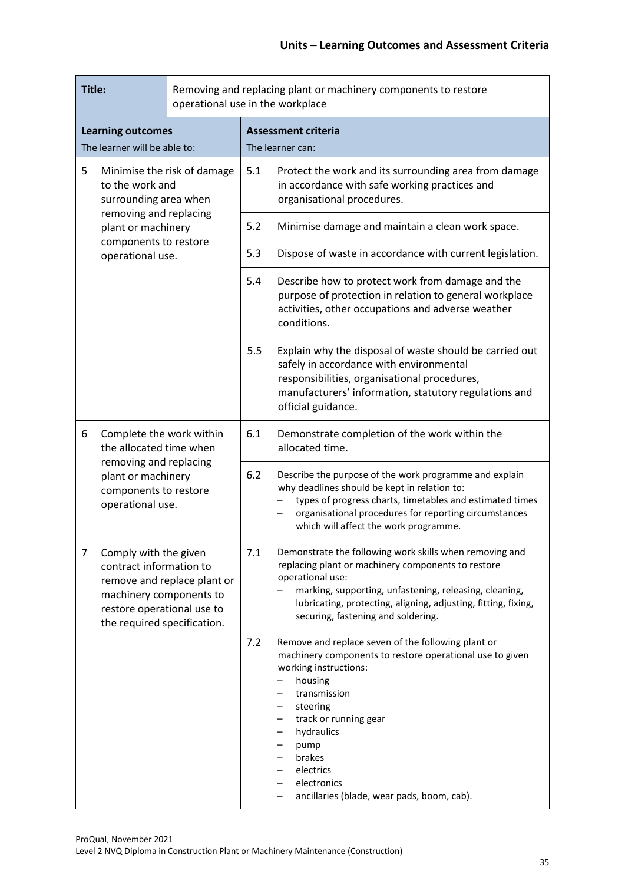| **Title:** | Removing and replacing plant or machinery components to restore operational use in the workplace | | |
|---|---|---|---|
| **Learning outcomes**<br>The learner will be able to: | | **Assessment criteria**<br>The learner can: | |
| 5 | Minimise the risk of damage to the work and surrounding area when removing and replacing plant or machinery components to restore operational use. | 5.1 | Protect the work and its surrounding area from damage in accordance with safe working practices and organisational procedures. |
| | | 5.2 | Minimise damage and maintain a clean work space. |
| | | 5.3 | Dispose of waste in accordance with current legislation. |
| | | 5.4 | Describe how to protect work from damage and the purpose of protection in relation to general workplace activities, other occupations and adverse weather conditions. |
| | | 5.5 | Explain why the disposal of waste should be carried out safely in accordance with environmental responsibilities, organisational procedures, manufacturers' information, statutory regulations and official guidance. |
| 6 | Complete the work within the allocated time when removing and replacing plant or machinery components to restore operational use. | 6.1 | Demonstrate completion of the work within the allocated time. |
| | | 6.2 | Describe the purpose of the work programme and explain why deadlines should be kept in relation to:<br>– types of progress charts, timetables and estimated times<br>– organisational procedures for reporting circumstances which will affect the work programme. |
| 7 | Comply with the given contract information to remove and replace plant or machinery components to restore operational use to the required specification. | 7.1 | Demonstrate the following work skills when removing and replacing plant or machinery components to restore operational use:<br>– marking, supporting, unfastening, releasing, cleaning, lubricating, protecting, aligning, adjusting, fitting, fixing, securing, fastening and soldering. |
| | | 7.2 | Remove and replace seven of the following plant or machinery components to restore operational use to given working instructions:<br>– housing<br>– transmission<br>– steering<br>– track or running gear<br>– hydraulics<br>– pump<br>– brakes<br>– electrics<br>– electronics<br>– ancillaries (blade, wear pads, boom, cab). |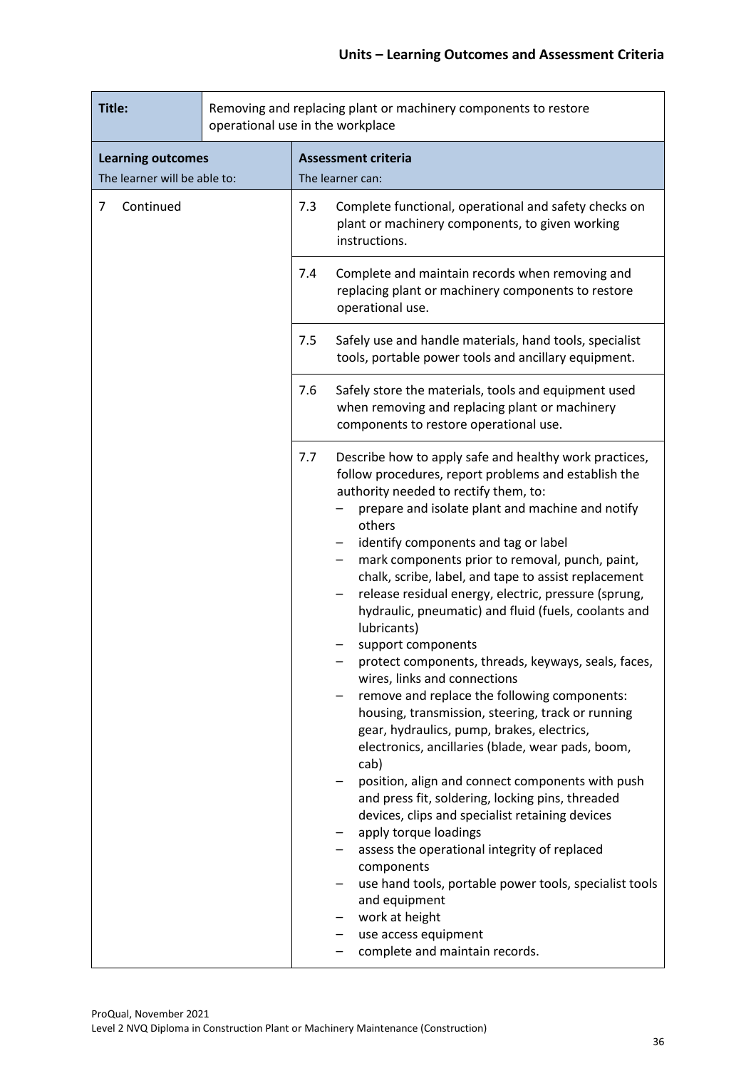## Units – Learning Outcomes and Assessment Criteria

| **Title:** | Removing and replacing plant or machinery components to restore operational use in the workplace |
|---|---|
| **Learning outcomes**<br>The learner will be able to: | **Assessment criteria**<br>The learner can: |
| 7 Continued | 7.3 Complete functional, operational and safety checks on plant or machinery components, to given working instructions. |
| | 7.4 Complete and maintain records when removing and replacing plant or machinery components to restore operational use. |
| | 7.5 Safely use and handle materials, hand tools, specialist tools, portable power tools and ancillary equipment. |
| | 7.6 Safely store the materials, tools and equipment used when removing and replacing plant or machinery components to restore operational use. |
| | 7.7 Describe how to apply safe and healthy work practices, follow procedures, report problems and establish the authority needed to rectify them, to:<br>– prepare and isolate plant and machine and notify others<br>– identify components and tag or label<br>– mark components prior to removal, punch, paint, chalk, scribe, label, and tape to assist replacement<br>– release residual energy, electric, pressure (sprung, hydraulic, pneumatic) and fluid (fuels, coolants and lubricants)<br>– support components<br>– protect components, threads, keyways, seals, faces, wires, links and connections<br>– remove and replace the following components: housing, transmission, steering, track or running gear, hydraulics, pump, brakes, electrics, electronics, ancillaries (blade, wear pads, boom, cab)<br>– position, align and connect components with push and press fit, soldering, locking pins, threaded devices, clips and specialist retaining devices<br>– apply torque loadings<br>– assess the operational integrity of replaced components<br>– use hand tools, portable power tools, specialist tools and equipment<br>– work at height<br>– use access equipment<br>– complete and maintain records. |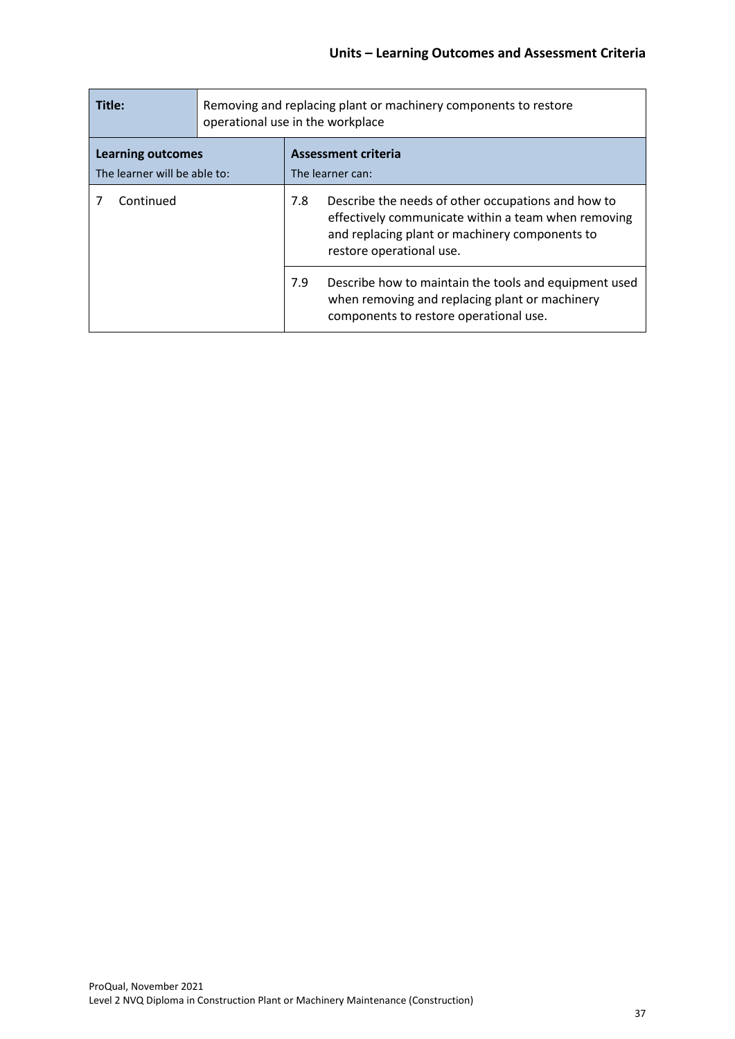| Title: | Removing and replacing plant or machinery components to restore operational use in the workplace | |
|---|---|---|
| **Learning outcomes**<br>The learner will be able to: | **Assessment criteria**<br>The learner can: | |
| 7 Continued | 7.8 | Describe the needs of other occupations and how to effectively communicate within a team when removing and replacing plant or machinery components to restore operational use. |
| | 7.9 | Describe how to maintain the tools and equipment used when removing and replacing plant or machinery components to restore operational use. |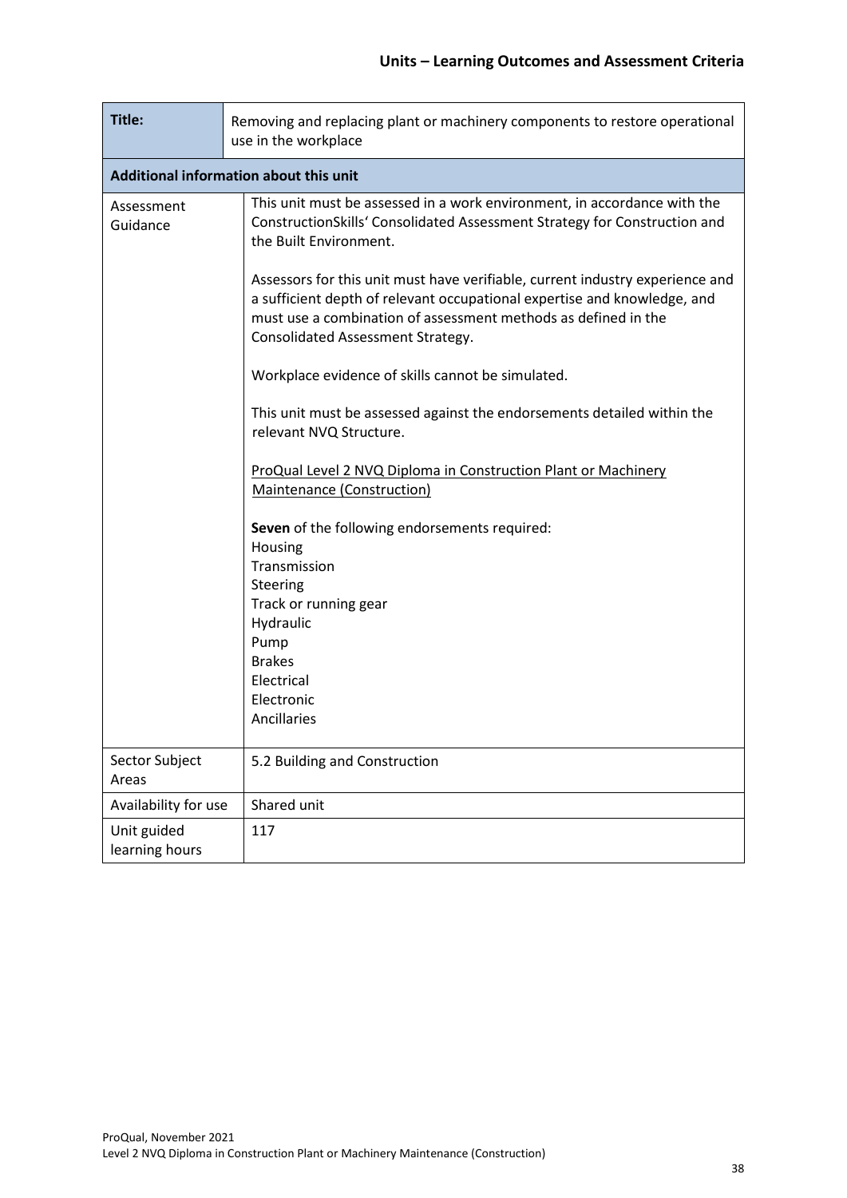## Units – Learning Outcomes and Assessment Criteria

| **Title:** | Removing and replacing plant or machinery components to restore operational use in the workplace |
|---|---|
| **Additional information about this unit** | |
| Assessment Guidance | This unit must be assessed in a work environment, in accordance with the ConstructionSkills' Consolidated Assessment Strategy for Construction and the Built Environment.<br><br>Assessors for this unit must have verifiable, current industry experience and a sufficient depth of relevant occupational expertise and knowledge, and must use a combination of assessment methods as defined in the Consolidated Assessment Strategy.<br><br>Workplace evidence of skills cannot be simulated.<br><br>This unit must be assessed against the endorsements detailed within the relevant NVQ Structure.<br><br>ProQual Level 2 NVQ Diploma in Construction Plant or Machinery Maintenance (Construction)<br><br>**Seven** of the following endorsements required:<br>Housing<br>Transmission<br>Steering<br>Track or running gear<br>Hydraulic<br>Pump<br>Brakes<br>Electrical<br>Electronic<br>Ancillaries |
| Sector Subject Areas | 5.2 Building and Construction |
| Availability for use | Shared unit |
| Unit guided learning hours | 117 |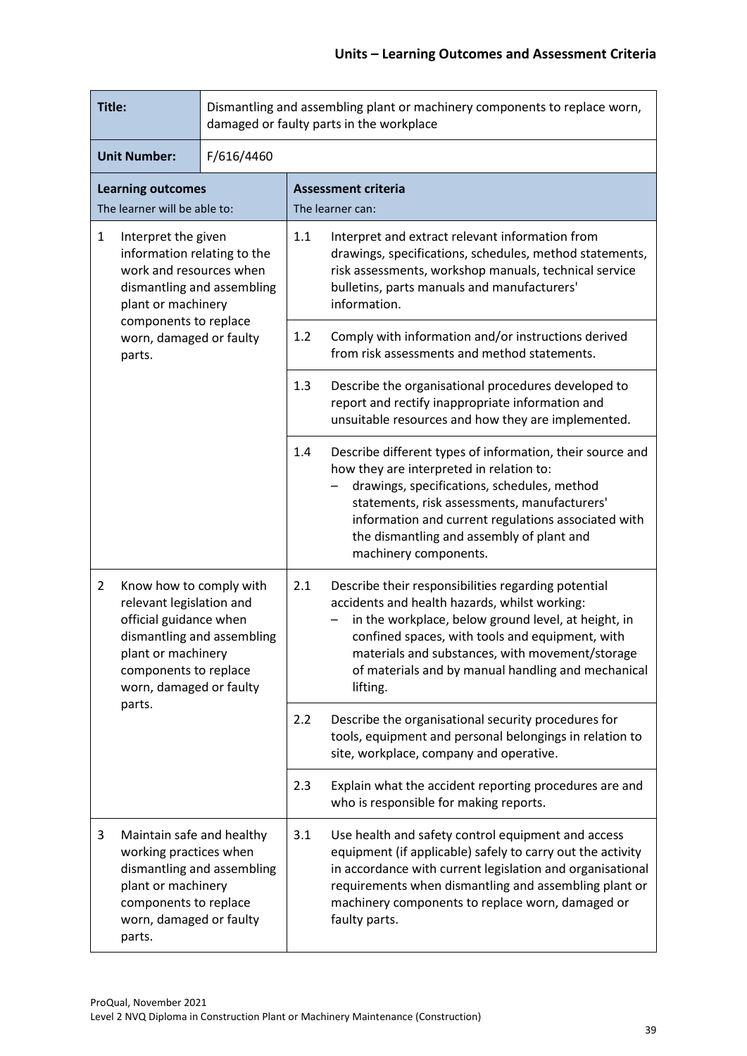## Units – Learning Outcomes and Assessment Criteria

| **Title:** | Dismantling and assembling plant or machinery components to replace worn, damaged or faulty parts in the workplace | | |
|---|---|---|---|
| **Unit Number:** | F/616/4460 | | |
| **Learning outcomes**<br>The learner will be able to: | | **Assessment criteria**<br>The learner can: | |
| 1 Interpret the given information relating to the work and resources when dismantling and assembling plant or machinery components to replace worn, damaged or faulty parts. | | 1.1 | Interpret and extract relevant information from drawings, specifications, schedules, method statements, risk assessments, workshop manuals, technical service bulletins, parts manuals and manufacturers' information. |
| | | 1.2 | Comply with information and/or instructions derived from risk assessments and method statements. |
| | | 1.3 | Describe the organisational procedures developed to report and rectify inappropriate information and unsuitable resources and how they are implemented. |
| | | 1.4 | Describe different types of information, their source and how they are interpreted in relation to:<br>– drawings, specifications, schedules, method statements, risk assessments, manufacturers' information and current regulations associated with the dismantling and assembly of plant and machinery components. |
| 2 Know how to comply with relevant legislation and official guidance when dismantling and assembling plant or machinery components to replace worn, damaged or faulty parts. | | 2.1 | Describe their responsibilities regarding potential accidents and health hazards, whilst working:<br>– in the workplace, below ground level, at height, in confined spaces, with tools and equipment, with materials and substances, with movement/storage of materials and by manual handling and mechanical lifting. |
| | | 2.2 | Describe the organisational security procedures for tools, equipment and personal belongings in relation to site, workplace, company and operative. |
| | | 2.3 | Explain what the accident reporting procedures are and who is responsible for making reports. |
| 3 Maintain safe and healthy working practices when dismantling and assembling plant or machinery components to replace worn, damaged or faulty parts. | | 3.1 | Use health and safety control equipment and access equipment (if applicable) safely to carry out the activity in accordance with current legislation and organisational requirements when dismantling and assembling plant or machinery components to replace worn, damaged or faulty parts. |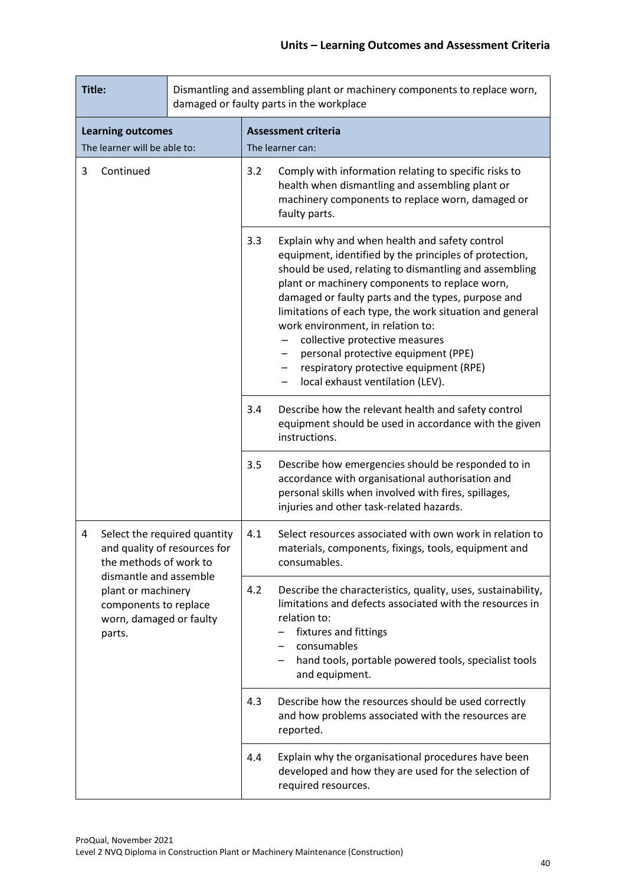| Title: | Dismantling and assembling plant or machinery components to replace worn, damaged or faulty parts in the workplace |
|---|---|
| **Learning outcomes**<br>The learner will be able to: | **Assessment criteria**<br>The learner can: |
| 3 Continued | 3.2 Comply with information relating to specific risks to health when dismantling and assembling plant or machinery components to replace worn, damaged or faulty parts. |
| | 3.3 Explain why and when health and safety control equipment, identified by the principles of protection, should be used, relating to dismantling and assembling plant or machinery components to replace worn, damaged or faulty parts and the types, purpose and limitations of each type, the work situation and general work environment, in relation to:<br>– collective protective measures<br>– personal protective equipment (PPE)<br>– respiratory protective equipment (RPE)<br>– local exhaust ventilation (LEV). |
| | 3.4 Describe how the relevant health and safety control equipment should be used in accordance with the given instructions. |
| | 3.5 Describe how emergencies should be responded to in accordance with organisational authorisation and personal skills when involved with fires, spillages, injuries and other task-related hazards. |
| 4 Select the required quantity and quality of resources for the methods of work to dismantle and assemble plant or machinery components to replace worn, damaged or faulty parts. | 4.1 Select resources associated with own work in relation to materials, components, fixings, tools, equipment and consumables. |
| | 4.2 Describe the characteristics, quality, uses, sustainability, limitations and defects associated with the resources in relation to:<br>– fixtures and fittings<br>– consumables<br>– hand tools, portable powered tools, specialist tools and equipment. |
| | 4.3 Describe how the resources should be used correctly and how problems associated with the resources are reported. |
| | 4.4 Explain why the organisational procedures have been developed and how they are used for the selection of required resources. |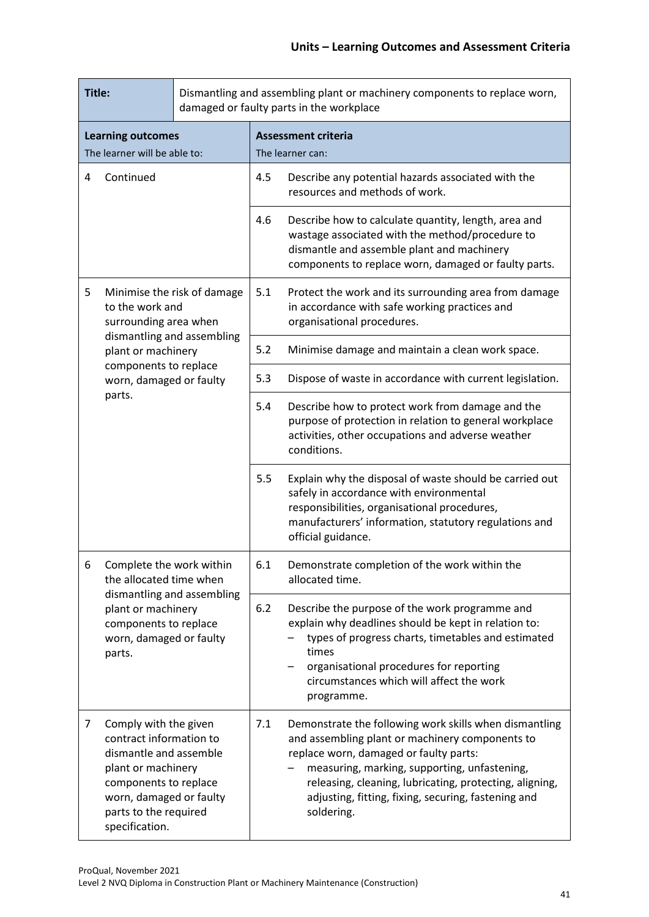## Units – Learning Outcomes and Assessment Criteria

| **Title:** | Dismantling and assembling plant or machinery components to replace worn, damaged or faulty parts in the workplace | | |
|---|---|---|---|
| **Learning outcomes**<br>The learner will be able to: | | **Assessment criteria**<br>The learner can: | |
| 4 | Continued | 4.5 | Describe any potential hazards associated with the resources and methods of work. |
| | | 4.6 | Describe how to calculate quantity, length, area and wastage associated with the method/procedure to dismantle and assemble plant and machinery components to replace worn, damaged or faulty parts. |
| 5 | Minimise the risk of damage to the work and surrounding area when dismantling and assembling plant or machinery components to replace worn, damaged or faulty parts. | 5.1 | Protect the work and its surrounding area from damage in accordance with safe working practices and organisational procedures. |
| | | 5.2 | Minimise damage and maintain a clean work space. |
| | | 5.3 | Dispose of waste in accordance with current legislation. |
| | | 5.4 | Describe how to protect work from damage and the purpose of protection in relation to general workplace activities, other occupations and adverse weather conditions. |
| | | 5.5 | Explain why the disposal of waste should be carried out safely in accordance with environmental responsibilities, organisational procedures, manufacturers' information, statutory regulations and official guidance. |
| 6 | Complete the work within the allocated time when dismantling and assembling plant or machinery components to replace worn, damaged or faulty parts. | 6.1 | Demonstrate completion of the work within the allocated time. |
| | | 6.2 | Describe the purpose of the work programme and explain why deadlines should be kept in relation to:<br>– types of progress charts, timetables and estimated times<br>– organisational procedures for reporting circumstances which will affect the work programme. |
| 7 | Comply with the given contract information to dismantle and assemble plant or machinery components to replace worn, damaged or faulty parts to the required specification. | 7.1 | Demonstrate the following work skills when dismantling and assembling plant or machinery components to replace worn, damaged or faulty parts:<br>– measuring, marking, supporting, unfastening, releasing, cleaning, lubricating, protecting, aligning, adjusting, fitting, fixing, securing, fastening and soldering. |

ProQual, November 2021
Level 2 NVQ Diploma in Construction Plant or Machinery Maintenance (Construction)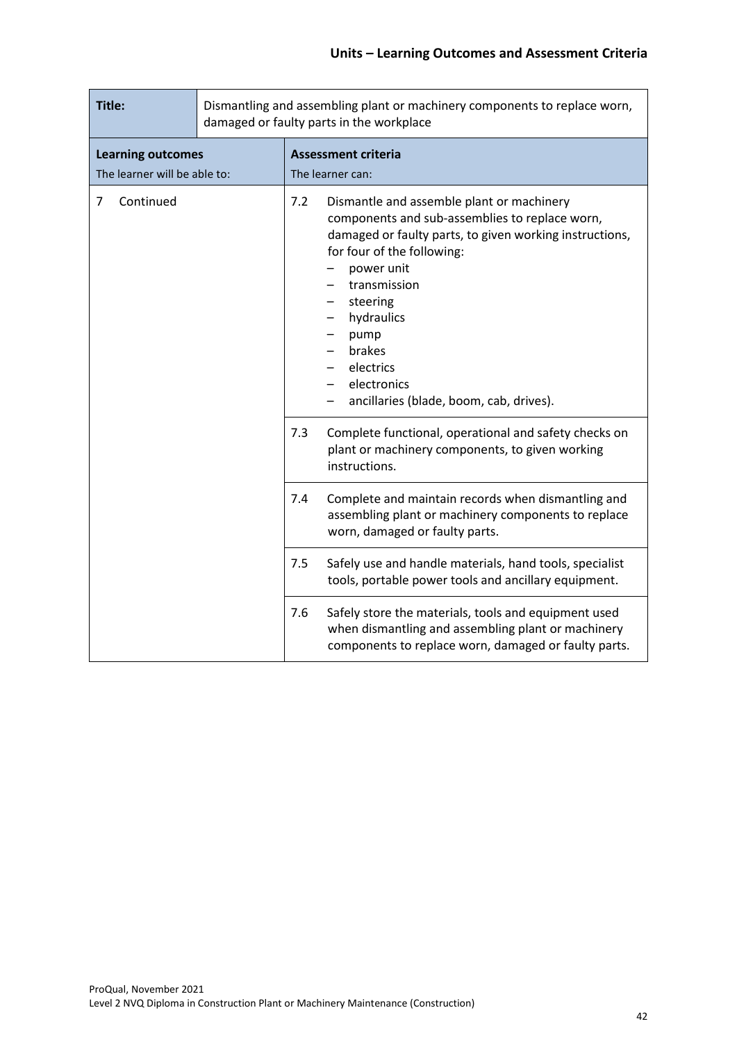| **Title:** | Dismantling and assembling plant or machinery components to replace worn, damaged or faulty parts in the workplace |
|---|---|
| **Learning outcomes**<br>The learner will be able to: | **Assessment criteria**<br>The learner can: |
| 7 Continued | 7.2 Dismantle and assemble plant or machinery components and sub-assemblies to replace worn, damaged or faulty parts, to given working instructions, for four of the following:<br>– power unit<br>– transmission<br>– steering<br>– hydraulics<br>– pump<br>– brakes<br>– electrics<br>– electronics<br>– ancillaries (blade, boom, cab, drives). |
| | 7.3 Complete functional, operational and safety checks on plant or machinery components, to given working instructions. |
| | 7.4 Complete and maintain records when dismantling and assembling plant or machinery components to replace worn, damaged or faulty parts. |
| | 7.5 Safely use and handle materials, hand tools, specialist tools, portable power tools and ancillary equipment. |
| | 7.6 Safely store the materials, tools and equipment used when dismantling and assembling plant or machinery components to replace worn, damaged or faulty parts. |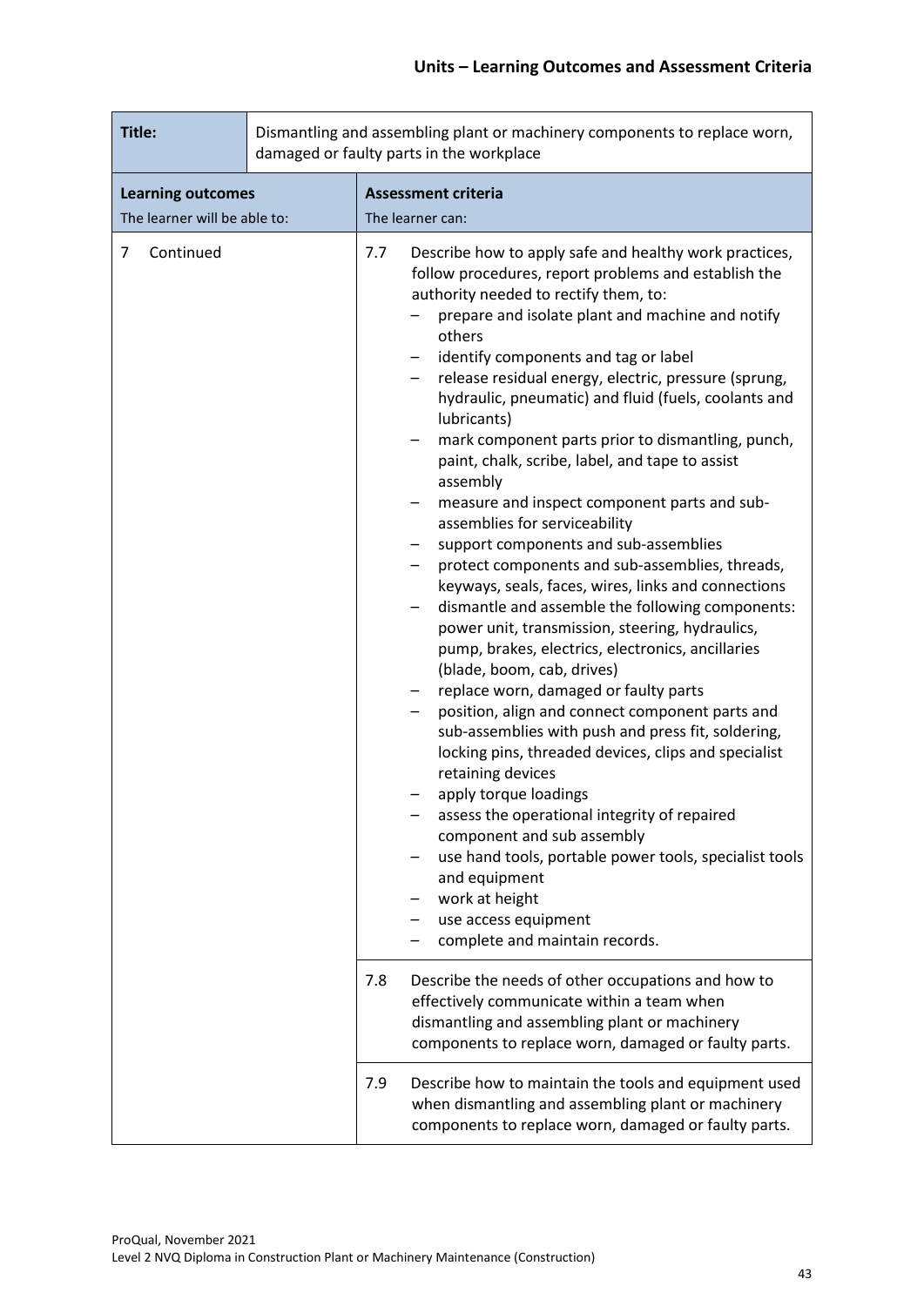## Units – Learning Outcomes and Assessment Criteria

| Title: | Dismantling and assembling plant or machinery components to replace worn, damaged or faulty parts in the workplace |
|---|---|
| **Learning outcomes**<br>The learner will be able to: | **Assessment criteria**<br>The learner can: |
| 7 Continued | 7.7 Describe how to apply safe and healthy work practices, follow procedures, report problems and establish the authority needed to rectify them, to:<br>– prepare and isolate plant and machine and notify others<br>– identify components and tag or label<br>– release residual energy, electric, pressure (sprung, hydraulic, pneumatic) and fluid (fuels, coolants and lubricants)<br>– mark component parts prior to dismantling, punch, paint, chalk, scribe, label, and tape to assist assembly<br>– measure and inspect component parts and sub-assemblies for serviceability<br>– support components and sub-assemblies<br>– protect components and sub-assemblies, threads, keyways, seals, faces, wires, links and connections<br>– dismantle and assemble the following components: power unit, transmission, steering, hydraulics, pump, brakes, electrics, electronics, ancillaries (blade, boom, cab, drives)<br>– replace worn, damaged or faulty parts<br>– position, align and connect component parts and sub-assemblies with push and press fit, soldering, locking pins, threaded devices, clips and specialist retaining devices<br>– apply torque loadings<br>– assess the operational integrity of repaired component and sub assembly<br>– use hand tools, portable power tools, specialist tools and equipment<br>– work at height<br>– use access equipment<br>– complete and maintain records. |
| | 7.8 Describe the needs of other occupations and how to effectively communicate within a team when dismantling and assembling plant or machinery components to replace worn, damaged or faulty parts. |
| | 7.9 Describe how to maintain the tools and equipment used when dismantling and assembling plant or machinery components to replace worn, damaged or faulty parts. |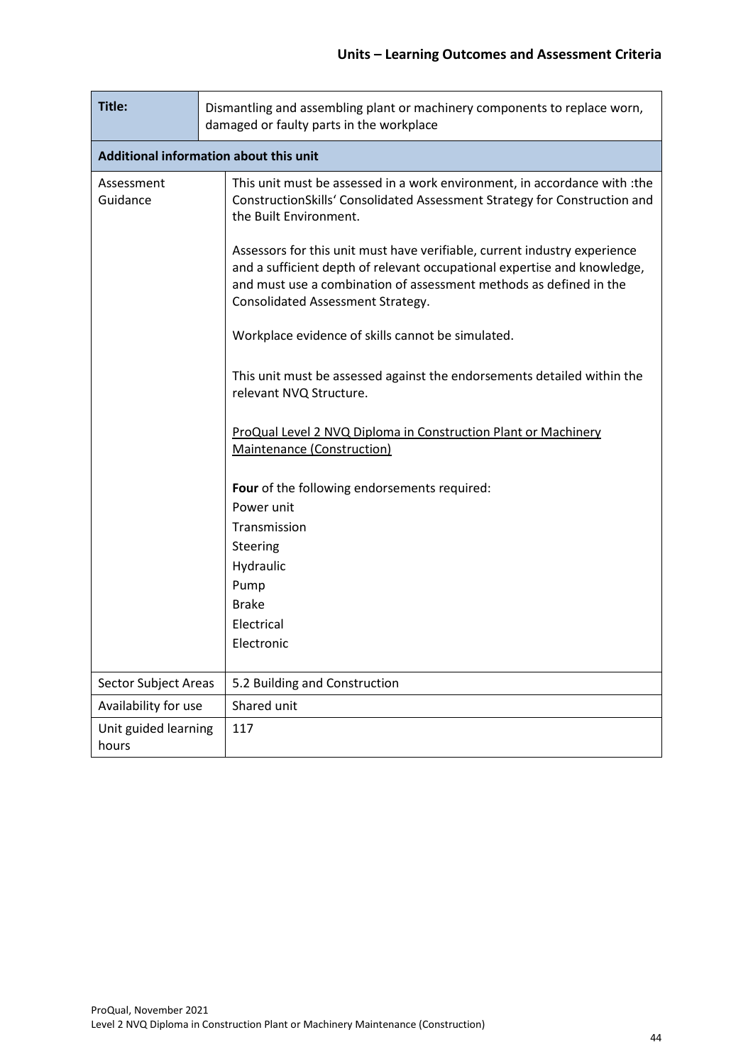## Units – Learning Outcomes and Assessment Criteria

| **Title:** | Dismantling and assembling plant or machinery components to replace worn, damaged or faulty parts in the workplace |
|---|---|
| **Additional information about this unit** | |
| Assessment Guidance | This unit must be assessed in a work environment, in accordance with :the ConstructionSkills' Consolidated Assessment Strategy for Construction and the Built Environment.<br><br>Assessors for this unit must have verifiable, current industry experience and a sufficient depth of relevant occupational expertise and knowledge, and must use a combination of assessment methods as defined in the Consolidated Assessment Strategy.<br><br>Workplace evidence of skills cannot be simulated.<br><br>This unit must be assessed against the endorsements detailed within the relevant NVQ Structure.<br><br>ProQual Level 2 NVQ Diploma in Construction Plant or Machinery Maintenance (Construction)<br><br>**Four** of the following endorsements required:<br>Power unit<br>Transmission<br>Steering<br>Hydraulic<br>Pump<br>Brake<br>Electrical<br>Electronic |
| Sector Subject Areas | 5.2 Building and Construction |
| Availability for use | Shared unit |
| Unit guided learning hours | 117 |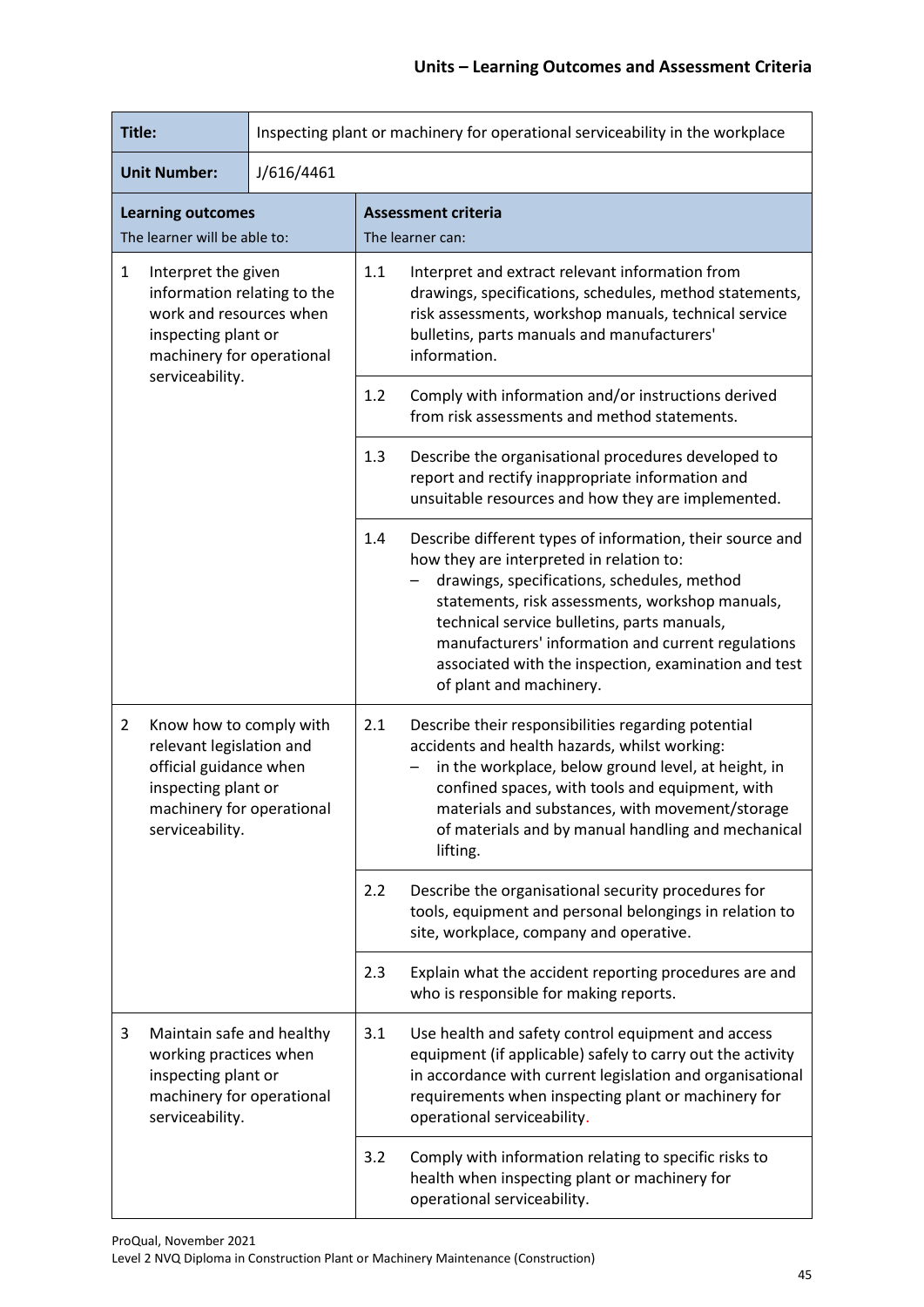## Units – Learning Outcomes and Assessment Criteria

| **Title:** | Inspecting plant or machinery for operational serviceability in the workplace | | |
|---|---|---|---|
| **Unit Number:** | J/616/4461 | | |
| **Learning outcomes**<br>The learner will be able to: | | **Assessment criteria**<br>The learner can: | |
| 1 Interpret the given information relating to the work and resources when inspecting plant or machinery for operational serviceability. | | 1.1 | Interpret and extract relevant information from drawings, specifications, schedules, method statements, risk assessments, workshop manuals, technical service bulletins, parts manuals and manufacturers' information. |
| | | 1.2 | Comply with information and/or instructions derived from risk assessments and method statements. |
| | | 1.3 | Describe the organisational procedures developed to report and rectify inappropriate information and unsuitable resources and how they are implemented. |
| | | 1.4 | Describe different types of information, their source and how they are interpreted in relation to:<br>– drawings, specifications, schedules, method statements, risk assessments, workshop manuals, technical service bulletins, parts manuals, manufacturers' information and current regulations associated with the inspection, examination and test of plant and machinery. |
| 2 Know how to comply with relevant legislation and official guidance when inspecting plant or machinery for operational serviceability. | | 2.1 | Describe their responsibilities regarding potential accidents and health hazards, whilst working:<br>– in the workplace, below ground level, at height, in confined spaces, with tools and equipment, with materials and substances, with movement/storage of materials and by manual handling and mechanical lifting. |
| | | 2.2 | Describe the organisational security procedures for tools, equipment and personal belongings in relation to site, workplace, company and operative. |
| | | 2.3 | Explain what the accident reporting procedures are and who is responsible for making reports. |
| 3 Maintain safe and healthy working practices when inspecting plant or machinery for operational serviceability. | | 3.1 | Use health and safety control equipment and access equipment (if applicable) safely to carry out the activity in accordance with current legislation and organisational requirements when inspecting plant or machinery for operational serviceability. |
| | | 3.2 | Comply with information relating to specific risks to health when inspecting plant or machinery for operational serviceability. |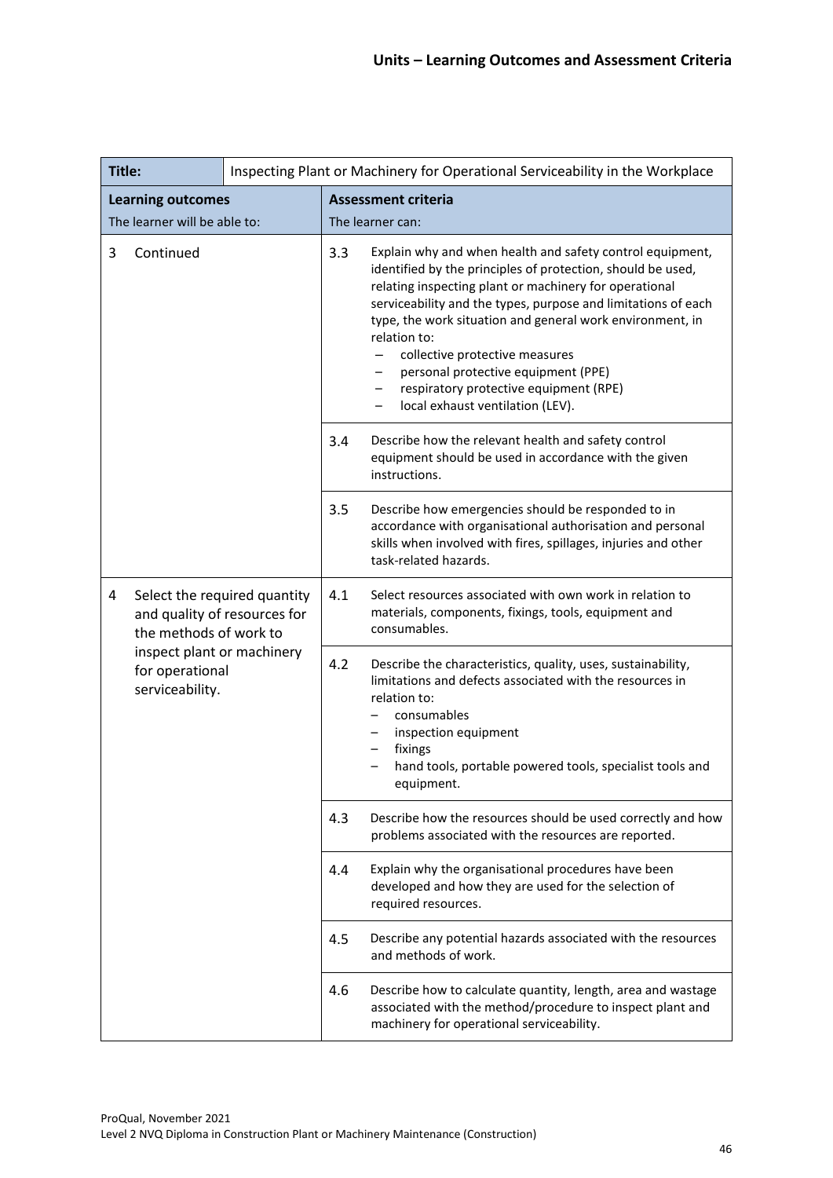| Title: | Inspecting Plant or Machinery for Operational Serviceability in the Workplace | | |
|---|---|---|---|
| **Learning outcomes**<br>The learner will be able to: | | **Assessment criteria**<br>The learner can: | |
| 3 | Continued | 3.3 | Explain why and when health and safety control equipment, identified by the principles of protection, should be used, relating inspecting plant or machinery for operational serviceability and the types, purpose and limitations of each type, the work situation and general work environment, in relation to:<br>– collective protective measures<br>– personal protective equipment (PPE)<br>– respiratory protective equipment (RPE)<br>– local exhaust ventilation (LEV). |
| | | 3.4 | Describe how the relevant health and safety control equipment should be used in accordance with the given instructions. |
| | | 3.5 | Describe how emergencies should be responded to in accordance with organisational authorisation and personal skills when involved with fires, spillages, injuries and other task-related hazards. |
| 4 | Select the required quantity and quality of resources for the methods of work to inspect plant or machinery for operational serviceability. | 4.1 | Select resources associated with own work in relation to materials, components, fixings, tools, equipment and consumables. |
| | | 4.2 | Describe the characteristics, quality, uses, sustainability, limitations and defects associated with the resources in relation to:<br>– consumables<br>– inspection equipment<br>– fixings<br>– hand tools, portable powered tools, specialist tools and equipment. |
| | | 4.3 | Describe how the resources should be used correctly and how problems associated with the resources are reported. |
| | | 4.4 | Explain why the organisational procedures have been developed and how they are used for the selection of required resources. |
| | | 4.5 | Describe any potential hazards associated with the resources and methods of work. |
| | | 4.6 | Describe how to calculate quantity, length, area and wastage associated with the method/procedure to inspect plant and machinery for operational serviceability. |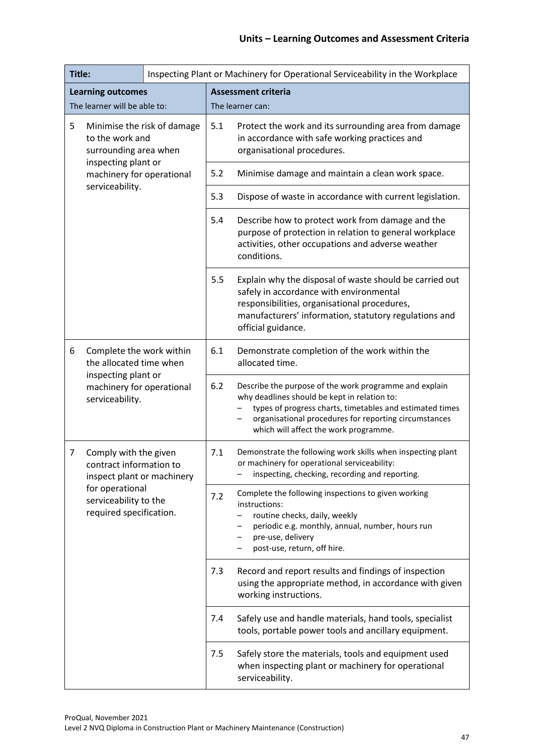## Units – Learning Outcomes and Assessment Criteria

| Title: | Inspecting Plant or Machinery for Operational Serviceability in the Workplace | |
|---|---|---|
| **Learning outcomes**<br>The learner will be able to: | **Assessment criteria**<br>The learner can: | |
| 5 Minimise the risk of damage to the work and surrounding area when inspecting plant or machinery for operational serviceability. | 5.1 | Protect the work and its surrounding area from damage in accordance with safe working practices and organisational procedures. |
| | 5.2 | Minimise damage and maintain a clean work space. |
| | 5.3 | Dispose of waste in accordance with current legislation. |
| | 5.4 | Describe how to protect work from damage and the purpose of protection in relation to general workplace activities, other occupations and adverse weather conditions. |
| | 5.5 | Explain why the disposal of waste should be carried out safely in accordance with environmental responsibilities, organisational procedures, manufacturers' information, statutory regulations and official guidance. |
| 6 Complete the work within the allocated time when inspecting plant or machinery for operational serviceability. | 6.1 | Demonstrate completion of the work within the allocated time. |
| | 6.2 | Describe the purpose of the work programme and explain why deadlines should be kept in relation to:<br>– types of progress charts, timetables and estimated times<br>– organisational procedures for reporting circumstances which will affect the work programme. |
| 7 Comply with the given contract information to inspect plant or machinery for operational serviceability to the required specification. | 7.1 | Demonstrate the following work skills when inspecting plant or machinery for operational serviceability:<br>– inspecting, checking, recording and reporting. |
| | 7.2 | Complete the following inspections to given working instructions:<br>– routine checks, daily, weekly<br>– periodic e.g. monthly, annual, number, hours run<br>– pre-use, delivery<br>– post-use, return, off hire. |
| | 7.3 | Record and report results and findings of inspection using the appropriate method, in accordance with given working instructions. |
| | 7.4 | Safely use and handle materials, hand tools, specialist tools, portable power tools and ancillary equipment. |
| | 7.5 | Safely store the materials, tools and equipment used when inspecting plant or machinery for operational serviceability. |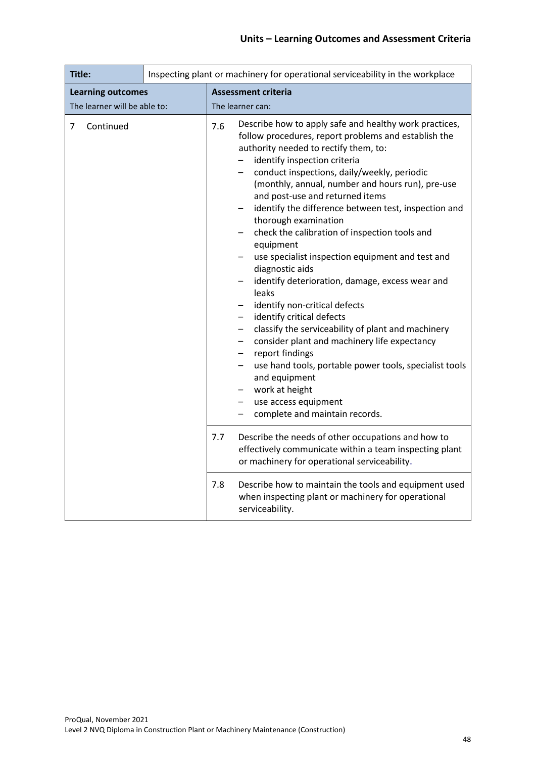| Title: | Inspecting plant or machinery for operational serviceability in the workplace |
|---|---|
| **Learning outcomes**<br>The learner will be able to: | **Assessment criteria**<br>The learner can: |
| 7 Continued | 7.6 Describe how to apply safe and healthy work practices, follow procedures, report problems and establish the authority needed to rectify them, to:<br>– identify inspection criteria<br>– conduct inspections, daily/weekly, periodic (monthly, annual, number and hours run), pre-use and post-use and returned items<br>– identify the difference between test, inspection and thorough examination<br>– check the calibration of inspection tools and equipment<br>– use specialist inspection equipment and test and diagnostic aids<br>– identify deterioration, damage, excess wear and leaks<br>– identify non-critical defects<br>– identify critical defects<br>– classify the serviceability of plant and machinery<br>– consider plant and machinery life expectancy<br>– report findings<br>– use hand tools, portable power tools, specialist tools and equipment<br>– work at height<br>– use access equipment<br>– complete and maintain records. |
| | 7.7 Describe the needs of other occupations and how to effectively communicate within a team inspecting plant or machinery for operational serviceability. |
| | 7.8 Describe how to maintain the tools and equipment used when inspecting plant or machinery for operational serviceability. |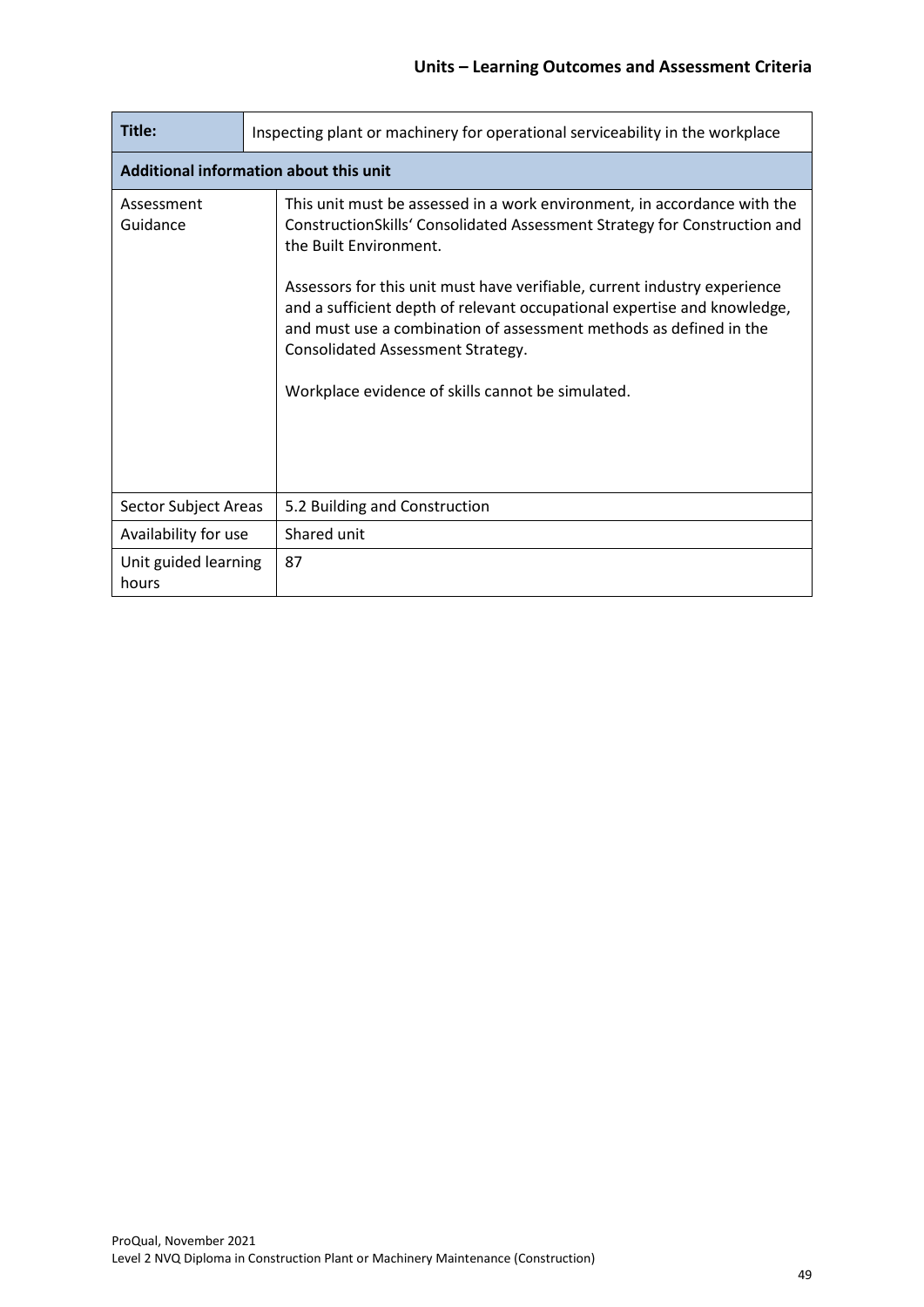| **Title:** | Inspecting plant or machinery for operational serviceability in the workplace |
|---|---|
| **Additional information about this unit** | |
| Assessment Guidance | This unit must be assessed in a work environment, in accordance with the ConstructionSkills' Consolidated Assessment Strategy for Construction and the Built Environment.<br><br>Assessors for this unit must have verifiable, current industry experience and a sufficient depth of relevant occupational expertise and knowledge, and must use a combination of assessment methods as defined in the Consolidated Assessment Strategy.<br><br>Workplace evidence of skills cannot be simulated. |
| Sector Subject Areas | 5.2 Building and Construction |
| Availability for use | Shared unit |
| Unit guided learning hours | 87 |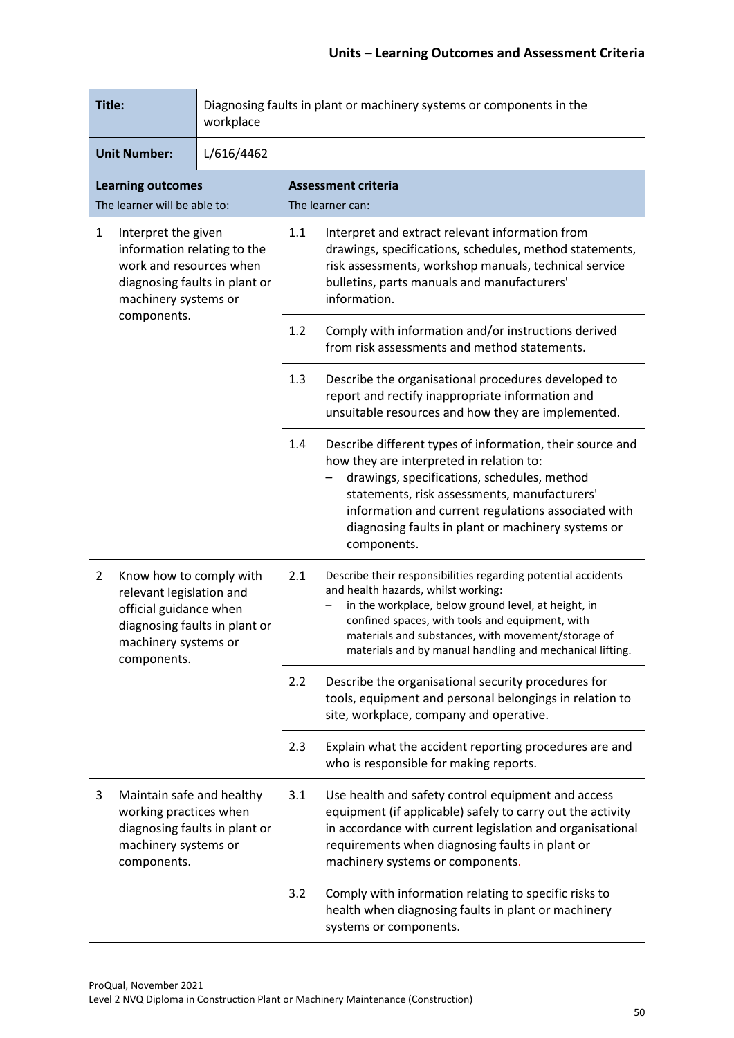## Units – Learning Outcomes and Assessment Criteria

| **Title:** | Diagnosing faults in plant or machinery systems or components in the workplace | | |
|---|---|---|---|
| **Unit Number:** | L/616/4462 | | |
| **Learning outcomes** The learner will be able to: | | **Assessment criteria** The learner can: | |
| 1 Interpret the given information relating to the work and resources when diagnosing faults in plant or machinery systems or components. | | 1.1 | Interpret and extract relevant information from drawings, specifications, schedules, method statements, risk assessments, workshop manuals, technical service bulletins, parts manuals and manufacturers' information. |
| | | 1.2 | Comply with information and/or instructions derived from risk assessments and method statements. |
| | | 1.3 | Describe the organisational procedures developed to report and rectify inappropriate information and unsuitable resources and how they are implemented. |
| | | 1.4 | Describe different types of information, their source and how they are interpreted in relation to: – drawings, specifications, schedules, method statements, risk assessments, manufacturers' information and current regulations associated with diagnosing faults in plant or machinery systems or components. |
| 2 Know how to comply with relevant legislation and official guidance when diagnosing faults in plant or machinery systems or components. | | 2.1 | Describe their responsibilities regarding potential accidents and health hazards, whilst working: – in the workplace, below ground level, at height, in confined spaces, with tools and equipment, with materials and substances, with movement/storage of materials and by manual handling and mechanical lifting. |
| | | 2.2 | Describe the organisational security procedures for tools, equipment and personal belongings in relation to site, workplace, company and operative. |
| | | 2.3 | Explain what the accident reporting procedures are and who is responsible for making reports. |
| 3 Maintain safe and healthy working practices when diagnosing faults in plant or machinery systems or components. | | 3.1 | Use health and safety control equipment and access equipment (if applicable) safely to carry out the activity in accordance with current legislation and organisational requirements when diagnosing faults in plant or machinery systems or components. |
| | | 3.2 | Comply with information relating to specific risks to health when diagnosing faults in plant or machinery systems or components. |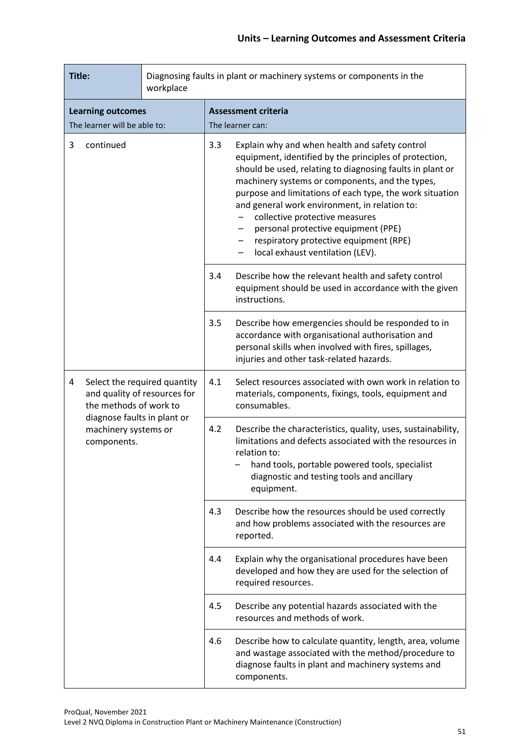## Units – Learning Outcomes and Assessment Criteria

| **Title:** | Diagnosing faults in plant or machinery systems or components in the workplace |
|---|---|
| **Learning outcomes**<br>The learner will be able to: | **Assessment criteria**<br>The learner can: |
| 3 continued | 3.3 Explain why and when health and safety control equipment, identified by the principles of protection, should be used, relating to diagnosing faults in plant or machinery systems or components, and the types, purpose and limitations of each type, the work situation and general work environment, in relation to:<br>– collective protective measures<br>– personal protective equipment (PPE)<br>– respiratory protective equipment (RPE)<br>– local exhaust ventilation (LEV). |
| | 3.4 Describe how the relevant health and safety control equipment should be used in accordance with the given instructions. |
| | 3.5 Describe how emergencies should be responded to in accordance with organisational authorisation and personal skills when involved with fires, spillages, injuries and other task-related hazards. |
| 4 Select the required quantity and quality of resources for the methods of work to diagnose faults in plant or machinery systems or components. | 4.1 Select resources associated with own work in relation to materials, components, fixings, tools, equipment and consumables. |
| | 4.2 Describe the characteristics, quality, uses, sustainability, limitations and defects associated with the resources in relation to:<br>– hand tools, portable powered tools, specialist diagnostic and testing tools and ancillary equipment. |
| | 4.3 Describe how the resources should be used correctly and how problems associated with the resources are reported. |
| | 4.4 Explain why the organisational procedures have been developed and how they are used for the selection of required resources. |
| | 4.5 Describe any potential hazards associated with the resources and methods of work. |
| | 4.6 Describe how to calculate quantity, length, area, volume and wastage associated with the method/procedure to diagnose faults in plant and machinery systems and components. |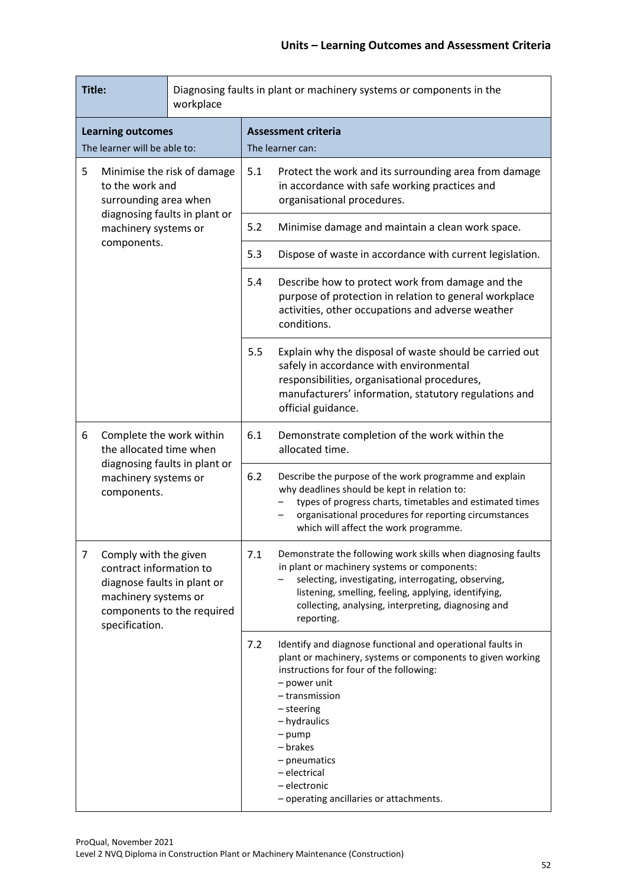| Title: | Diagnosing faults in plant or machinery systems or components in the workplace | | |
|---|---|---|---|
| **Learning outcomes**<br>The learner will be able to: | | **Assessment criteria**<br>The learner can: | |
| 5 | Minimise the risk of damage to the work and surrounding area when diagnosing faults in plant or machinery systems or components. | 5.1 | Protect the work and its surrounding area from damage in accordance with safe working practices and organisational procedures. |
| | | 5.2 | Minimise damage and maintain a clean work space. |
| | | 5.3 | Dispose of waste in accordance with current legislation. |
| | | 5.4 | Describe how to protect work from damage and the purpose of protection in relation to general workplace activities, other occupations and adverse weather conditions. |
| | | 5.5 | Explain why the disposal of waste should be carried out safely in accordance with environmental responsibilities, organisational procedures, manufacturers' information, statutory regulations and official guidance. |
| 6 | Complete the work within the allocated time when diagnosing faults in plant or machinery systems or components. | 6.1 | Demonstrate completion of the work within the allocated time. |
| | | 6.2 | Describe the purpose of the work programme and explain why deadlines should be kept in relation to:<br>– types of progress charts, timetables and estimated times<br>– organisational procedures for reporting circumstances which will affect the work programme. |
| 7 | Comply with the given contract information to diagnose faults in plant or machinery systems or components to the required specification. | 7.1 | Demonstrate the following work skills when diagnosing faults in plant or machinery systems or components:<br>– selecting, investigating, interrogating, observing, listening, smelling, feeling, applying, identifying, collecting, analysing, interpreting, diagnosing and reporting. |
| | | 7.2 | Identify and diagnose functional and operational faults in plant or machinery, systems or components to given working instructions for four of the following:<br>– power unit<br>– transmission<br>– steering<br>– hydraulics<br>– pump<br>– brakes<br>– pneumatics<br>– electrical<br>– electronic<br>– operating ancillaries or attachments. |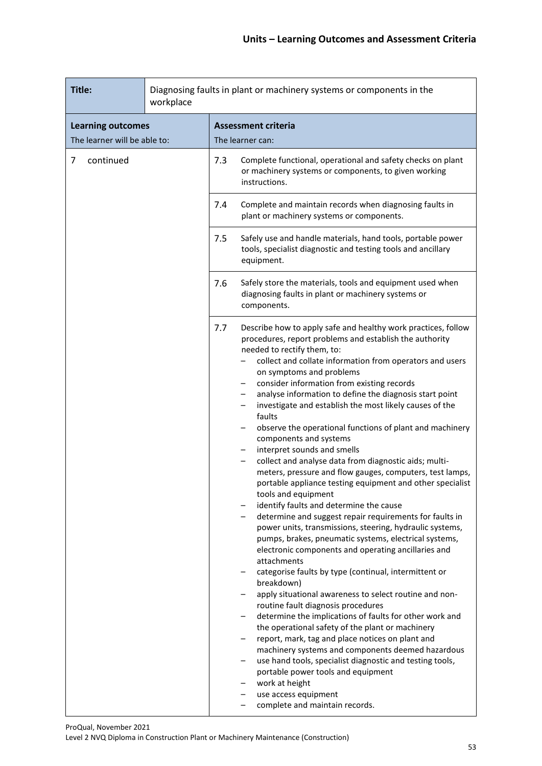| **Title:** | Diagnosing faults in plant or machinery systems or components in the workplace | |
|---|---|---|
| **Learning outcomes**<br>The learner will be able to: | **Assessment criteria**<br>The learner can: | |
| 7 continued | 7.3 | Complete functional, operational and safety checks on plant or machinery systems or components, to given working instructions. |
| | 7.4 | Complete and maintain records when diagnosing faults in plant or machinery systems or components. |
| | 7.5 | Safely use and handle materials, hand tools, portable power tools, specialist diagnostic and testing tools and ancillary equipment. |
| | 7.6 | Safely store the materials, tools and equipment used when diagnosing faults in plant or machinery systems or components. |
| | 7.7 | Describe how to apply safe and healthy work practices, follow procedures, report problems and establish the authority needed to rectify them, to:<br>– collect and collate information from operators and users on symptoms and problems<br>– consider information from existing records<br>– analyse information to define the diagnosis start point<br>– investigate and establish the most likely causes of the faults<br>– observe the operational functions of plant and machinery components and systems<br>– interpret sounds and smells<br>– collect and analyse data from diagnostic aids; multi-meters, pressure and flow gauges, computers, test lamps, portable appliance testing equipment and other specialist tools and equipment<br>– identify faults and determine the cause<br>– determine and suggest repair requirements for faults in power units, transmissions, steering, hydraulic systems, pumps, brakes, pneumatic systems, electrical systems, electronic components and operating ancillaries and attachments<br>– categorise faults by type (continual, intermittent or breakdown)<br>– apply situational awareness to select routine and non-routine fault diagnosis procedures<br>– determine the implications of faults for other work and the operational safety of the plant or machinery<br>– report, mark, tag and place notices on plant and machinery systems and components deemed hazardous<br>– use hand tools, specialist diagnostic and testing tools, portable power tools and equipment<br>– work at height<br>– use access equipment<br>– complete and maintain records. |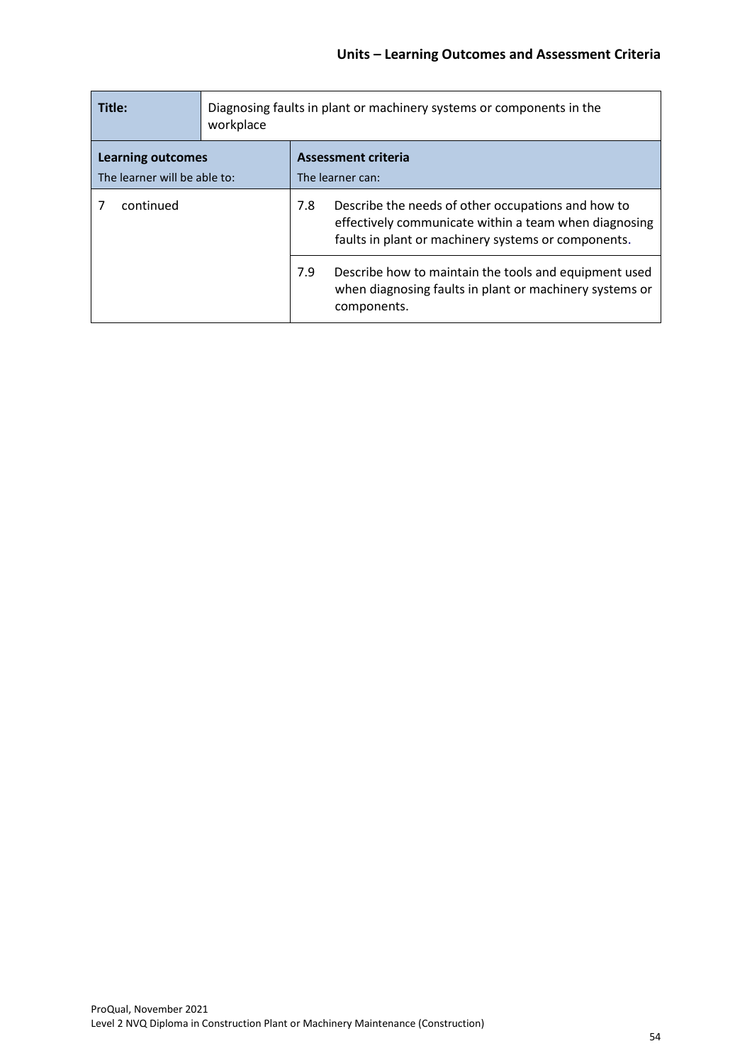| Title: | Diagnosing faults in plant or machinery systems or components in the workplace | |
|---|---|---|
| **Learning outcomes**<br>The learner will be able to: | **Assessment criteria**<br>The learner can: | |
| 7 continued | 7.8 | Describe the needs of other occupations and how to effectively communicate within a team when diagnosing faults in plant or machinery systems or components. |
| | 7.9 | Describe how to maintain the tools and equipment used when diagnosing faults in plant or machinery systems or components. |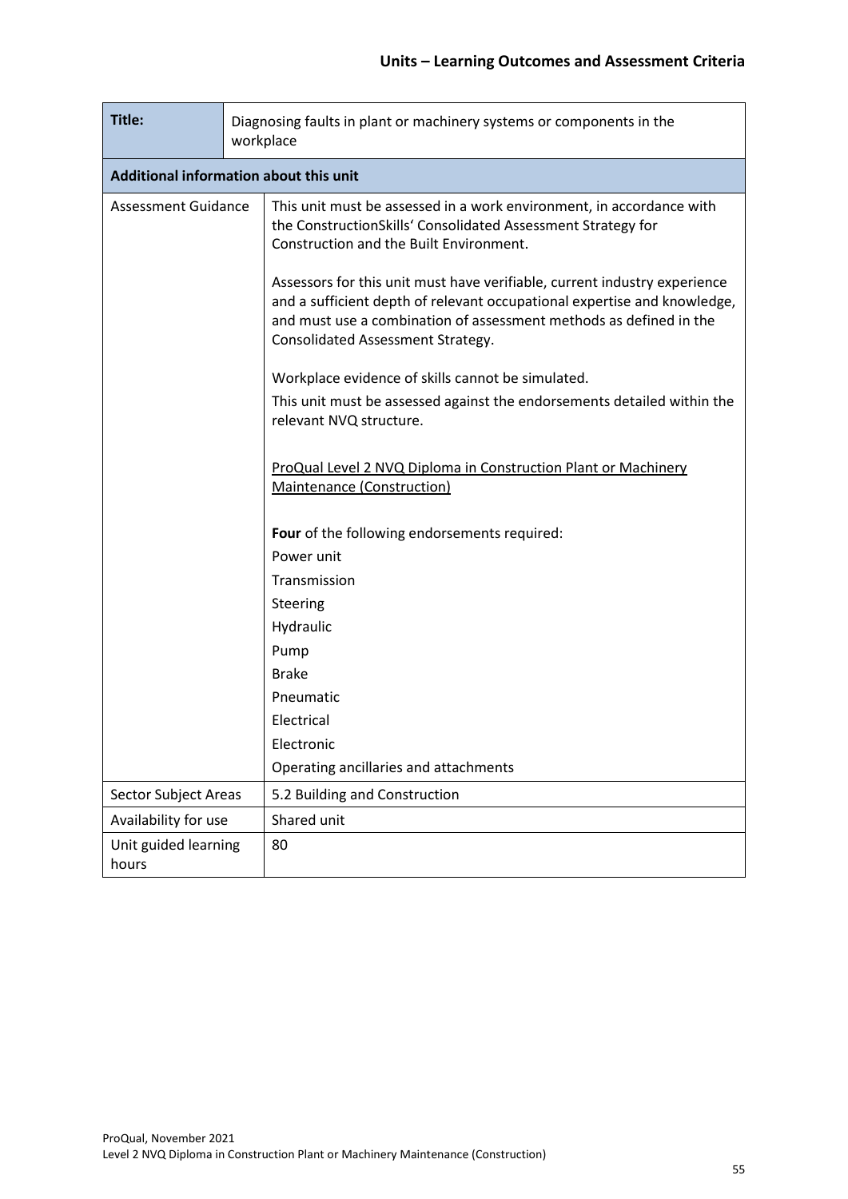| **Title:** | Diagnosing faults in plant or machinery systems or components in the workplace |
|---|---|
| **Additional information about this unit** | |
| Assessment Guidance | This unit must be assessed in a work environment, in accordance with the ConstructionSkills' Consolidated Assessment Strategy for Construction and the Built Environment.<br><br>Assessors for this unit must have verifiable, current industry experience and a sufficient depth of relevant occupational expertise and knowledge, and must use a combination of assessment methods as defined in the Consolidated Assessment Strategy.<br><br>Workplace evidence of skills cannot be simulated.<br>This unit must be assessed against the endorsements detailed within the relevant NVQ structure.<br><br>ProQual Level 2 NVQ Diploma in Construction Plant or Machinery Maintenance (Construction)<br><br>**Four** of the following endorsements required:<br>Power unit<br>Transmission<br>Steering<br>Hydraulic<br>Pump<br>Brake<br>Pneumatic<br>Electrical<br>Electronic<br>Operating ancillaries and attachments |
| Sector Subject Areas | 5.2 Building and Construction |
| Availability for use | Shared unit |
| Unit guided learning hours | 80 |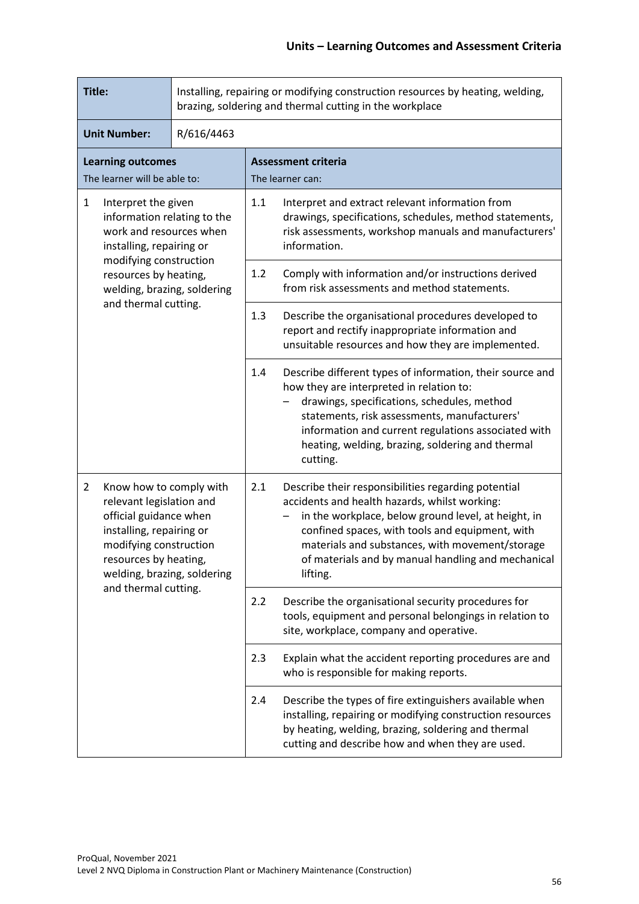## Units – Learning Outcomes and Assessment Criteria

| **Title:** | Installing, repairing or modifying construction resources by heating, welding, brazing, soldering and thermal cutting in the workplace | | |
|---|---|---|---|
| **Unit Number:** | R/616/4463 | | |
| **Learning outcomes**<br>The learner will be able to: | | **Assessment criteria**<br>The learner can: | |
| 1 | Interpret the given information relating to the work and resources when installing, repairing or modifying construction resources by heating, welding, brazing, soldering and thermal cutting. | 1.1 | Interpret and extract relevant information from drawings, specifications, schedules, method statements, risk assessments, workshop manuals and manufacturers' information. |
| | | 1.2 | Comply with information and/or instructions derived from risk assessments and method statements. |
| | | 1.3 | Describe the organisational procedures developed to report and rectify inappropriate information and unsuitable resources and how they are implemented. |
| | | 1.4 | Describe different types of information, their source and how they are interpreted in relation to:<br>– drawings, specifications, schedules, method statements, risk assessments, manufacturers' information and current regulations associated with heating, welding, brazing, soldering and thermal cutting. |
| 2 | Know how to comply with relevant legislation and official guidance when installing, repairing or modifying construction resources by heating, welding, brazing, soldering and thermal cutting. | 2.1 | Describe their responsibilities regarding potential accidents and health hazards, whilst working:<br>– in the workplace, below ground level, at height, in confined spaces, with tools and equipment, with materials and substances, with movement/storage of materials and by manual handling and mechanical lifting. |
| | | 2.2 | Describe the organisational security procedures for tools, equipment and personal belongings in relation to site, workplace, company and operative. |
| | | 2.3 | Explain what the accident reporting procedures are and who is responsible for making reports. |
| | | 2.4 | Describe the types of fire extinguishers available when installing, repairing or modifying construction resources by heating, welding, brazing, soldering and thermal cutting and describe how and when they are used. |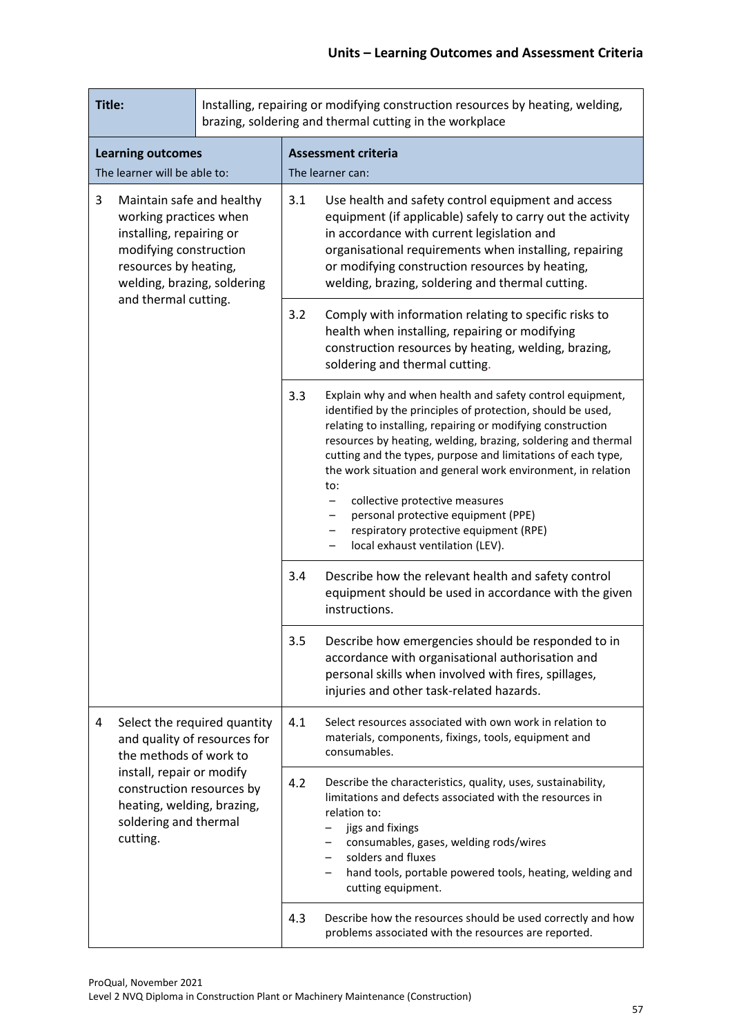## Units – Learning Outcomes and Assessment Criteria

| **Title:** | Installing, repairing or modifying construction resources by heating, welding, brazing, soldering and thermal cutting in the workplace | | |
|---|---|---|---|
| **Learning outcomes**<br>The learner will be able to: | | **Assessment criteria**<br>The learner can: | |
| 3 | Maintain safe and healthy working practices when installing, repairing or modifying construction resources by heating, welding, brazing, soldering and thermal cutting. | 3.1 | Use health and safety control equipment and access equipment (if applicable) safely to carry out the activity in accordance with current legislation and organisational requirements when installing, repairing or modifying construction resources by heating, welding, brazing, soldering and thermal cutting. |
| | | 3.2 | Comply with information relating to specific risks to health when installing, repairing or modifying construction resources by heating, welding, brazing, soldering and thermal cutting. |
| | | 3.3 | Explain why and when health and safety control equipment, identified by the principles of protection, should be used, relating to installing, repairing or modifying construction resources by heating, welding, brazing, soldering and thermal cutting and the types, purpose and limitations of each type, the work situation and general work environment, in relation to:<br>– collective protective measures<br>– personal protective equipment (PPE)<br>– respiratory protective equipment (RPE)<br>– local exhaust ventilation (LEV). |
| | | 3.4 | Describe how the relevant health and safety control equipment should be used in accordance with the given instructions. |
| | | 3.5 | Describe how emergencies should be responded to in accordance with organisational authorisation and personal skills when involved with fires, spillages, injuries and other task-related hazards. |
| 4 | Select the required quantity and quality of resources for the methods of work to install, repair or modify construction resources by heating, welding, brazing, soldering and thermal cutting. | 4.1 | Select resources associated with own work in relation to materials, components, fixings, tools, equipment and consumables. |
| | | 4.2 | Describe the characteristics, quality, uses, sustainability, limitations and defects associated with the resources in relation to:<br>– jigs and fixings<br>– consumables, gases, welding rods/wires<br>– solders and fluxes<br>– hand tools, portable powered tools, heating, welding and cutting equipment. |
| | | 4.3 | Describe how the resources should be used correctly and how problems associated with the resources are reported. |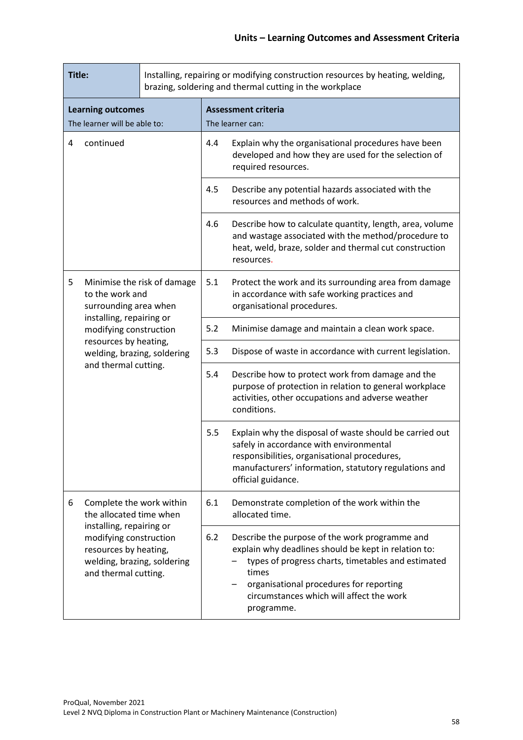## Units – Learning Outcomes and Assessment Criteria

| Title: | Installing, repairing or modifying construction resources by heating, welding, brazing, soldering and thermal cutting in the workplace | |
|---|---|---|
| **Learning outcomes**<br>The learner will be able to: | **Assessment criteria**<br>The learner can: | |
| 4 continued | 4.4 | Explain why the organisational procedures have been developed and how they are used for the selection of required resources. |
| | 4.5 | Describe any potential hazards associated with the resources and methods of work. |
| | 4.6 | Describe how to calculate quantity, length, area, volume and wastage associated with the method/procedure to heat, weld, braze, solder and thermal cut construction resources. |
| 5 Minimise the risk of damage to the work and surrounding area when installing, repairing or modifying construction resources by heating, welding, brazing, soldering and thermal cutting. | 5.1 | Protect the work and its surrounding area from damage in accordance with safe working practices and organisational procedures. |
| | 5.2 | Minimise damage and maintain a clean work space. |
| | 5.3 | Dispose of waste in accordance with current legislation. |
| | 5.4 | Describe how to protect work from damage and the purpose of protection in relation to general workplace activities, other occupations and adverse weather conditions. |
| | 5.5 | Explain why the disposal of waste should be carried out safely in accordance with environmental responsibilities, organisational procedures, manufacturers' information, statutory regulations and official guidance. |
| 6 Complete the work within the allocated time when installing, repairing or modifying construction resources by heating, welding, brazing, soldering and thermal cutting. | 6.1 | Demonstrate completion of the work within the allocated time. |
| | 6.2 | Describe the purpose of the work programme and explain why deadlines should be kept in relation to:<br>– types of progress charts, timetables and estimated times<br>– organisational procedures for reporting circumstances which will affect the work programme. |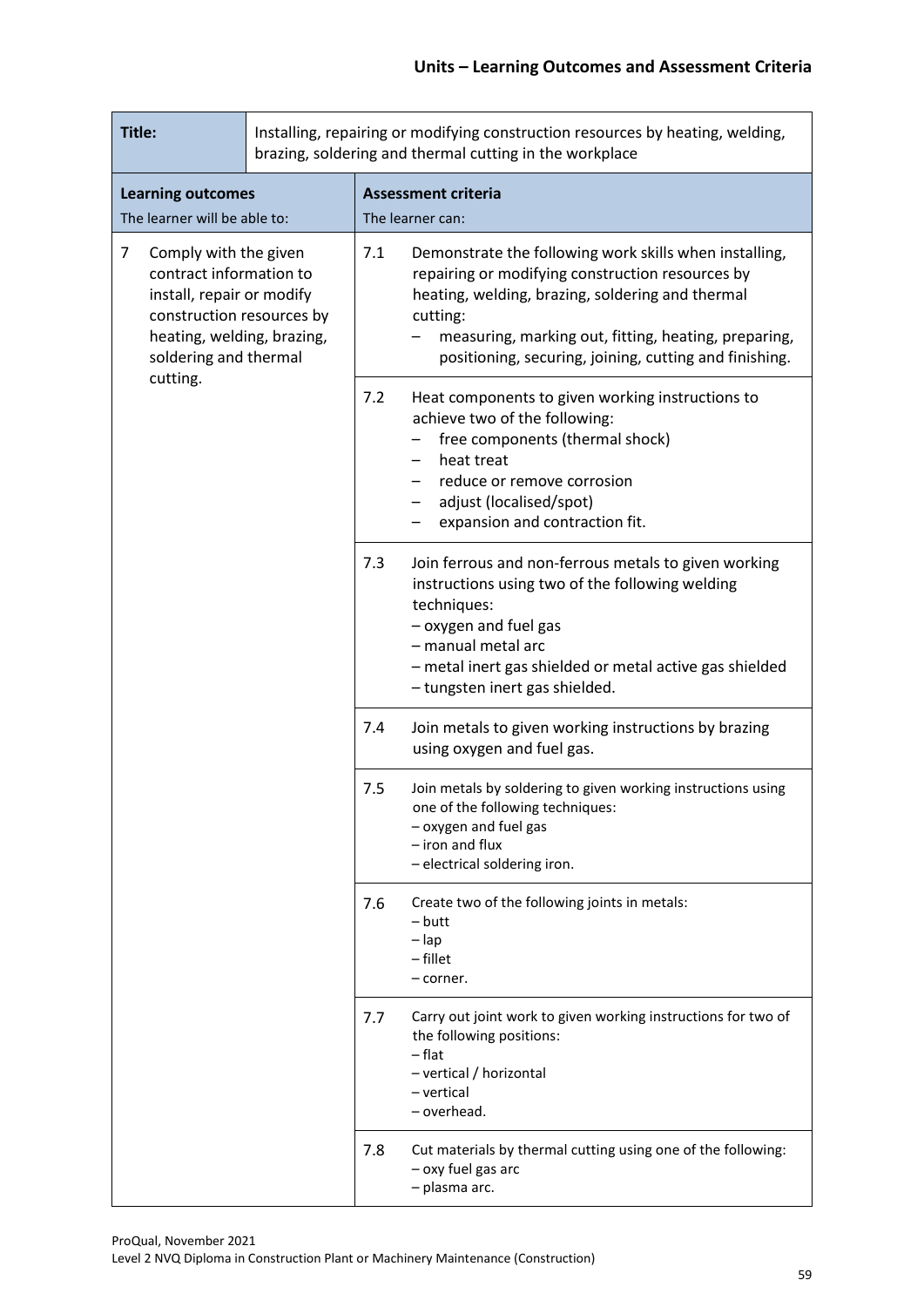## Units – Learning Outcomes and Assessment Criteria

| **Title:** | Installing, repairing or modifying construction resources by heating, welding, brazing, soldering and thermal cutting in the workplace | | |
|---|---|---|---|
| **Learning outcomes**<br>The learner will be able to: | | **Assessment criteria**<br>The learner can: | |
| 7 | Comply with the given contract information to install, repair or modify construction resources by heating, welding, brazing, soldering and thermal cutting. | 7.1 | Demonstrate the following work skills when installing, repairing or modifying construction resources by heating, welding, brazing, soldering and thermal cutting:<br>– measuring, marking out, fitting, heating, preparing, positioning, securing, joining, cutting and finishing. |
| | | 7.2 | Heat components to given working instructions to achieve two of the following:<br>– free components (thermal shock)<br>– heat treat<br>– reduce or remove corrosion<br>– adjust (localised/spot)<br>– expansion and contraction fit. |
| | | 7.3 | Join ferrous and non-ferrous metals to given working instructions using two of the following welding techniques:<br>– oxygen and fuel gas<br>– manual metal arc<br>– metal inert gas shielded or metal active gas shielded<br>– tungsten inert gas shielded. |
| | | 7.4 | Join metals to given working instructions by brazing using oxygen and fuel gas. |
| | | 7.5 | Join metals by soldering to given working instructions using one of the following techniques:<br>– oxygen and fuel gas<br>– iron and flux<br>– electrical soldering iron. |
| | | 7.6 | Create two of the following joints in metals:<br>– butt<br>– lap<br>– fillet<br>– corner. |
| | | 7.7 | Carry out joint work to given working instructions for two of the following positions:<br>– flat<br>– vertical / horizontal<br>– vertical<br>– overhead. |
| | | 7.8 | Cut materials by thermal cutting using one of the following:<br>– oxy fuel gas arc<br>– plasma arc. |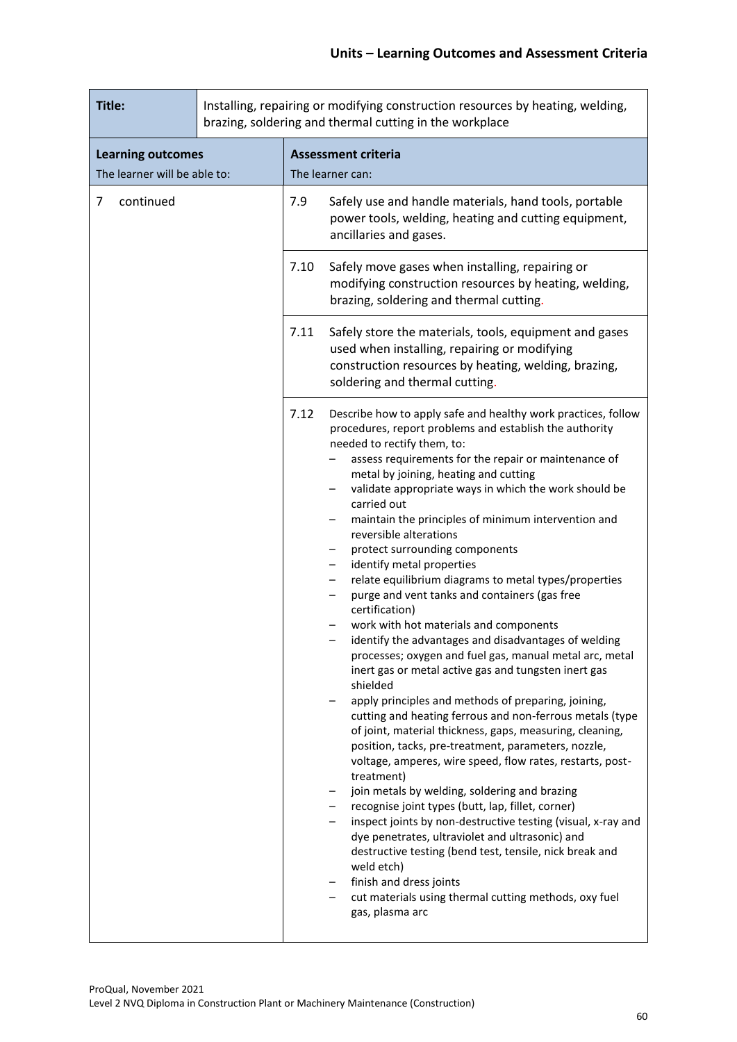| Title: | Installing, repairing or modifying construction resources by heating, welding, brazing, soldering and thermal cutting in the workplace |
|---|---|
| **Learning outcomes**<br>The learner will be able to: | **Assessment criteria**<br>The learner can: |
| 7 continued | 7.9 Safely use and handle materials, hand tools, portable power tools, welding, heating and cutting equipment, ancillaries and gases. |
| | 7.10 Safely move gases when installing, repairing or modifying construction resources by heating, welding, brazing, soldering and thermal cutting. |
| | 7.11 Safely store the materials, tools, equipment and gases used when installing, repairing or modifying construction resources by heating, welding, brazing, soldering and thermal cutting. |
| | 7.12 Describe how to apply safe and healthy work practices, follow procedures, report problems and establish the authority needed to rectify them, to:<br>– assess requirements for the repair or maintenance of metal by joining, heating and cutting<br>– validate appropriate ways in which the work should be carried out<br>– maintain the principles of minimum intervention and reversible alterations<br>– protect surrounding components<br>– identify metal properties<br>– relate equilibrium diagrams to metal types/properties<br>– purge and vent tanks and containers (gas free certification)<br>– work with hot materials and components<br>– identify the advantages and disadvantages of welding processes; oxygen and fuel gas, manual metal arc, metal inert gas or metal active gas and tungsten inert gas shielded<br>– apply principles and methods of preparing, joining, cutting and heating ferrous and non-ferrous metals (type of joint, material thickness, gaps, measuring, cleaning, position, tacks, pre-treatment, parameters, nozzle, voltage, amperes, wire speed, flow rates, restarts, post-treatment)<br>– join metals by welding, soldering and brazing<br>– recognise joint types (butt, lap, fillet, corner)<br>– inspect joints by non-destructive testing (visual, x-ray and dye penetrates, ultraviolet and ultrasonic) and destructive testing (bend test, tensile, nick break and weld etch)<br>– finish and dress joints<br>– cut materials using thermal cutting methods, oxy fuel gas, plasma arc |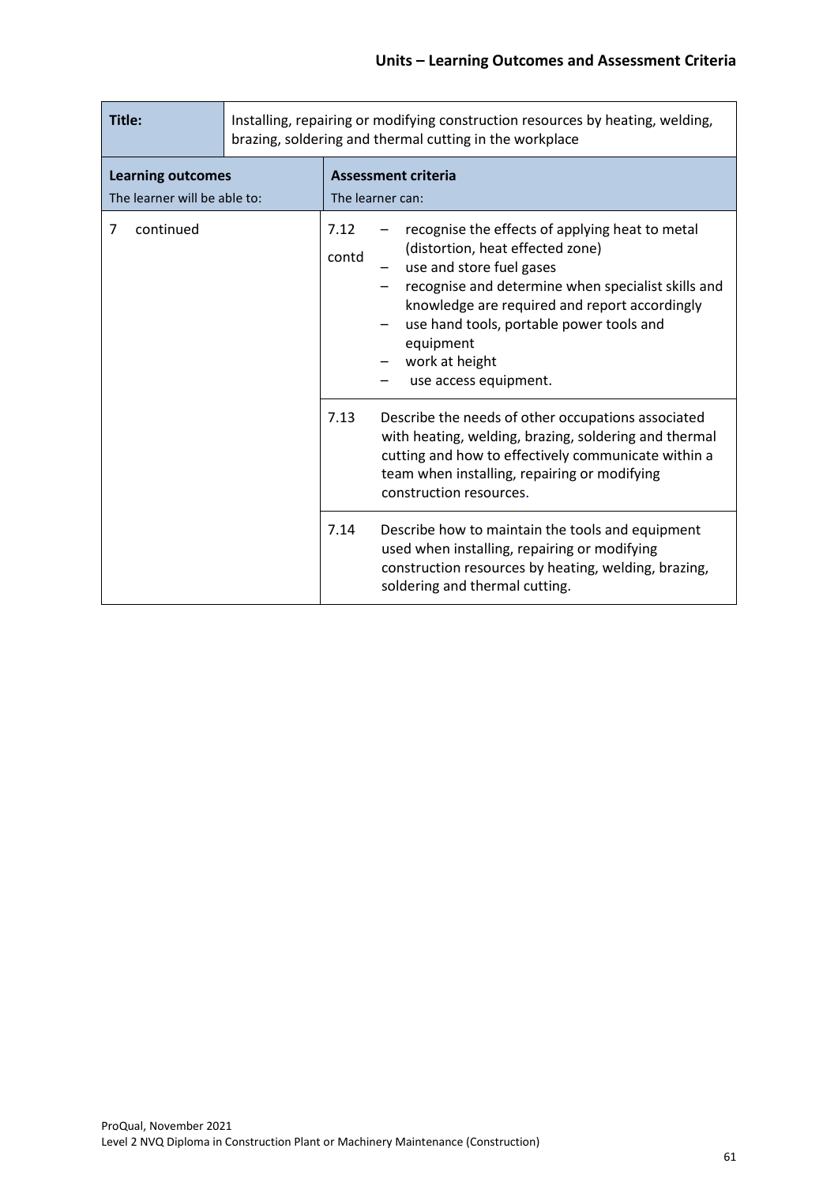| **Title:** | Installing, repairing or modifying construction resources by heating, welding, brazing, soldering and thermal cutting in the workplace |
|---|---|
| **Learning outcomes**<br>The learner will be able to: | **Assessment criteria**<br>The learner can: |
| 7 continued | 7.12 contd<br>– recognise the effects of applying heat to metal (distortion, heat effected zone)<br>– use and store fuel gases<br>– recognise and determine when specialist skills and knowledge are required and report accordingly<br>– use hand tools, portable power tools and equipment<br>– work at height<br>– use access equipment. |
| | 7.13 Describe the needs of other occupations associated with heating, welding, brazing, soldering and thermal cutting and how to effectively communicate within a team when installing, repairing or modifying construction resources. |
| | 7.14 Describe how to maintain the tools and equipment used when installing, repairing or modifying construction resources by heating, welding, brazing, soldering and thermal cutting. |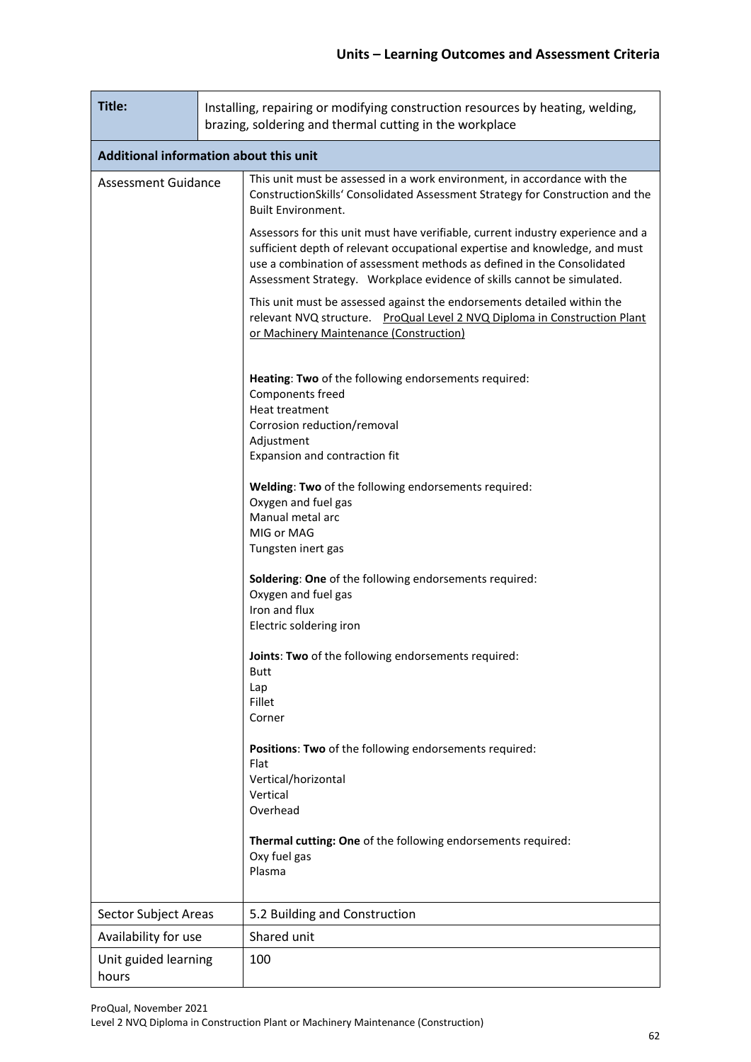## Units – Learning Outcomes and Assessment Criteria

| **Title:** | Installing, repairing or modifying construction resources by heating, welding, brazing, soldering and thermal cutting in the workplace |
|---|---|
| **Additional information about this unit** | |
| Assessment Guidance | This unit must be assessed in a work environment, in accordance with the ConstructionSkills' Consolidated Assessment Strategy for Construction and the Built Environment.<br><br>Assessors for this unit must have verifiable, current industry experience and a sufficient depth of relevant occupational expertise and knowledge, and must use a combination of assessment methods as defined in the Consolidated Assessment Strategy. Workplace evidence of skills cannot be simulated.<br><br>This unit must be assessed against the endorsements detailed within the relevant NVQ structure. ProQual Level 2 NVQ Diploma in Construction Plant or Machinery Maintenance (Construction)<br><br>**Heating**: **Two** of the following endorsements required:<br>Components freed<br>Heat treatment<br>Corrosion reduction/removal<br>Adjustment<br>Expansion and contraction fit<br><br>**Welding**: **Two** of the following endorsements required:<br>Oxygen and fuel gas<br>Manual metal arc<br>MIG or MAG<br>Tungsten inert gas<br><br>**Soldering**: **One** of the following endorsements required:<br>Oxygen and fuel gas<br>Iron and flux<br>Electric soldering iron<br><br>**Joints**: **Two** of the following endorsements required:<br>Butt<br>Lap<br>Fillet<br>Corner<br><br>**Positions**: **Two** of the following endorsements required:<br>Flat<br>Vertical/horizontal<br>Vertical<br>Overhead<br><br>**Thermal cutting: One** of the following endorsements required:<br>Oxy fuel gas<br>Plasma |
| Sector Subject Areas | 5.2 Building and Construction |
| Availability for use | Shared unit |
| Unit guided learning hours | 100 |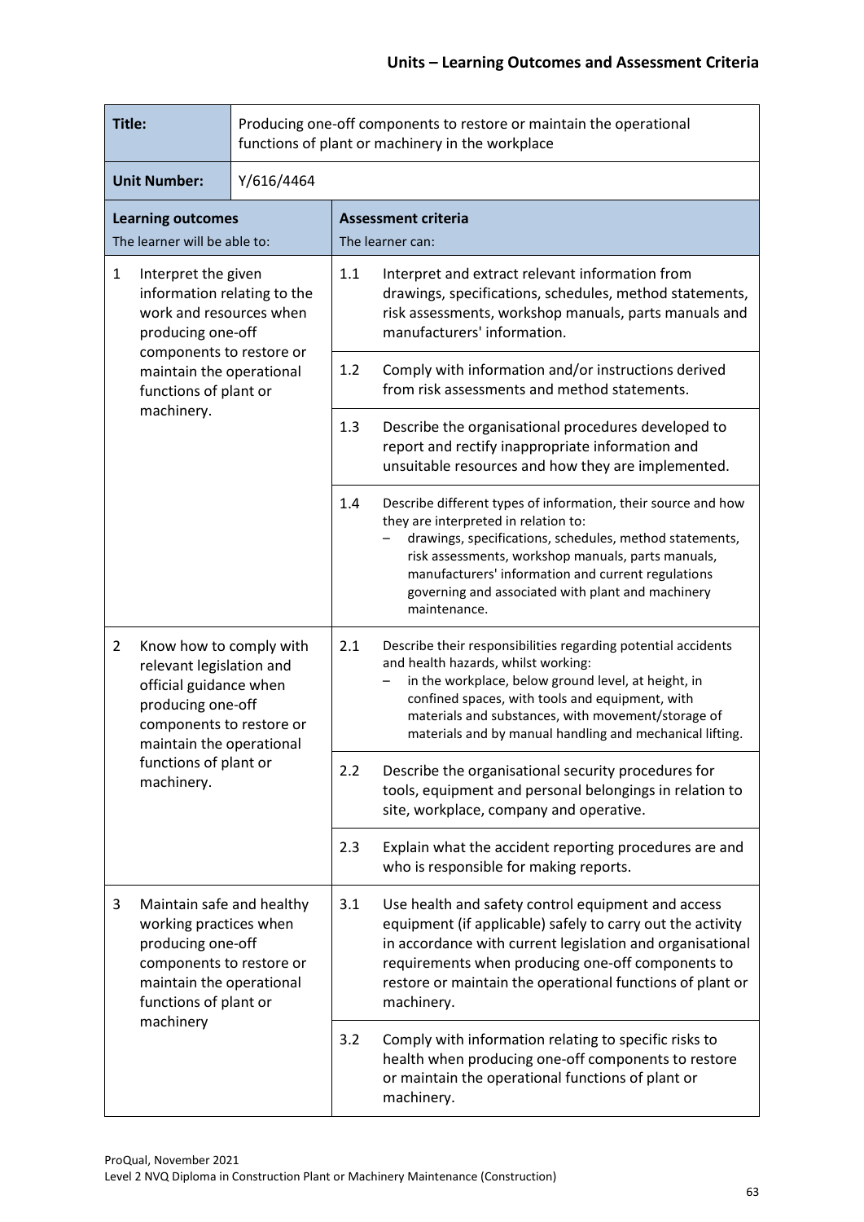## Units – Learning Outcomes and Assessment Criteria

| **Title:** | Producing one-off components to restore or maintain the operational functions of plant or machinery in the workplace | | |
|---|---|---|---|
| **Unit Number:** | Y/616/4464 | | |
| **Learning outcomes**<br>The learner will be able to: | | **Assessment criteria**<br>The learner can: | |
| 1 | Interpret the given information relating to the work and resources when producing one-off components to restore or maintain the operational functions of plant or machinery. | 1.1 | Interpret and extract relevant information from drawings, specifications, schedules, method statements, risk assessments, workshop manuals, parts manuals and manufacturers' information. |
| | | 1.2 | Comply with information and/or instructions derived from risk assessments and method statements. |
| | | 1.3 | Describe the organisational procedures developed to report and rectify inappropriate information and unsuitable resources and how they are implemented. |
| | | 1.4 | Describe different types of information, their source and how they are interpreted in relation to:<br>– drawings, specifications, schedules, method statements, risk assessments, workshop manuals, parts manuals, manufacturers' information and current regulations governing and associated with plant and machinery maintenance. |
| 2 | Know how to comply with relevant legislation and official guidance when producing one-off components to restore or maintain the operational functions of plant or machinery. | 2.1 | Describe their responsibilities regarding potential accidents and health hazards, whilst working:<br>– in the workplace, below ground level, at height, in confined spaces, with tools and equipment, with materials and substances, with movement/storage of materials and by manual handling and mechanical lifting. |
| | | 2.2 | Describe the organisational security procedures for tools, equipment and personal belongings in relation to site, workplace, company and operative. |
| | | 2.3 | Explain what the accident reporting procedures are and who is responsible for making reports. |
| 3 | Maintain safe and healthy working practices when producing one-off components to restore or maintain the operational functions of plant or machinery | 3.1 | Use health and safety control equipment and access equipment (if applicable) safely to carry out the activity in accordance with current legislation and organisational requirements when producing one-off components to restore or maintain the operational functions of plant or machinery. |
| | | 3.2 | Comply with information relating to specific risks to health when producing one-off components to restore or maintain the operational functions of plant or machinery. |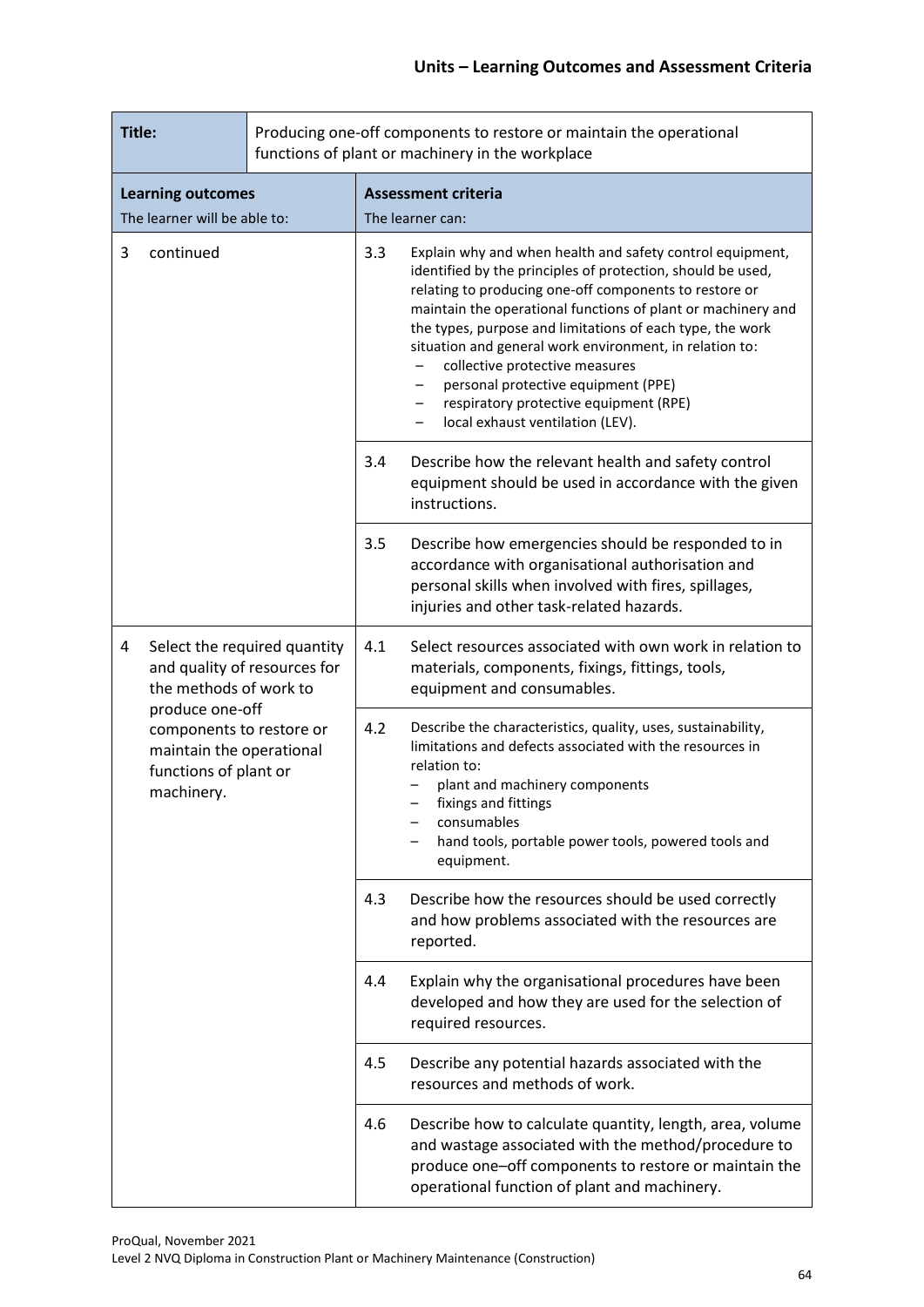## Units – Learning Outcomes and Assessment Criteria

| **Title:** | Producing one-off components to restore or maintain the operational functions of plant or machinery in the workplace | |
|---|---|---|
| **Learning outcomes**<br>The learner will be able to: | **Assessment criteria**<br>The learner can: | |
| 3 continued | 3.3 | Explain why and when health and safety control equipment, identified by the principles of protection, should be used, relating to producing one-off components to restore or maintain the operational functions of plant or machinery and the types, purpose and limitations of each type, the work situation and general work environment, in relation to:<br>– collective protective measures<br>– personal protective equipment (PPE)<br>– respiratory protective equipment (RPE)<br>– local exhaust ventilation (LEV). |
| | 3.4 | Describe how the relevant health and safety control equipment should be used in accordance with the given instructions. |
| | 3.5 | Describe how emergencies should be responded to in accordance with organisational authorisation and personal skills when involved with fires, spillages, injuries and other task-related hazards. |
| 4 Select the required quantity and quality of resources for the methods of work to produce one-off components to restore or maintain the operational functions of plant or machinery. | 4.1 | Select resources associated with own work in relation to materials, components, fixings, fittings, tools, equipment and consumables. |
| | 4.2 | Describe the characteristics, quality, uses, sustainability, limitations and defects associated with the resources in relation to:<br>– plant and machinery components<br>– fixings and fittings<br>– consumables<br>– hand tools, portable power tools, powered tools and equipment. |
| | 4.3 | Describe how the resources should be used correctly and how problems associated with the resources are reported. |
| | 4.4 | Explain why the organisational procedures have been developed and how they are used for the selection of required resources. |
| | 4.5 | Describe any potential hazards associated with the resources and methods of work. |
| | 4.6 | Describe how to calculate quantity, length, area, volume and wastage associated with the method/procedure to produce one–off components to restore or maintain the operational function of plant and machinery. |

ProQual, November 2021
Level 2 NVQ Diploma in Construction Plant or Machinery Maintenance (Construction)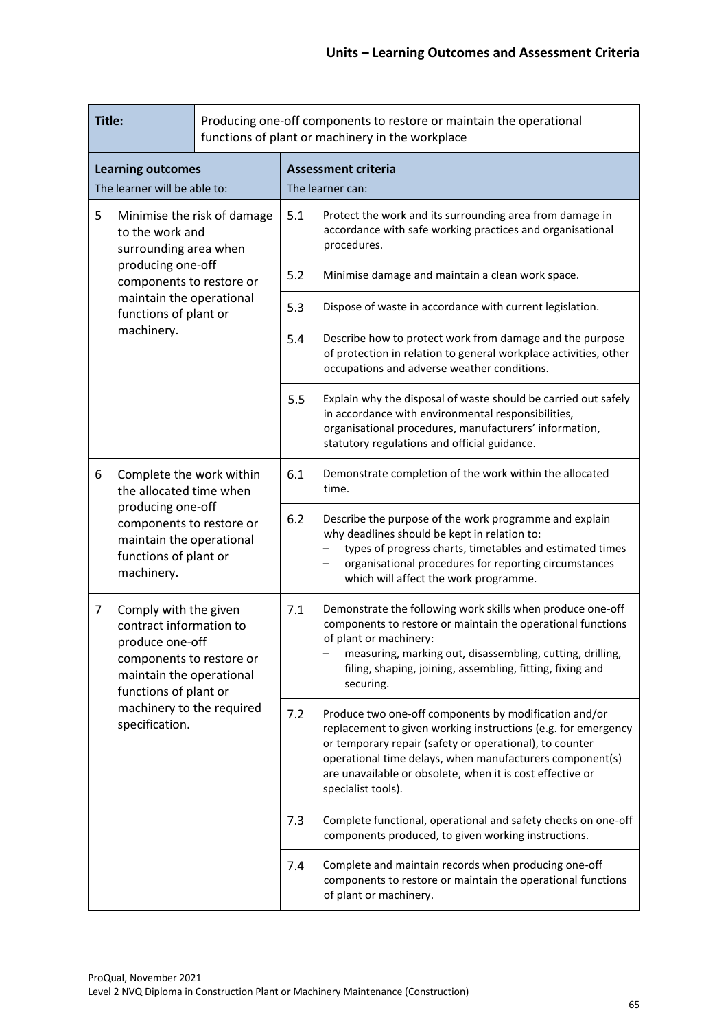## Units – Learning Outcomes and Assessment Criteria

| **Title:** | Producing one-off components to restore or maintain the operational functions of plant or machinery in the workplace | | |
|---|---|---|---|
| **Learning outcomes**<br>The learner will be able to: | | **Assessment criteria**<br>The learner can: | |
| 5 | Minimise the risk of damage to the work and surrounding area when producing one-off components to restore or maintain the operational functions of plant or machinery. | 5.1 | Protect the work and its surrounding area from damage in accordance with safe working practices and organisational procedures. |
| | | 5.2 | Minimise damage and maintain a clean work space. |
| | | 5.3 | Dispose of waste in accordance with current legislation. |
| | | 5.4 | Describe how to protect work from damage and the purpose of protection in relation to general workplace activities, other occupations and adverse weather conditions. |
| | | 5.5 | Explain why the disposal of waste should be carried out safely in accordance with environmental responsibilities, organisational procedures, manufacturers' information, statutory regulations and official guidance. |
| 6 | Complete the work within the allocated time when producing one-off components to restore or maintain the operational functions of plant or machinery. | 6.1 | Demonstrate completion of the work within the allocated time. |
| | | 6.2 | Describe the purpose of the work programme and explain why deadlines should be kept in relation to:<br>– types of progress charts, timetables and estimated times<br>– organisational procedures for reporting circumstances which will affect the work programme. |
| 7 | Comply with the given contract information to produce one-off components to restore or maintain the operational functions of plant or machinery to the required specification. | 7.1 | Demonstrate the following work skills when produce one-off components to restore or maintain the operational functions of plant or machinery:<br>– measuring, marking out, disassembling, cutting, drilling, filing, shaping, joining, assembling, fitting, fixing and securing. |
| | | 7.2 | Produce two one-off components by modification and/or replacement to given working instructions (e.g. for emergency or temporary repair (safety or operational), to counter operational time delays, when manufacturers component(s) are unavailable or obsolete, when it is cost effective or specialist tools). |
| | | 7.3 | Complete functional, operational and safety checks on one-off components produced, to given working instructions. |
| | | 7.4 | Complete and maintain records when producing one-off components to restore or maintain the operational functions of plant or machinery. |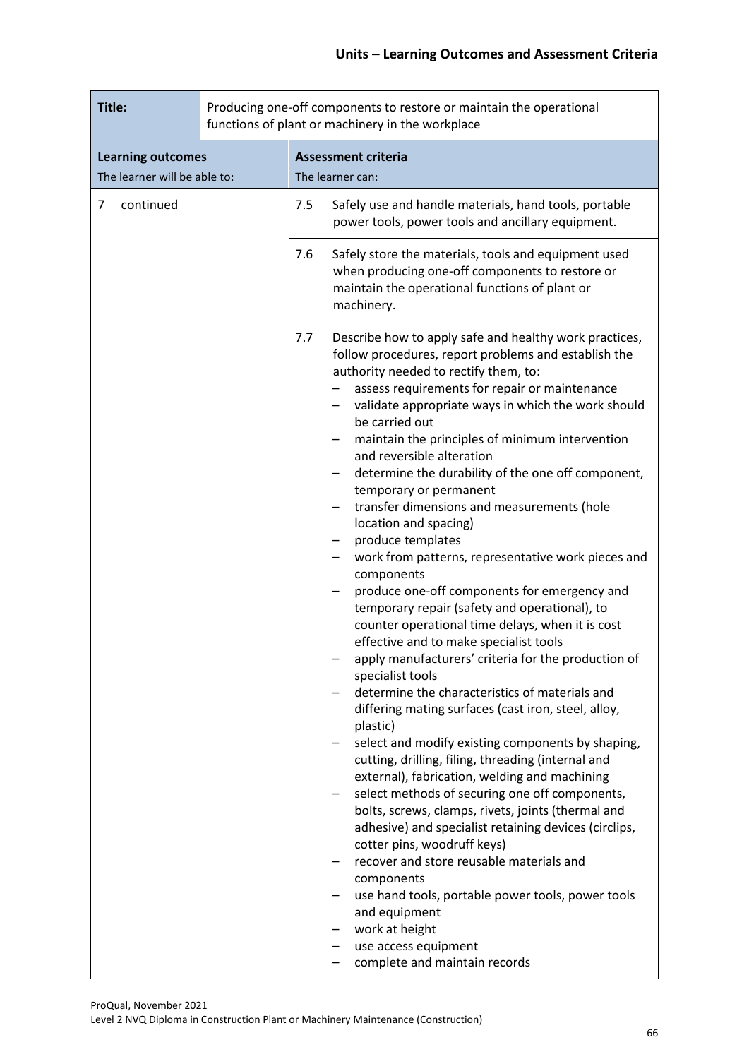| Title: | Producing one-off components to restore or maintain the operational functions of plant or machinery in the workplace |
|---|---|
| **Learning outcomes**<br>The learner will be able to: | **Assessment criteria**<br>The learner can: |
| 7 continued | 7.5 Safely use and handle materials, hand tools, portable power tools, power tools and ancillary equipment. |
| | 7.6 Safely store the materials, tools and equipment used when producing one-off components to restore or maintain the operational functions of plant or machinery. |
| | 7.7 Describe how to apply safe and healthy work practices, follow procedures, report problems and establish the authority needed to rectify them, to:<br>– assess requirements for repair or maintenance<br>– validate appropriate ways in which the work should be carried out<br>– maintain the principles of minimum intervention and reversible alteration<br>– determine the durability of the one off component, temporary or permanent<br>– transfer dimensions and measurements (hole location and spacing)<br>– produce templates<br>– work from patterns, representative work pieces and components<br>– produce one-off components for emergency and temporary repair (safety and operational), to counter operational time delays, when it is cost effective and to make specialist tools<br>– apply manufacturers' criteria for the production of specialist tools<br>– determine the characteristics of materials and differing mating surfaces (cast iron, steel, alloy, plastic)<br>– select and modify existing components by shaping, cutting, drilling, filing, threading (internal and external), fabrication, welding and machining<br>– select methods of securing one off components, bolts, screws, clamps, rivets, joints (thermal and adhesive) and specialist retaining devices (circlips, cotter pins, woodruff keys)<br>– recover and store reusable materials and components<br>– use hand tools, portable power tools, power tools and equipment<br>– work at height<br>– use access equipment<br>– complete and maintain records |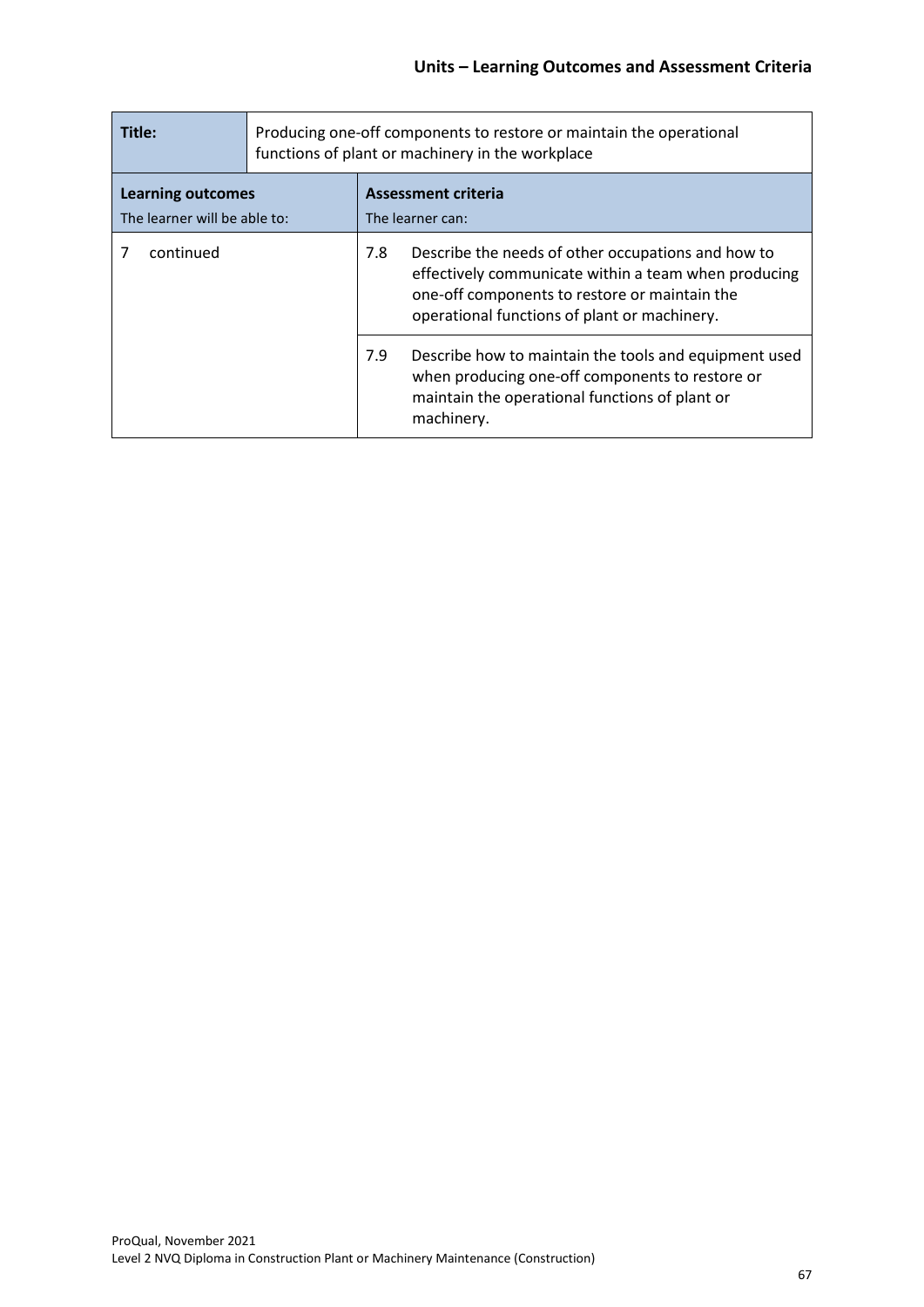| Title: | Producing one-off components to restore or maintain the operational functions of plant or machinery in the workplace | | |
|---|---|---|---|
| **Learning outcomes**<br>The learner will be able to: | | **Assessment criteria**<br>The learner can: | |
| 7 continued | | 7.8 | Describe the needs of other occupations and how to effectively communicate within a team when producing one-off components to restore or maintain the operational functions of plant or machinery. |
| | | 7.9 | Describe how to maintain the tools and equipment used when producing one-off components to restore or maintain the operational functions of plant or machinery. |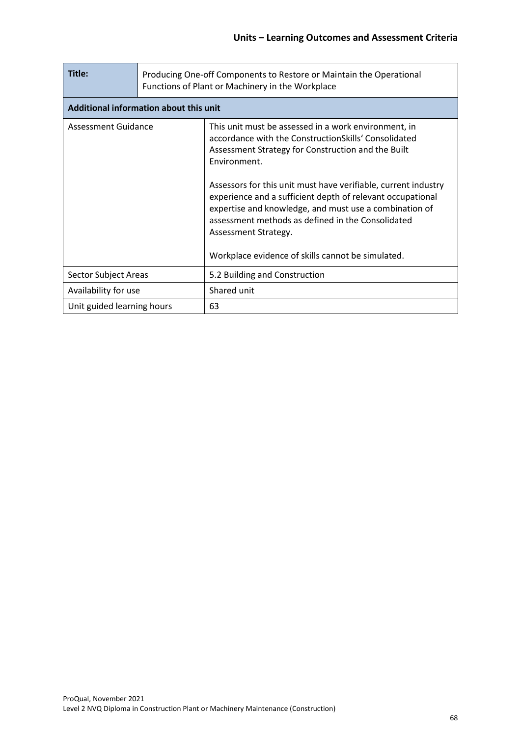| Title: | Producing One-off Components to Restore or Maintain the Operational Functions of Plant or Machinery in the Workplace |
|---|---|
| **Additional information about this unit** | |
| Assessment Guidance | This unit must be assessed in a work environment, in accordance with the ConstructionSkills' Consolidated Assessment Strategy for Construction and the Built Environment.<br><br>Assessors for this unit must have verifiable, current industry experience and a sufficient depth of relevant occupational expertise and knowledge, and must use a combination of assessment methods as defined in the Consolidated Assessment Strategy.<br><br>Workplace evidence of skills cannot be simulated. |
| Sector Subject Areas | 5.2 Building and Construction |
| Availability for use | Shared unit |
| Unit guided learning hours | 63 |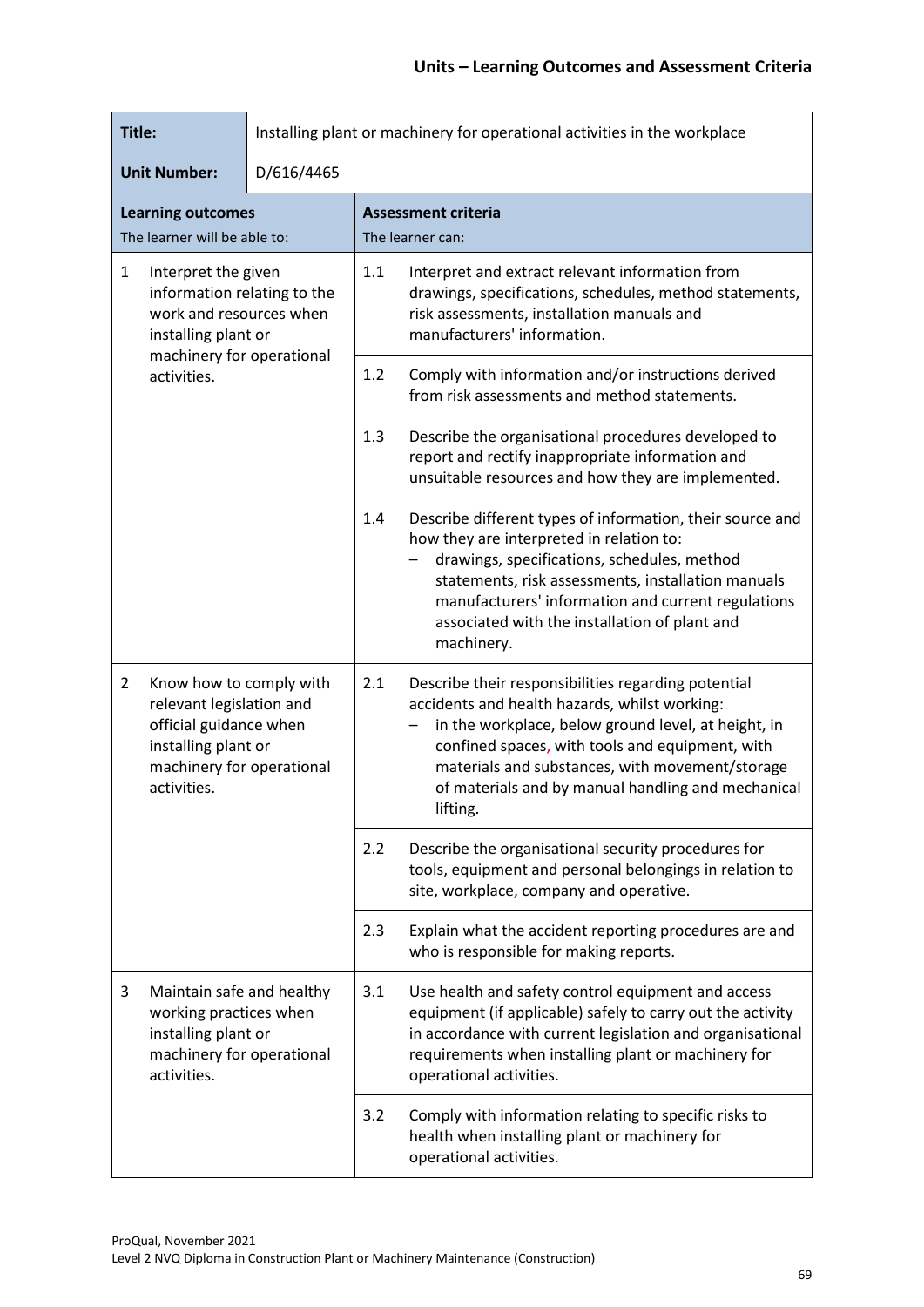## Units – Learning Outcomes and Assessment Criteria

| **Title:** | Installing plant or machinery for operational activities in the workplace | | |
|---|---|---|---|
| **Unit Number:** | D/616/4465 | | |
| **Learning outcomes**<br>The learner will be able to: | | **Assessment criteria**<br>The learner can: | |
| 1 Interpret the given information relating to the work and resources when installing plant or machinery for operational activities. | | 1.1 | Interpret and extract relevant information from drawings, specifications, schedules, method statements, risk assessments, installation manuals and manufacturers' information. |
| | | 1.2 | Comply with information and/or instructions derived from risk assessments and method statements. |
| | | 1.3 | Describe the organisational procedures developed to report and rectify inappropriate information and unsuitable resources and how they are implemented. |
| | | 1.4 | Describe different types of information, their source and how they are interpreted in relation to:<br>– drawings, specifications, schedules, method statements, risk assessments, installation manuals manufacturers' information and current regulations associated with the installation of plant and machinery. |
| 2 Know how to comply with relevant legislation and official guidance when installing plant or machinery for operational activities. | | 2.1 | Describe their responsibilities regarding potential accidents and health hazards, whilst working:<br>– in the workplace, below ground level, at height, in confined spaces, with tools and equipment, with materials and substances, with movement/storage of materials and by manual handling and mechanical lifting. |
| | | 2.2 | Describe the organisational security procedures for tools, equipment and personal belongings in relation to site, workplace, company and operative. |
| | | 2.3 | Explain what the accident reporting procedures are and who is responsible for making reports. |
| 3 Maintain safe and healthy working practices when installing plant or machinery for operational activities. | | 3.1 | Use health and safety control equipment and access equipment (if applicable) safely to carry out the activity in accordance with current legislation and organisational requirements when installing plant or machinery for operational activities. |
| | | 3.2 | Comply with information relating to specific risks to health when installing plant or machinery for operational activities. |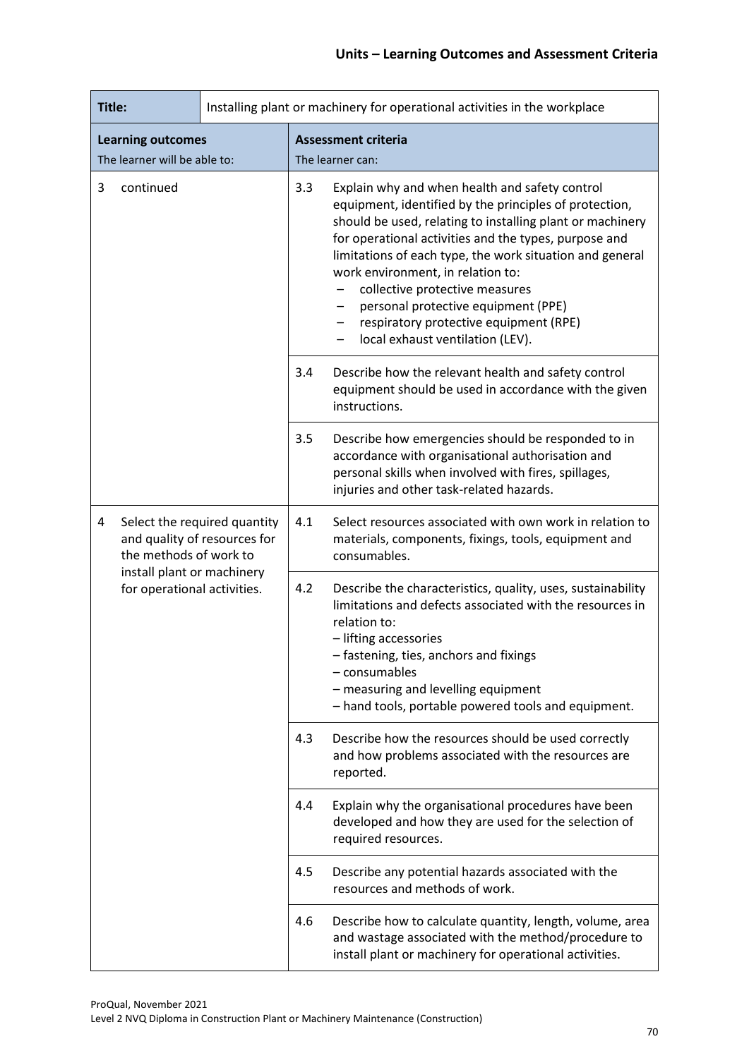## Units – Learning Outcomes and Assessment Criteria

| Title: | Installing plant or machinery for operational activities in the workplace | | |
|---|---|---|---|
| **Learning outcomes**<br>The learner will be able to: | | **Assessment criteria**<br>The learner can: | |
| 3 | continued | 3.3 | Explain why and when health and safety control equipment, identified by the principles of protection, should be used, relating to installing plant or machinery for operational activities and the types, purpose and limitations of each type, the work situation and general work environment, in relation to:<br>– collective protective measures<br>– personal protective equipment (PPE)<br>– respiratory protective equipment (RPE)<br>– local exhaust ventilation (LEV). |
| | | 3.4 | Describe how the relevant health and safety control equipment should be used in accordance with the given instructions. |
| | | 3.5 | Describe how emergencies should be responded to in accordance with organisational authorisation and personal skills when involved with fires, spillages, injuries and other task-related hazards. |
| 4 | Select the required quantity and quality of resources for the methods of work to install plant or machinery for operational activities. | 4.1 | Select resources associated with own work in relation to materials, components, fixings, tools, equipment and consumables. |
| | | 4.2 | Describe the characteristics, quality, uses, sustainability limitations and defects associated with the resources in relation to:<br>– lifting accessories<br>– fastening, ties, anchors and fixings<br>– consumables<br>– measuring and levelling equipment<br>– hand tools, portable powered tools and equipment. |
| | | 4.3 | Describe how the resources should be used correctly and how problems associated with the resources are reported. |
| | | 4.4 | Explain why the organisational procedures have been developed and how they are used for the selection of required resources. |
| | | 4.5 | Describe any potential hazards associated with the resources and methods of work. |
| | | 4.6 | Describe how to calculate quantity, length, volume, area and wastage associated with the method/procedure to install plant or machinery for operational activities. |

ProQual, November 2021
Level 2 NVQ Diploma in Construction Plant or Machinery Maintenance (Construction)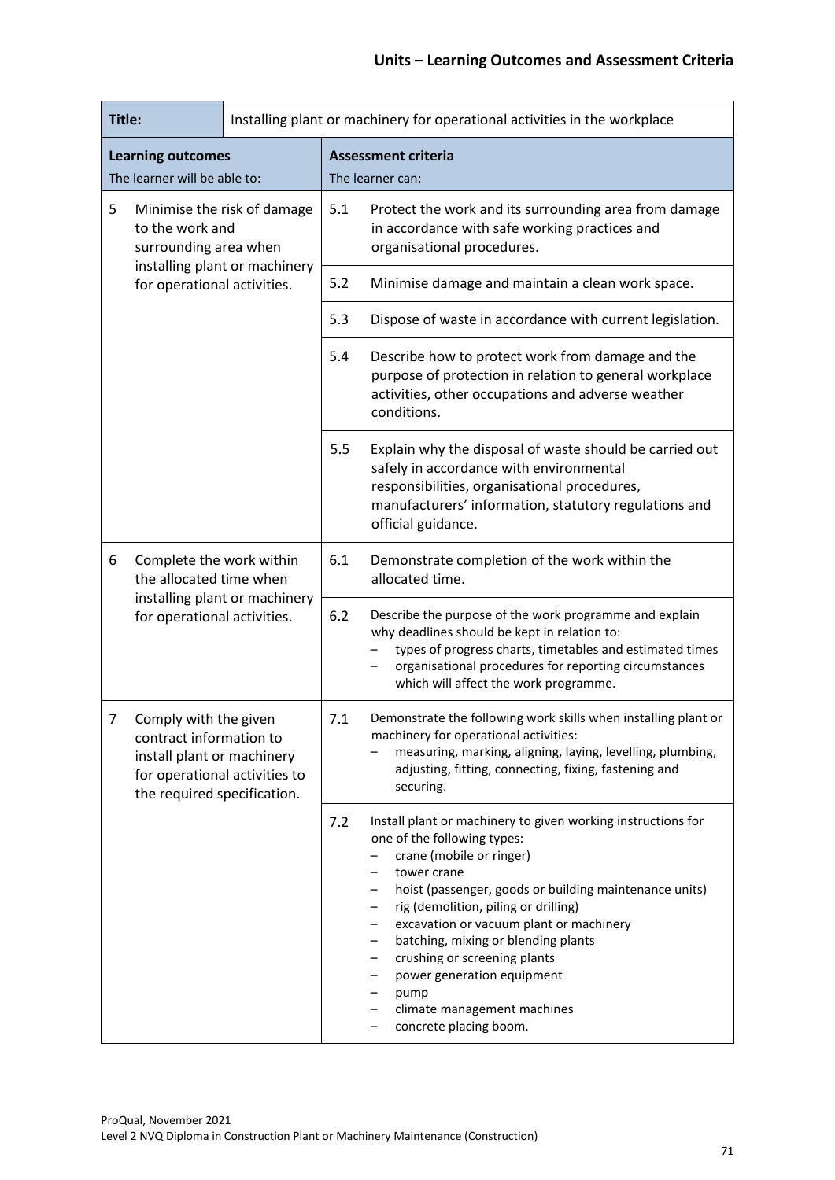## Units – Learning Outcomes and Assessment Criteria

| Title: | Installing plant or machinery for operational activities in the workplace | |
|---|---|---|
| **Learning outcomes**<br>The learner will be able to: | **Assessment criteria**<br>The learner can: | |
| 5 Minimise the risk of damage to the work and surrounding area when installing plant or machinery for operational activities. | 5.1 | Protect the work and its surrounding area from damage in accordance with safe working practices and organisational procedures. |
| | 5.2 | Minimise damage and maintain a clean work space. |
| | 5.3 | Dispose of waste in accordance with current legislation. |
| | 5.4 | Describe how to protect work from damage and the purpose of protection in relation to general workplace activities, other occupations and adverse weather conditions. |
| | 5.5 | Explain why the disposal of waste should be carried out safely in accordance with environmental responsibilities, organisational procedures, manufacturers' information, statutory regulations and official guidance. |
| 6 Complete the work within the allocated time when installing plant or machinery for operational activities. | 6.1 | Demonstrate completion of the work within the allocated time. |
| | 6.2 | Describe the purpose of the work programme and explain why deadlines should be kept in relation to:<br>– types of progress charts, timetables and estimated times<br>– organisational procedures for reporting circumstances which will affect the work programme. |
| 7 Comply with the given contract information to install plant or machinery for operational activities to the required specification. | 7.1 | Demonstrate the following work skills when installing plant or machinery for operational activities:<br>– measuring, marking, aligning, laying, levelling, plumbing, adjusting, fitting, connecting, fixing, fastening and securing. |
| | 7.2 | Install plant or machinery to given working instructions for one of the following types:<br>– crane (mobile or ringer)<br>– tower crane<br>– hoist (passenger, goods or building maintenance units)<br>– rig (demolition, piling or drilling)<br>– excavation or vacuum plant or machinery<br>– batching, mixing or blending plants<br>– crushing or screening plants<br>– power generation equipment<br>– pump<br>– climate management machines<br>– concrete placing boom. |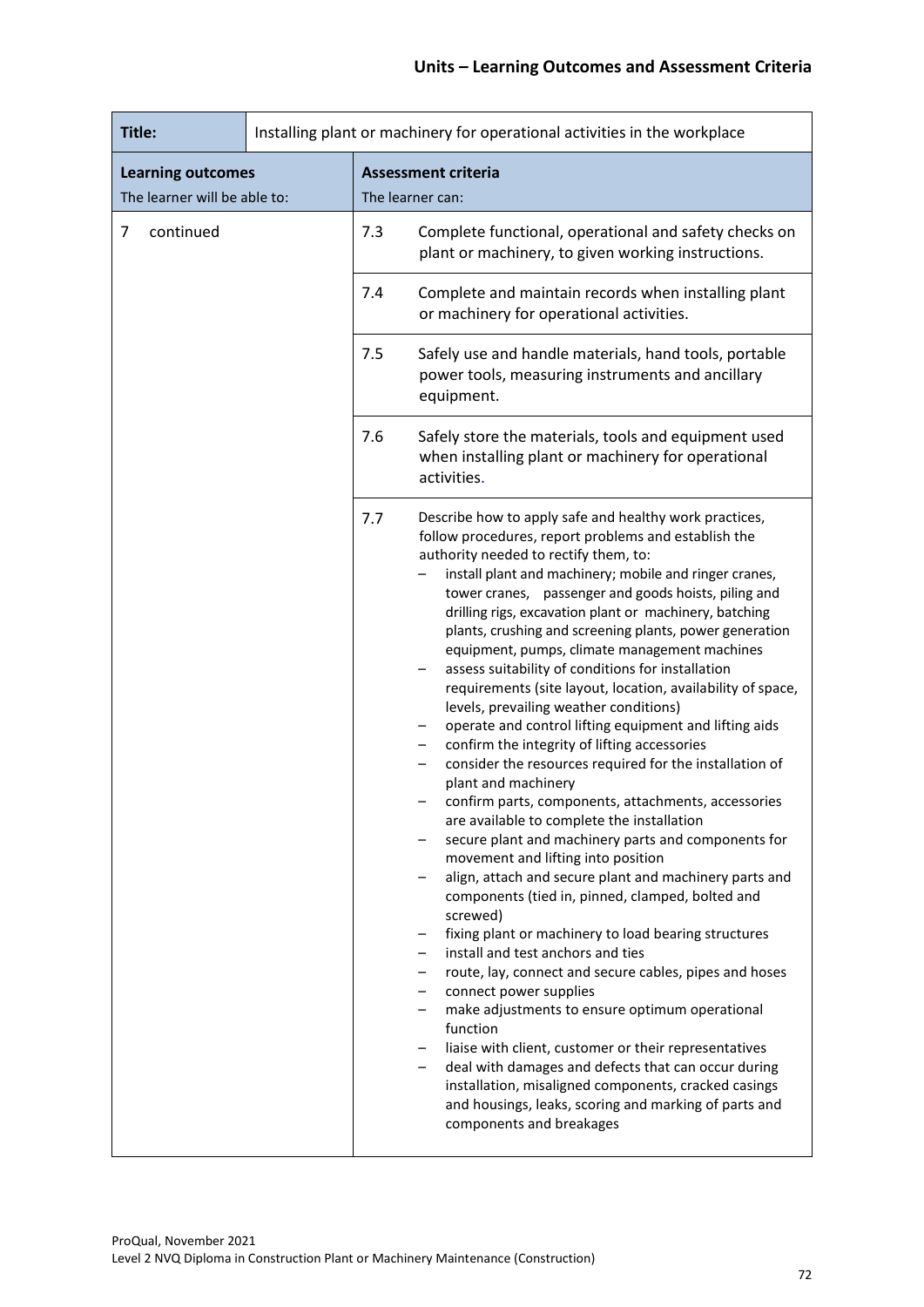| Title: | Installing plant or machinery for operational activities in the workplace |
|---|---|
| **Learning outcomes**<br>The learner will be able to: | **Assessment criteria**<br>The learner can: |
| 7 continued | 7.3 Complete functional, operational and safety checks on plant or machinery, to given working instructions. |
| | 7.4 Complete and maintain records when installing plant or machinery for operational activities. |
| | 7.5 Safely use and handle materials, hand tools, portable power tools, measuring instruments and ancillary equipment. |
| | 7.6 Safely store the materials, tools and equipment used when installing plant or machinery for operational activities. |
| | 7.7 Describe how to apply safe and healthy work practices, follow procedures, report problems and establish the authority needed to rectify them, to:<br>– install plant and machinery; mobile and ringer cranes, tower cranes, passenger and goods hoists, piling and drilling rigs, excavation plant or machinery, batching plants, crushing and screening plants, power generation equipment, pumps, climate management machines<br>– assess suitability of conditions for installation requirements (site layout, location, availability of space, levels, prevailing weather conditions)<br>– operate and control lifting equipment and lifting aids<br>– confirm the integrity of lifting accessories<br>– consider the resources required for the installation of plant and machinery<br>– confirm parts, components, attachments, accessories are available to complete the installation<br>– secure plant and machinery parts and components for movement and lifting into position<br>– align, attach and secure plant and machinery parts and components (tied in, pinned, clamped, bolted and screwed)<br>– fixing plant or machinery to load bearing structures<br>– install and test anchors and ties<br>– route, lay, connect and secure cables, pipes and hoses<br>– connect power supplies<br>– make adjustments to ensure optimum operational function<br>– liaise with client, customer or their representatives<br>– deal with damages and defects that can occur during installation, misaligned components, cracked casings and housings, leaks, scoring and marking of parts and components and breakages |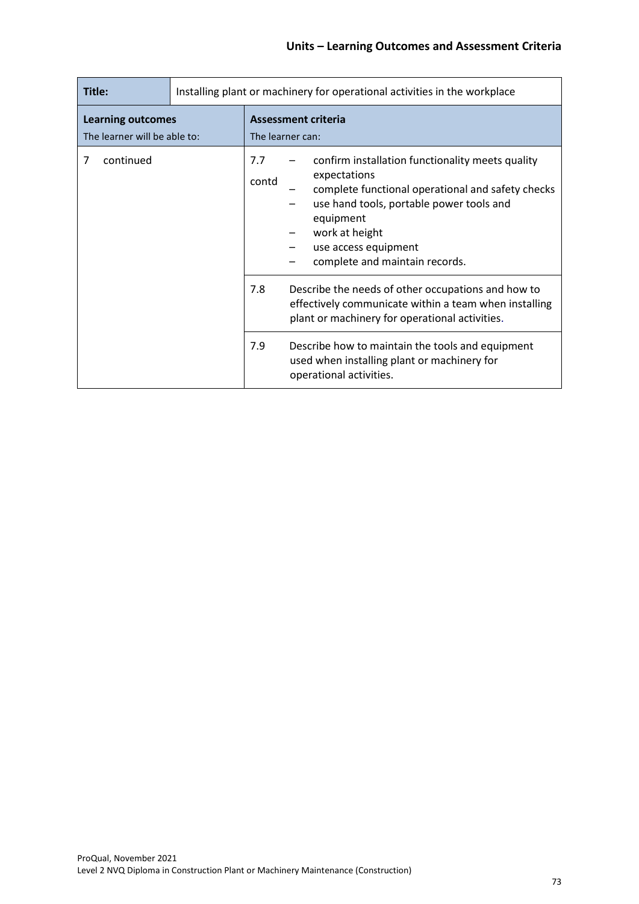| Title: | Installing plant or machinery for operational activities in the workplace |
|---|---|
| **Learning outcomes**<br>The learner will be able to: | **Assessment criteria**<br>The learner can: |
| 7 continued | 7.7 contd<br>– confirm installation functionality meets quality expectations<br>– complete functional operational and safety checks<br>– use hand tools, portable power tools and equipment<br>– work at height<br>– use access equipment<br>– complete and maintain records. |
| | 7.8 Describe the needs of other occupations and how to effectively communicate within a team when installing plant or machinery for operational activities. |
| | 7.9 Describe how to maintain the tools and equipment used when installing plant or machinery for operational activities. |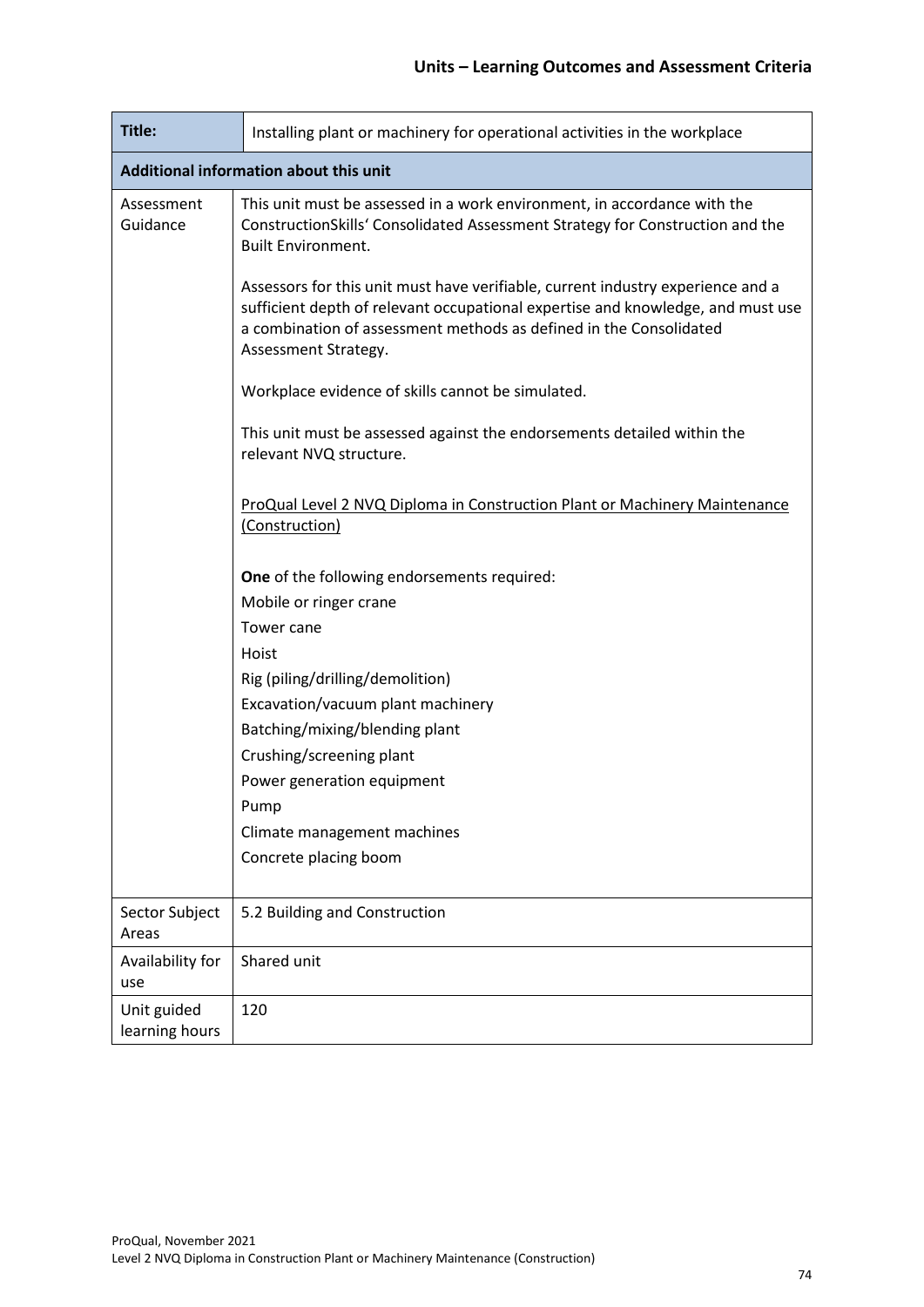| Title: | Installing plant or machinery for operational activities in the workplace |
|---|---|
| **Additional information about this unit** | |
| Assessment Guidance | This unit must be assessed in a work environment, in accordance with the ConstructionSkills' Consolidated Assessment Strategy for Construction and the Built Environment.<br><br>Assessors for this unit must have verifiable, current industry experience and a sufficient depth of relevant occupational expertise and knowledge, and must use a combination of assessment methods as defined in the Consolidated Assessment Strategy.<br><br>Workplace evidence of skills cannot be simulated.<br><br>This unit must be assessed against the endorsements detailed within the relevant NVQ structure.<br><br><u>ProQual Level 2 NVQ Diploma in Construction Plant or Machinery Maintenance (Construction)</u><br><br>**One** of the following endorsements required:<br>Mobile or ringer crane<br>Tower cane<br>Hoist<br>Rig (piling/drilling/demolition)<br>Excavation/vacuum plant machinery<br>Batching/mixing/blending plant<br>Crushing/screening plant<br>Power generation equipment<br>Pump<br>Climate management machines<br>Concrete placing boom |
| Sector Subject Areas | 5.2 Building and Construction |
| Availability for use | Shared unit |
| Unit guided learning hours | 120 |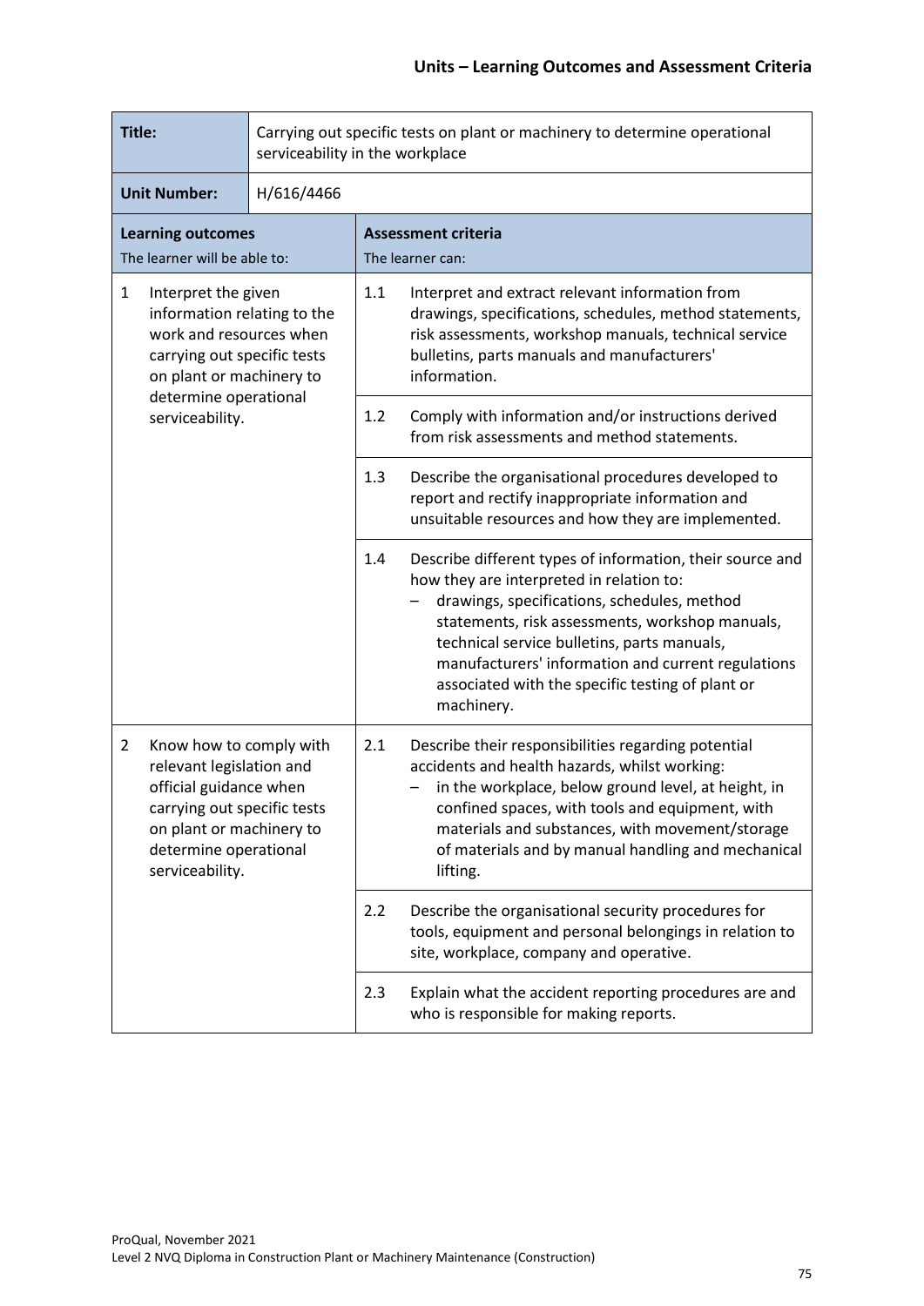| Title: | Carrying out specific tests on plant or machinery to determine operational serviceability in the workplace | | |
|---|---|---|---|
| **Unit Number:** | H/616/4466 | | |
| **Learning outcomes**<br>The learner will be able to: | | **Assessment criteria**<br>The learner can: | |
| 1 Interpret the given information relating to the work and resources when carrying out specific tests on plant or machinery to determine operational serviceability. | | 1.1 | Interpret and extract relevant information from drawings, specifications, schedules, method statements, risk assessments, workshop manuals, technical service bulletins, parts manuals and manufacturers' information. |
| | | 1.2 | Comply with information and/or instructions derived from risk assessments and method statements. |
| | | 1.3 | Describe the organisational procedures developed to report and rectify inappropriate information and unsuitable resources and how they are implemented. |
| | | 1.4 | Describe different types of information, their source and how they are interpreted in relation to:<br>– drawings, specifications, schedules, method statements, risk assessments, workshop manuals, technical service bulletins, parts manuals, manufacturers' information and current regulations associated with the specific testing of plant or machinery. |
| 2 Know how to comply with relevant legislation and official guidance when carrying out specific tests on plant or machinery to determine operational serviceability. | | 2.1 | Describe their responsibilities regarding potential accidents and health hazards, whilst working:<br>– in the workplace, below ground level, at height, in confined spaces, with tools and equipment, with materials and substances, with movement/storage of materials and by manual handling and mechanical lifting. |
| | | 2.2 | Describe the organisational security procedures for tools, equipment and personal belongings in relation to site, workplace, company and operative. |
| | | 2.3 | Explain what the accident reporting procedures are and who is responsible for making reports. |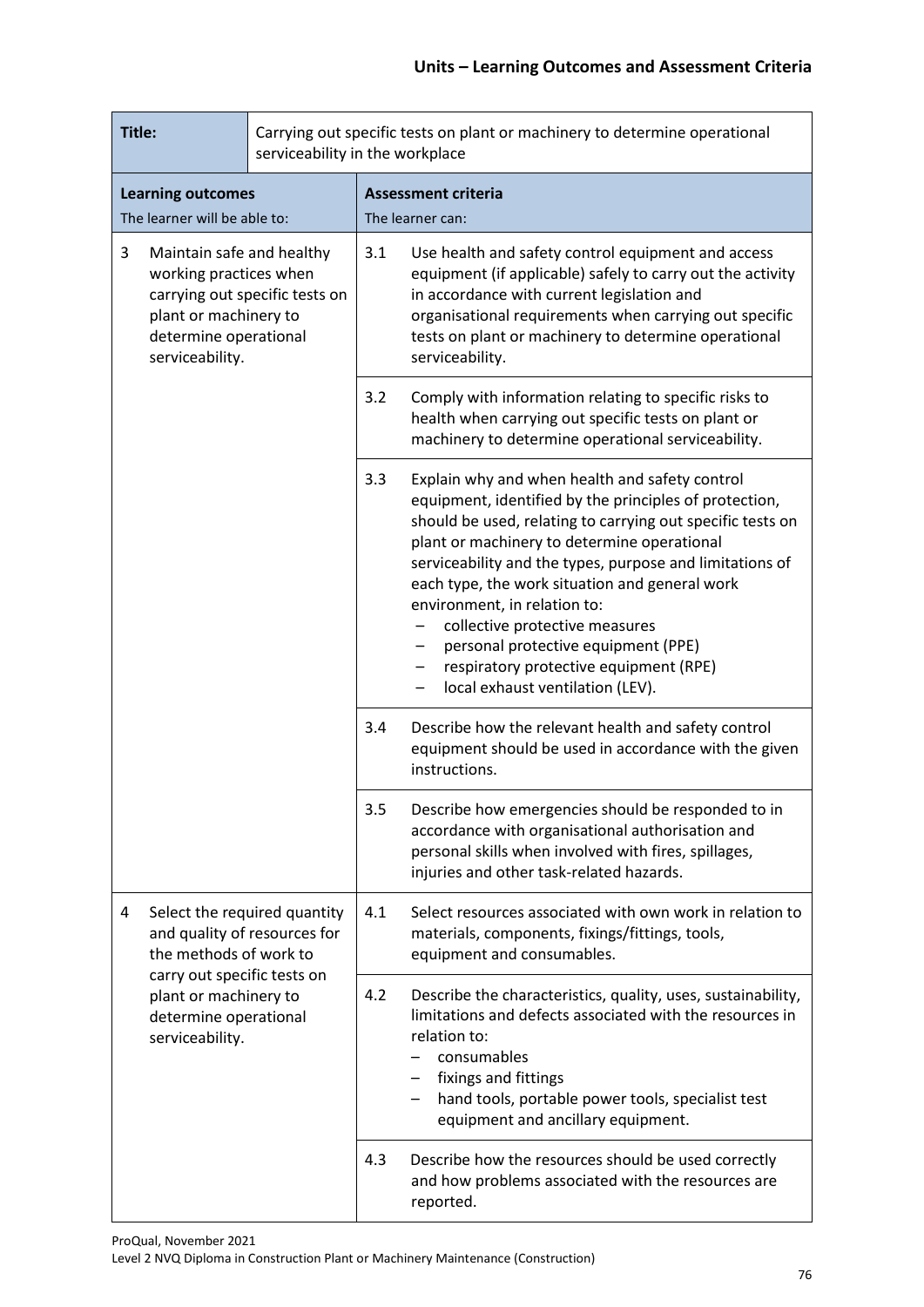| **Title:** | Carrying out specific tests on plant or machinery to determine operational serviceability in the workplace | | |
|---|---|---|---|
| **Learning outcomes**<br>The learner will be able to: | | **Assessment criteria**<br>The learner can: | |
| 3 | Maintain safe and healthy working practices when carrying out specific tests on plant or machinery to determine operational serviceability. | 3.1 | Use health and safety control equipment and access equipment (if applicable) safely to carry out the activity in accordance with current legislation and organisational requirements when carrying out specific tests on plant or machinery to determine operational serviceability. |
| | | 3.2 | Comply with information relating to specific risks to health when carrying out specific tests on plant or machinery to determine operational serviceability. |
| | | 3.3 | Explain why and when health and safety control equipment, identified by the principles of protection, should be used, relating to carrying out specific tests on plant or machinery to determine operational serviceability and the types, purpose and limitations of each type, the work situation and general work environment, in relation to:<br>– collective protective measures<br>– personal protective equipment (PPE)<br>– respiratory protective equipment (RPE)<br>– local exhaust ventilation (LEV). |
| | | 3.4 | Describe how the relevant health and safety control equipment should be used in accordance with the given instructions. |
| | | 3.5 | Describe how emergencies should be responded to in accordance with organisational authorisation and personal skills when involved with fires, spillages, injuries and other task-related hazards. |
| 4 | Select the required quantity and quality of resources for the methods of work to carry out specific tests on plant or machinery to determine operational serviceability. | 4.1 | Select resources associated with own work in relation to materials, components, fixings/fittings, tools, equipment and consumables. |
| | | 4.2 | Describe the characteristics, quality, uses, sustainability, limitations and defects associated with the resources in relation to:<br>– consumables<br>– fixings and fittings<br>– hand tools, portable power tools, specialist test equipment and ancillary equipment. |
| | | 4.3 | Describe how the resources should be used correctly and how problems associated with the resources are reported. |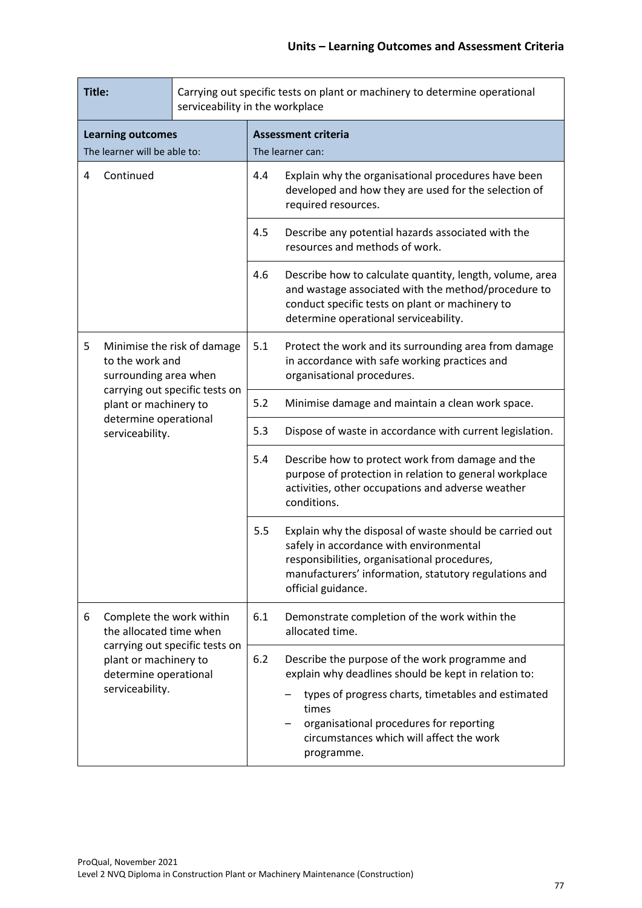| **Title:** | Carrying out specific tests on plant or machinery to determine operational serviceability in the workplace | |
|---|---|---|
| **Learning outcomes**<br>The learner will be able to: | **Assessment criteria**<br>The learner can: | |
| 4 Continued | 4.4 | Explain why the organisational procedures have been developed and how they are used for the selection of required resources. |
| | 4.5 | Describe any potential hazards associated with the resources and methods of work. |
| | 4.6 | Describe how to calculate quantity, length, volume, area and wastage associated with the method/procedure to conduct specific tests on plant or machinery to determine operational serviceability. |
| 5 Minimise the risk of damage to the work and surrounding area when carrying out specific tests on plant or machinery to determine operational serviceability. | 5.1 | Protect the work and its surrounding area from damage in accordance with safe working practices and organisational procedures. |
| | 5.2 | Minimise damage and maintain a clean work space. |
| | 5.3 | Dispose of waste in accordance with current legislation. |
| | 5.4 | Describe how to protect work from damage and the purpose of protection in relation to general workplace activities, other occupations and adverse weather conditions. |
| | 5.5 | Explain why the disposal of waste should be carried out safely in accordance with environmental responsibilities, organisational procedures, manufacturers' information, statutory regulations and official guidance. |
| 6 Complete the work within the allocated time when carrying out specific tests on plant or machinery to determine operational serviceability. | 6.1 | Demonstrate completion of the work within the allocated time. |
| | 6.2 | Describe the purpose of the work programme and explain why deadlines should be kept in relation to:<br>– types of progress charts, timetables and estimated times<br>– organisational procedures for reporting circumstances which will affect the work programme. |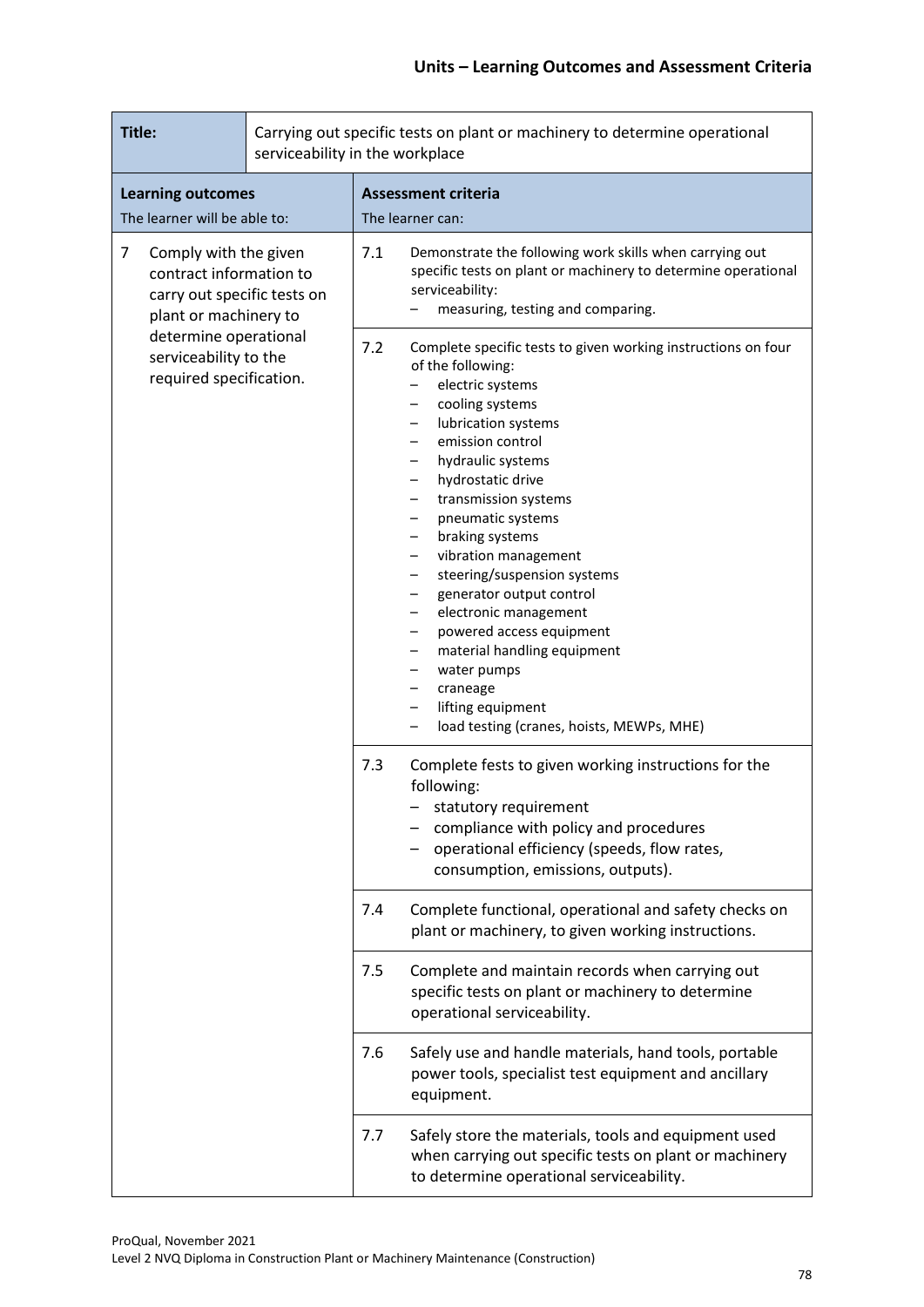| **Title:** | Carrying out specific tests on plant or machinery to determine operational serviceability in the workplace | |
|---|---|---|
| **Learning outcomes**<br>The learner will be able to: | **Assessment criteria**<br>The learner can: | |
| 7 Comply with the given contract information to carry out specific tests on plant or machinery to determine operational serviceability to the required specification. | 7.1 | Demonstrate the following work skills when carrying out specific tests on plant or machinery to determine operational serviceability:<br>– measuring, testing and comparing. |
| | 7.2 | Complete specific tests to given working instructions on four of the following:<br>– electric systems<br>– cooling systems<br>– lubrication systems<br>– emission control<br>– hydraulic systems<br>– hydrostatic drive<br>– transmission systems<br>– pneumatic systems<br>– braking systems<br>– vibration management<br>– steering/suspension systems<br>– generator output control<br>– electronic management<br>– powered access equipment<br>– material handling equipment<br>– water pumps<br>– craneage<br>– lifting equipment<br>– load testing (cranes, hoists, MEWPs, MHE) |
| | 7.3 | Complete fests to given working instructions for the following:<br>– statutory requirement<br>– compliance with policy and procedures<br>– operational efficiency (speeds, flow rates, consumption, emissions, outputs). |
| | 7.4 | Complete functional, operational and safety checks on plant or machinery, to given working instructions. |
| | 7.5 | Complete and maintain records when carrying out specific tests on plant or machinery to determine operational serviceability. |
| | 7.6 | Safely use and handle materials, hand tools, portable power tools, specialist test equipment and ancillary equipment. |
| | 7.7 | Safely store the materials, tools and equipment used when carrying out specific tests on plant or machinery to determine operational serviceability. |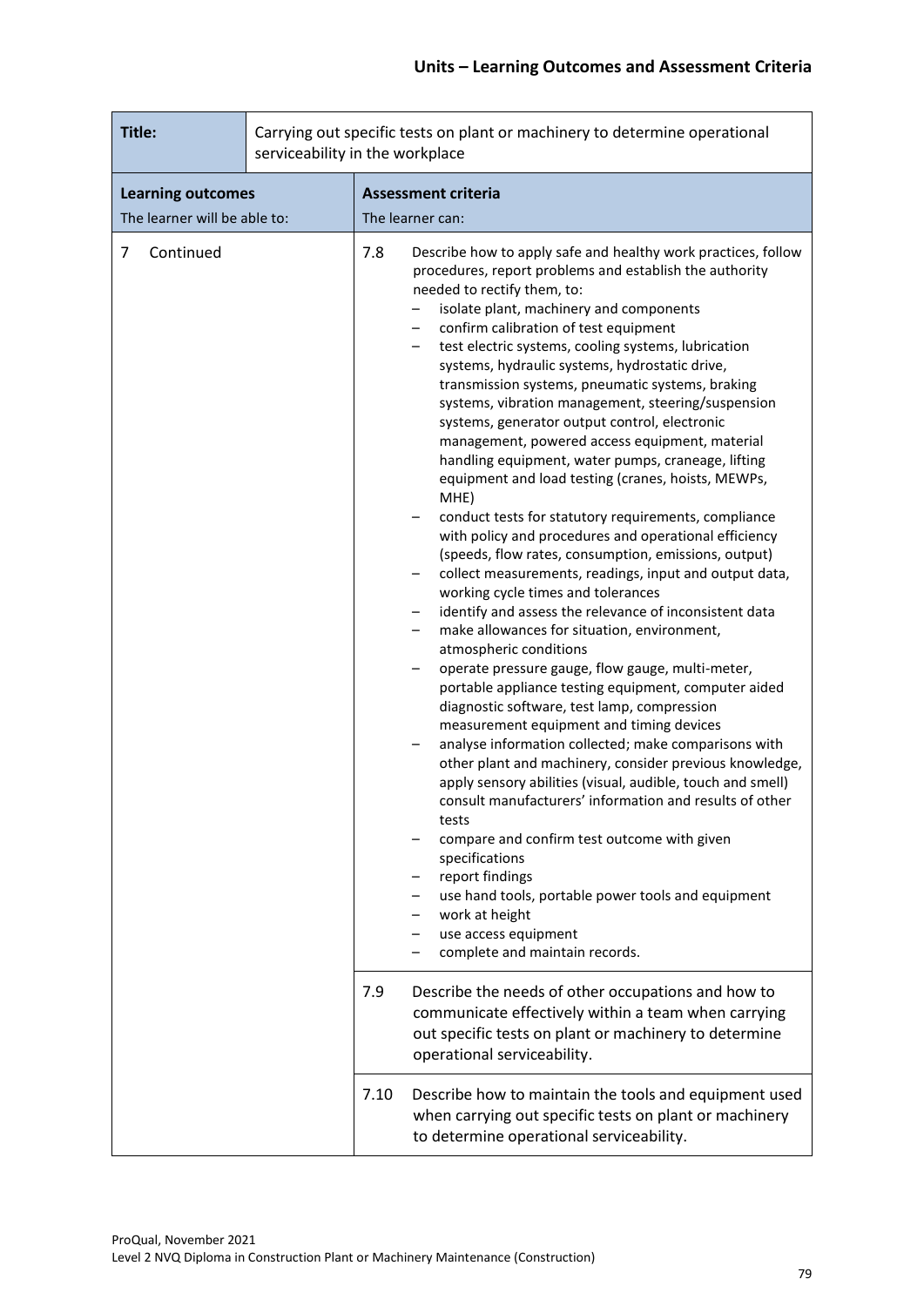## Units – Learning Outcomes and Assessment Criteria

| **Title:** | Carrying out specific tests on plant or machinery to determine operational serviceability in the workplace |
|---|---|
| **Learning outcomes**<br>The learner will be able to: | **Assessment criteria**<br>The learner can: |
| 7 Continued | 7.8 Describe how to apply safe and healthy work practices, follow procedures, report problems and establish the authority needed to rectify them, to:<br>– isolate plant, machinery and components<br>– confirm calibration of test equipment<br>– test electric systems, cooling systems, lubrication systems, hydraulic systems, hydrostatic drive, transmission systems, pneumatic systems, braking systems, vibration management, steering/suspension systems, generator output control, electronic management, powered access equipment, material handling equipment, water pumps, craneage, lifting equipment and load testing (cranes, hoists, MEWPs, MHE)<br>– conduct tests for statutory requirements, compliance with policy and procedures and operational efficiency (speeds, flow rates, consumption, emissions, output)<br>– collect measurements, readings, input and output data, working cycle times and tolerances<br>– identify and assess the relevance of inconsistent data<br>– make allowances for situation, environment, atmospheric conditions<br>– operate pressure gauge, flow gauge, multi-meter, portable appliance testing equipment, computer aided diagnostic software, test lamp, compression measurement equipment and timing devices<br>– analyse information collected; make comparisons with other plant and machinery, consider previous knowledge, apply sensory abilities (visual, audible, touch and smell) consult manufacturers' information and results of other tests<br>– compare and confirm test outcome with given specifications<br>– report findings<br>– use hand tools, portable power tools and equipment<br>– work at height<br>– use access equipment<br>– complete and maintain records. |
| | 7.9 Describe the needs of other occupations and how to communicate effectively within a team when carrying out specific tests on plant or machinery to determine operational serviceability. |
| | 7.10 Describe how to maintain the tools and equipment used when carrying out specific tests on plant or machinery to determine operational serviceability. |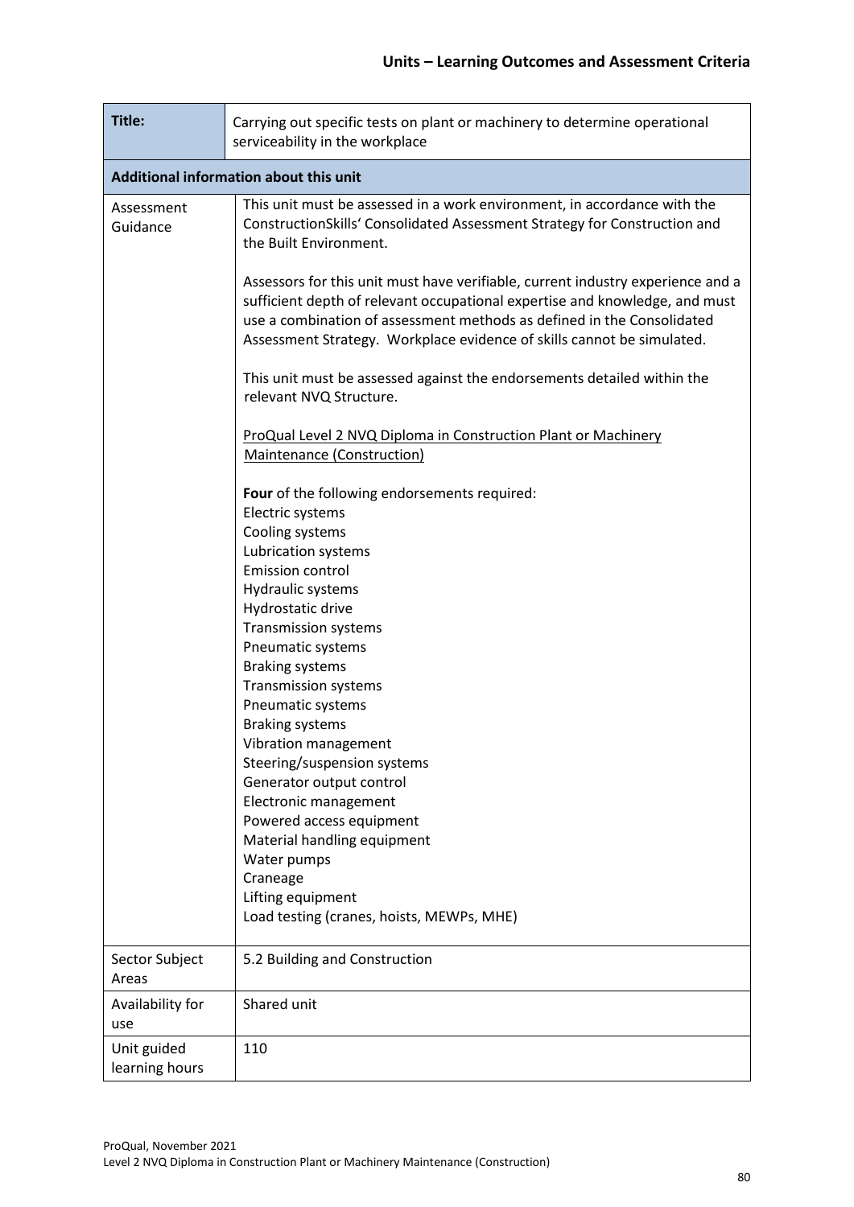## Units – Learning Outcomes and Assessment Criteria

| Title: | Carrying out specific tests on plant or machinery to determine operational serviceability in the workplace |
|---|---|
| **Additional information about this unit** | |
| Assessment Guidance | This unit must be assessed in a work environment, in accordance with the ConstructionSkills' Consolidated Assessment Strategy for Construction and the Built Environment.<br><br>Assessors for this unit must have verifiable, current industry experience and a sufficient depth of relevant occupational expertise and knowledge, and must use a combination of assessment methods as defined in the Consolidated Assessment Strategy. Workplace evidence of skills cannot be simulated.<br><br>This unit must be assessed against the endorsements detailed within the relevant NVQ Structure.<br><br><u>ProQual Level 2 NVQ Diploma in Construction Plant or Machinery Maintenance (Construction)</u><br><br>**Four** of the following endorsements required:<br>Electric systems<br>Cooling systems<br>Lubrication systems<br>Emission control<br>Hydraulic systems<br>Hydrostatic drive<br>Transmission systems<br>Pneumatic systems<br>Braking systems<br>Transmission systems<br>Pneumatic systems<br>Braking systems<br>Vibration management<br>Steering/suspension systems<br>Generator output control<br>Electronic management<br>Powered access equipment<br>Material handling equipment<br>Water pumps<br>Craneage<br>Lifting equipment<br>Load testing (cranes, hoists, MEWPs, MHE) |
| Sector Subject Areas | 5.2 Building and Construction |
| Availability for use | Shared unit |
| Unit guided learning hours | 110 |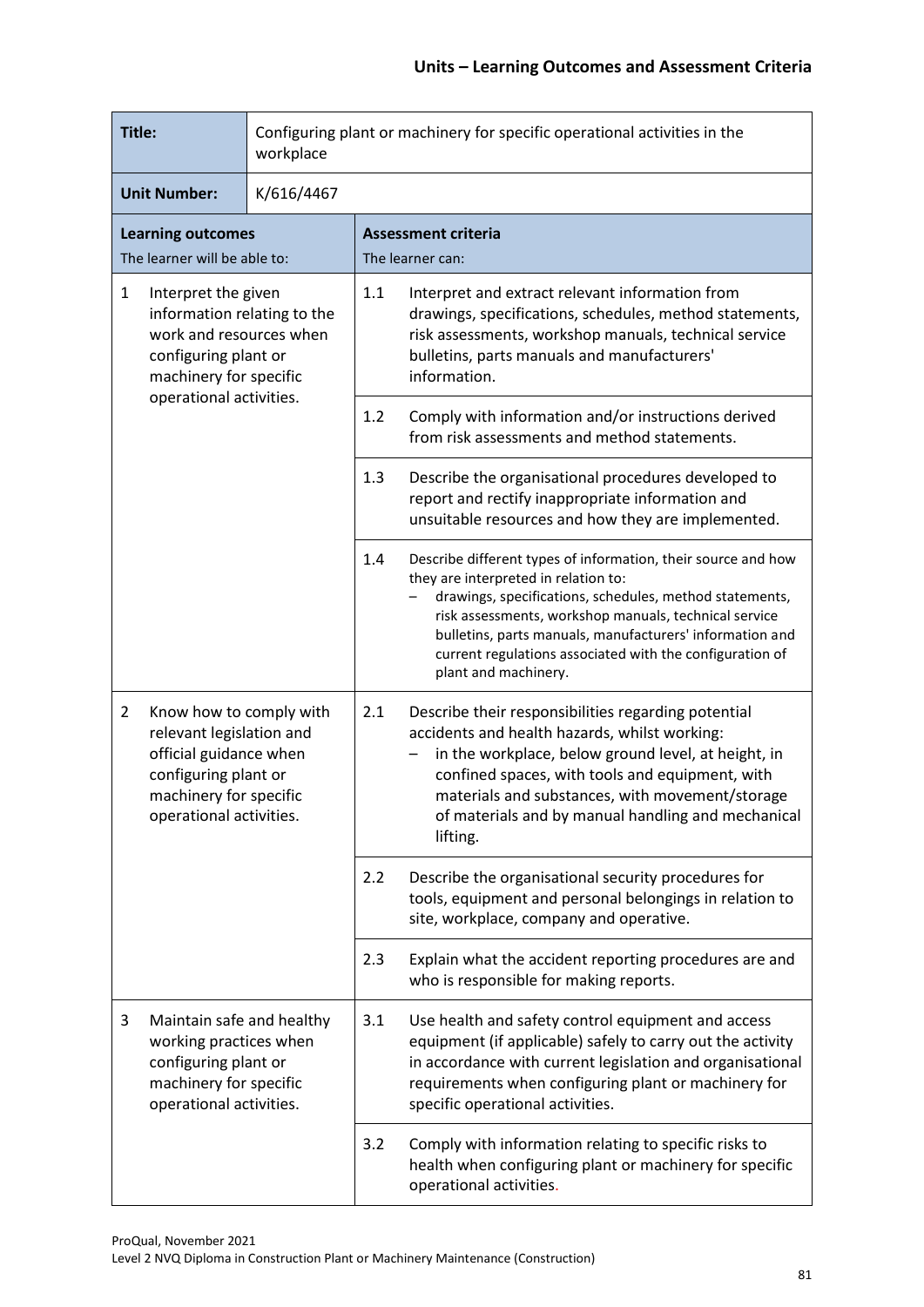## Units – Learning Outcomes and Assessment Criteria

| **Title:** | Configuring plant or machinery for specific operational activities in the workplace | | |
|---|---|---|---|
| **Unit Number:** | K/616/4467 | | |
| **Learning outcomes**<br>The learner will be able to: | | **Assessment criteria**<br>The learner can: | |
| 1 | Interpret the given information relating to the work and resources when configuring plant or machinery for specific operational activities. | 1.1 | Interpret and extract relevant information from drawings, specifications, schedules, method statements, risk assessments, workshop manuals, technical service bulletins, parts manuals and manufacturers' information. |
| | | 1.2 | Comply with information and/or instructions derived from risk assessments and method statements. |
| | | 1.3 | Describe the organisational procedures developed to report and rectify inappropriate information and unsuitable resources and how they are implemented. |
| | | 1.4 | Describe different types of information, their source and how they are interpreted in relation to:<br>– drawings, specifications, schedules, method statements, risk assessments, workshop manuals, technical service bulletins, parts manuals, manufacturers' information and current regulations associated with the configuration of plant and machinery. |
| 2 | Know how to comply with relevant legislation and official guidance when configuring plant or machinery for specific operational activities. | 2.1 | Describe their responsibilities regarding potential accidents and health hazards, whilst working:<br>– in the workplace, below ground level, at height, in confined spaces, with tools and equipment, with materials and substances, with movement/storage of materials and by manual handling and mechanical lifting. |
| | | 2.2 | Describe the organisational security procedures for tools, equipment and personal belongings in relation to site, workplace, company and operative. |
| | | 2.3 | Explain what the accident reporting procedures are and who is responsible for making reports. |
| 3 | Maintain safe and healthy working practices when configuring plant or machinery for specific operational activities. | 3.1 | Use health and safety control equipment and access equipment (if applicable) safely to carry out the activity in accordance with current legislation and organisational requirements when configuring plant or machinery for specific operational activities. |
| | | 3.2 | Comply with information relating to specific risks to health when configuring plant or machinery for specific operational activities. |

ProQual, November 2021
Level 2 NVQ Diploma in Construction Plant or Machinery Maintenance (Construction)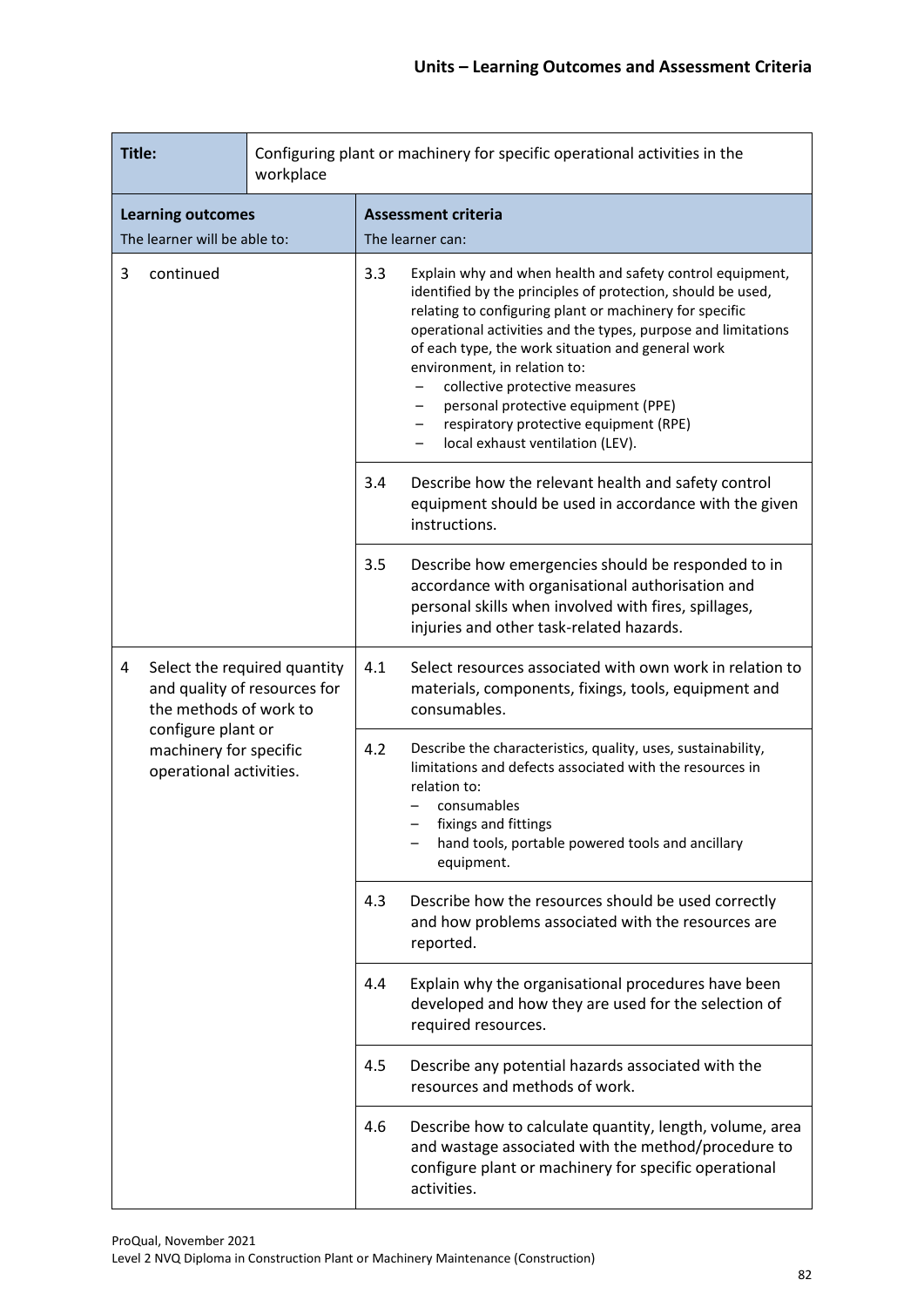## Units – Learning Outcomes and Assessment Criteria

| Title: | Configuring plant or machinery for specific operational activities in the workplace |
|---|---|
| **Learning outcomes**<br>The learner will be able to: | **Assessment criteria**<br>The learner can: |
| 3 continued | 3.3 Explain why and when health and safety control equipment, identified by the principles of protection, should be used, relating to configuring plant or machinery for specific operational activities and the types, purpose and limitations of each type, the work situation and general work environment, in relation to:<br>– collective protective measures<br>– personal protective equipment (PPE)<br>– respiratory protective equipment (RPE)<br>– local exhaust ventilation (LEV). |
| | 3.4 Describe how the relevant health and safety control equipment should be used in accordance with the given instructions. |
| | 3.5 Describe how emergencies should be responded to in accordance with organisational authorisation and personal skills when involved with fires, spillages, injuries and other task-related hazards. |
| 4 Select the required quantity and quality of resources for the methods of work to configure plant or machinery for specific operational activities. | 4.1 Select resources associated with own work in relation to materials, components, fixings, tools, equipment and consumables. |
| | 4.2 Describe the characteristics, quality, uses, sustainability, limitations and defects associated with the resources in relation to:<br>– consumables<br>– fixings and fittings<br>– hand tools, portable powered tools and ancillary equipment. |
| | 4.3 Describe how the resources should be used correctly and how problems associated with the resources are reported. |
| | 4.4 Explain why the organisational procedures have been developed and how they are used for the selection of required resources. |
| | 4.5 Describe any potential hazards associated with the resources and methods of work. |
| | 4.6 Describe how to calculate quantity, length, volume, area and wastage associated with the method/procedure to configure plant or machinery for specific operational activities. |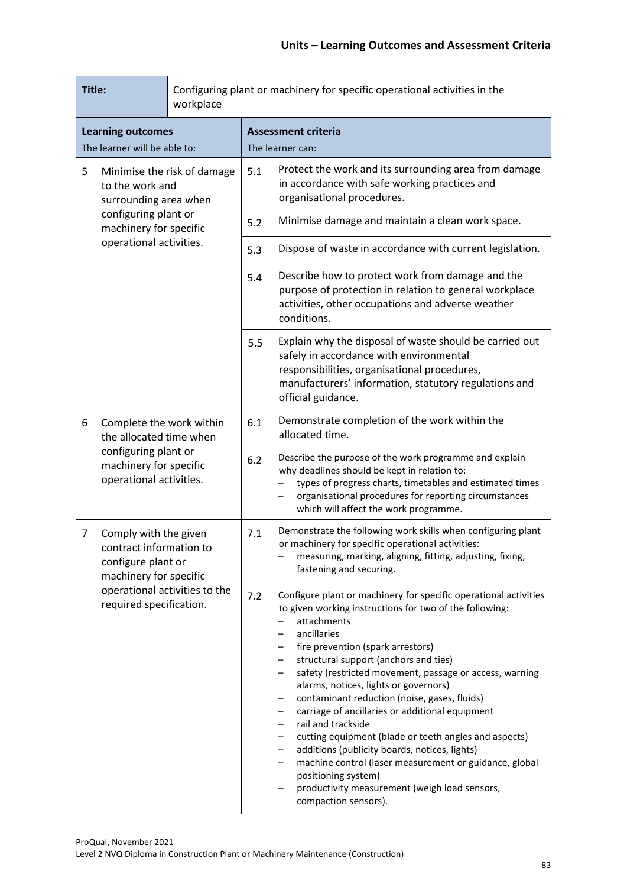## Units – Learning Outcomes and Assessment Criteria

| **Title:** | Configuring plant or machinery for specific operational activities in the workplace | | |
|---|---|---|---|
| **Learning outcomes**<br>The learner will be able to: | | **Assessment criteria**<br>The learner can: | |
| 5 | Minimise the risk of damage to the work and surrounding area when configuring plant or machinery for specific operational activities. | 5.1 | Protect the work and its surrounding area from damage in accordance with safe working practices and organisational procedures. |
| | | 5.2 | Minimise damage and maintain a clean work space. |
| | | 5.3 | Dispose of waste in accordance with current legislation. |
| | | 5.4 | Describe how to protect work from damage and the purpose of protection in relation to general workplace activities, other occupations and adverse weather conditions. |
| | | 5.5 | Explain why the disposal of waste should be carried out safely in accordance with environmental responsibilities, organisational procedures, manufacturers' information, statutory regulations and official guidance. |
| 6 | Complete the work within the allocated time when configuring plant or machinery for specific operational activities. | 6.1 | Demonstrate completion of the work within the allocated time. |
| | | 6.2 | Describe the purpose of the work programme and explain why deadlines should be kept in relation to:<br>– types of progress charts, timetables and estimated times<br>– organisational procedures for reporting circumstances which will affect the work programme. |
| 7 | Comply with the given contract information to configure plant or machinery for specific operational activities to the required specification. | 7.1 | Demonstrate the following work skills when configuring plant or machinery for specific operational activities:<br>– measuring, marking, aligning, fitting, adjusting, fixing, fastening and securing. |
| | | 7.2 | Configure plant or machinery for specific operational activities to given working instructions for two of the following:<br>– attachments<br>– ancillaries<br>– fire prevention (spark arrestors)<br>– structural support (anchors and ties)<br>– safety (restricted movement, passage or access, warning alarms, notices, lights or governors)<br>– contaminant reduction (noise, gases, fluids)<br>– carriage of ancillaries or additional equipment<br>– rail and trackside<br>– cutting equipment (blade or teeth angles and aspects)<br>– additions (publicity boards, notices, lights)<br>– machine control (laser measurement or guidance, global positioning system)<br>– productivity measurement (weigh load sensors, compaction sensors). |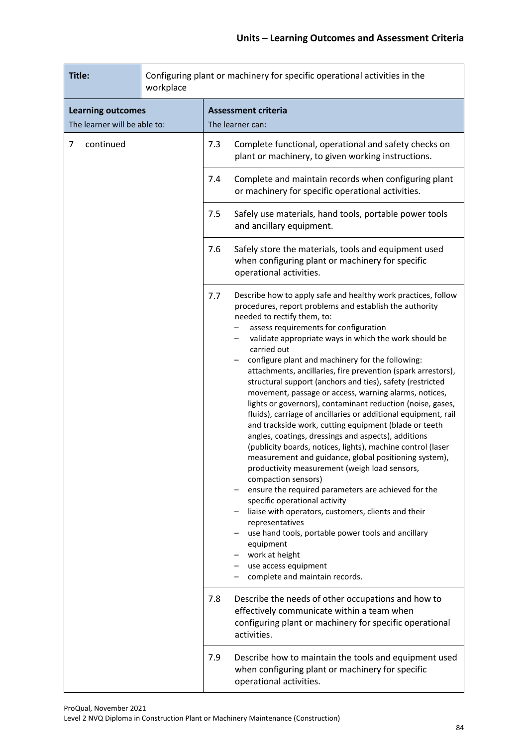## Units – Learning Outcomes and Assessment Criteria

| **Title:** | Configuring plant or machinery for specific operational activities in the workplace |
|---|---|
| **Learning outcomes**<br>The learner will be able to: | **Assessment criteria**<br>The learner can: |
| 7 continued | 7.3 Complete functional, operational and safety checks on plant or machinery, to given working instructions. |
| | 7.4 Complete and maintain records when configuring plant or machinery for specific operational activities. |
| | 7.5 Safely use materials, hand tools, portable power tools and ancillary equipment. |
| | 7.6 Safely store the materials, tools and equipment used when configuring plant or machinery for specific operational activities. |
| | 7.7 Describe how to apply safe and healthy work practices, follow procedures, report problems and establish the authority needed to rectify them, to:<br>– assess requirements for configuration<br>– validate appropriate ways in which the work should be carried out<br>– configure plant and machinery for the following: attachments, ancillaries, fire prevention (spark arrestors), structural support (anchors and ties), safety (restricted movement, passage or access, warning alarms, notices, lights or governors), contaminant reduction (noise, gases, fluids), carriage of ancillaries or additional equipment, rail and trackside work, cutting equipment (blade or teeth angles, coatings, dressings and aspects), additions (publicity boards, notices, lights), machine control (laser measurement and guidance, global positioning system), productivity measurement (weigh load sensors, compaction sensors)<br>– ensure the required parameters are achieved for the specific operational activity<br>– liaise with operators, customers, clients and their representatives<br>– use hand tools, portable power tools and ancillary equipment<br>– work at height<br>– use access equipment<br>– complete and maintain records. |
| | 7.8 Describe the needs of other occupations and how to effectively communicate within a team when configuring plant or machinery for specific operational activities. |
| | 7.9 Describe how to maintain the tools and equipment used when configuring plant or machinery for specific operational activities. |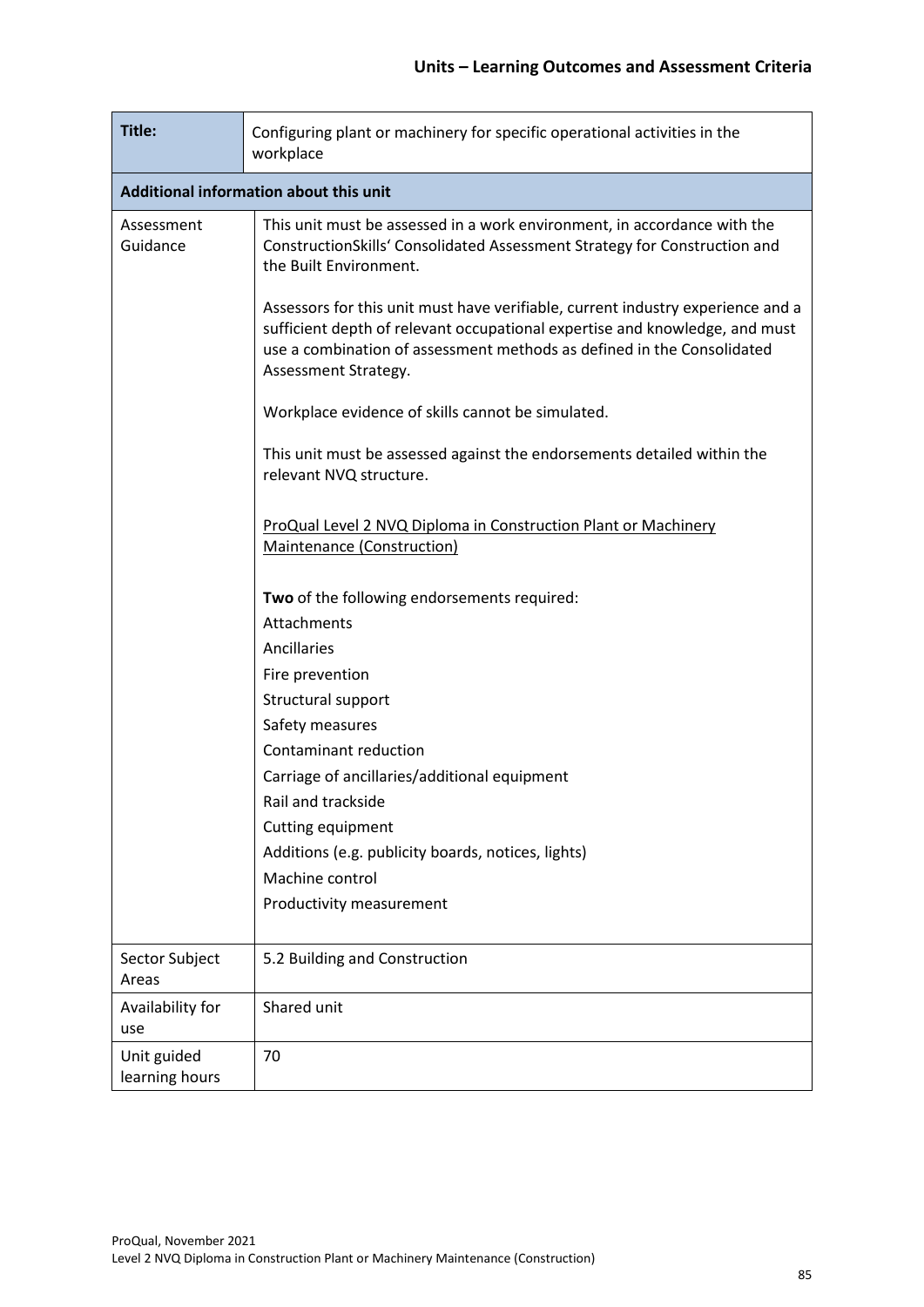| Title: | Configuring plant or machinery for specific operational activities in the workplace |
|---|---|
| **Additional information about this unit** | |
| Assessment Guidance | This unit must be assessed in a work environment, in accordance with the ConstructionSkills' Consolidated Assessment Strategy for Construction and the Built Environment.<br><br>Assessors for this unit must have verifiable, current industry experience and a sufficient depth of relevant occupational expertise and knowledge, and must use a combination of assessment methods as defined in the Consolidated Assessment Strategy.<br><br>Workplace evidence of skills cannot be simulated.<br><br>This unit must be assessed against the endorsements detailed within the relevant NVQ structure.<br><br>ProQual Level 2 NVQ Diploma in Construction Plant or Machinery Maintenance (Construction)<br><br>**Two** of the following endorsements required:<br>Attachments<br>Ancillaries<br>Fire prevention<br>Structural support<br>Safety measures<br>Contaminant reduction<br>Carriage of ancillaries/additional equipment<br>Rail and trackside<br>Cutting equipment<br>Additions (e.g. publicity boards, notices, lights)<br>Machine control<br>Productivity measurement |
| Sector Subject Areas | 5.2 Building and Construction |
| Availability for use | Shared unit |
| Unit guided learning hours | 70 |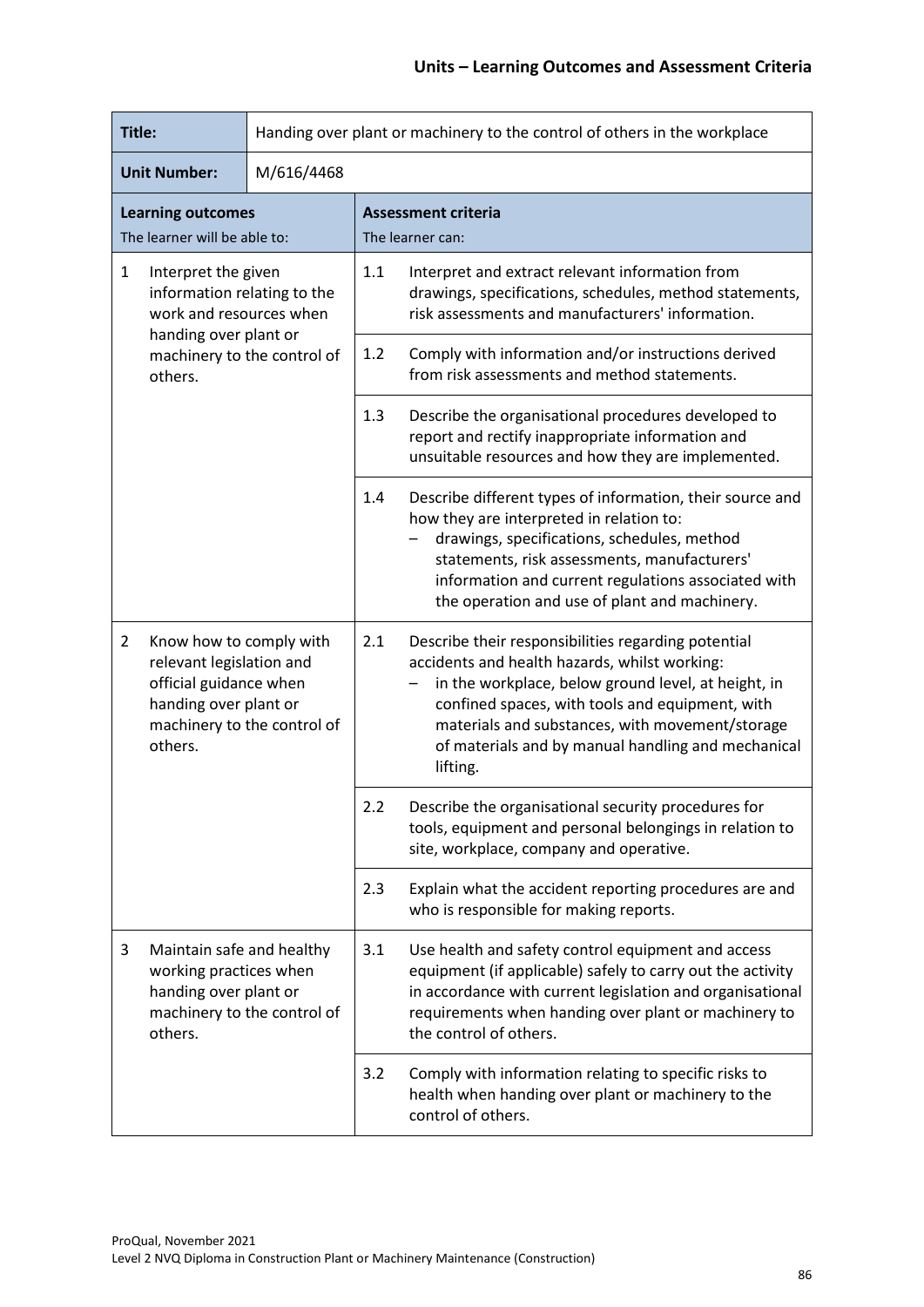## Units – Learning Outcomes and Assessment Criteria

| **Title:** | Handing over plant or machinery to the control of others in the workplace | | |
|---|---|---|---|
| **Unit Number:** | M/616/4468 | | |
| **Learning outcomes**<br>The learner will be able to: | | **Assessment criteria**<br>The learner can: | |
| 1 Interpret the given information relating to the work and resources when handing over plant or machinery to the control of others. | | 1.1 | Interpret and extract relevant information from drawings, specifications, schedules, method statements, risk assessments and manufacturers' information. |
| | | 1.2 | Comply with information and/or instructions derived from risk assessments and method statements. |
| | | 1.3 | Describe the organisational procedures developed to report and rectify inappropriate information and unsuitable resources and how they are implemented. |
| | | 1.4 | Describe different types of information, their source and how they are interpreted in relation to:<br>– drawings, specifications, schedules, method statements, risk assessments, manufacturers' information and current regulations associated with the operation and use of plant and machinery. |
| 2 Know how to comply with relevant legislation and official guidance when handing over plant or machinery to the control of others. | | 2.1 | Describe their responsibilities regarding potential accidents and health hazards, whilst working:<br>– in the workplace, below ground level, at height, in confined spaces, with tools and equipment, with materials and substances, with movement/storage of materials and by manual handling and mechanical lifting. |
| | | 2.2 | Describe the organisational security procedures for tools, equipment and personal belongings in relation to site, workplace, company and operative. |
| | | 2.3 | Explain what the accident reporting procedures are and who is responsible for making reports. |
| 3 Maintain safe and healthy working practices when handing over plant or machinery to the control of others. | | 3.1 | Use health and safety control equipment and access equipment (if applicable) safely to carry out the activity in accordance with current legislation and organisational requirements when handing over plant or machinery to the control of others. |
| | | 3.2 | Comply with information relating to specific risks to health when handing over plant or machinery to the control of others. |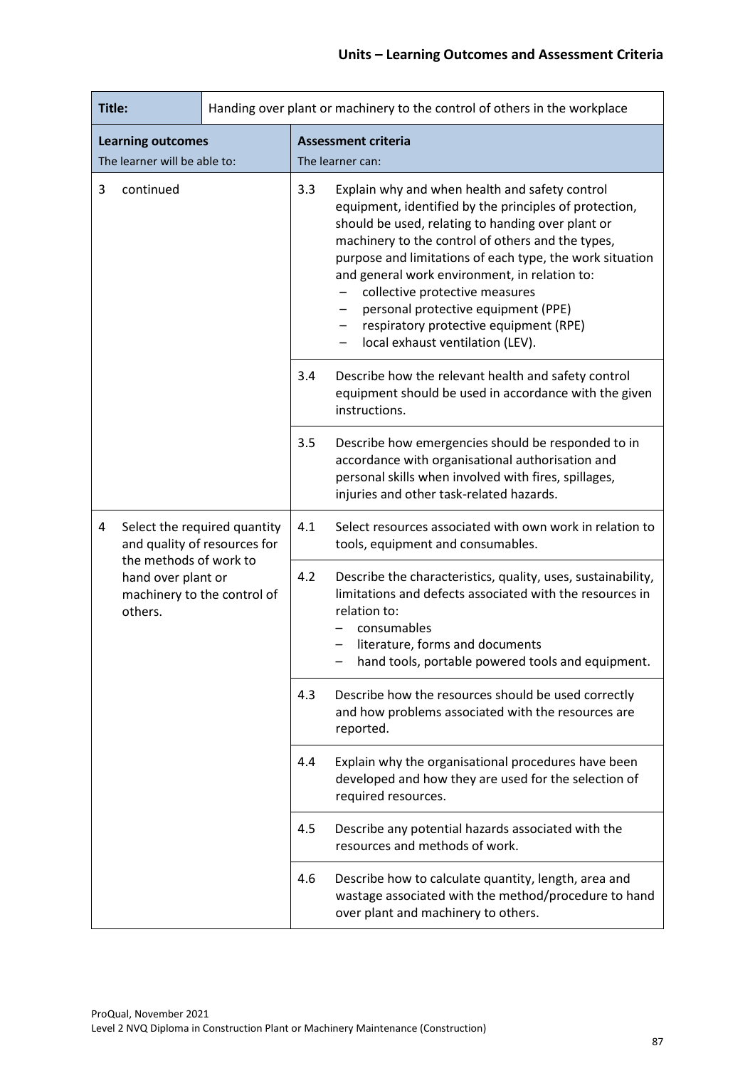## Units – Learning Outcomes and Assessment Criteria

| **Title:** | Handing over plant or machinery to the control of others in the workplace | | |
|---|---|---|---|
| **Learning outcomes**<br>The learner will be able to: | | **Assessment criteria**<br>The learner can: | |
| 3 | continued | 3.3 | Explain why and when health and safety control equipment, identified by the principles of protection, should be used, relating to handing over plant or machinery to the control of others and the types, purpose and limitations of each type, the work situation and general work environment, in relation to:<br>– collective protective measures<br>– personal protective equipment (PPE)<br>– respiratory protective equipment (RPE)<br>– local exhaust ventilation (LEV). |
| | | 3.4 | Describe how the relevant health and safety control equipment should be used in accordance with the given instructions. |
| | | 3.5 | Describe how emergencies should be responded to in accordance with organisational authorisation and personal skills when involved with fires, spillages, injuries and other task-related hazards. |
| 4 | Select the required quantity and quality of resources for the methods of work to hand over plant or machinery to the control of others. | 4.1 | Select resources associated with own work in relation to tools, equipment and consumables. |
| | | 4.2 | Describe the characteristics, quality, uses, sustainability, limitations and defects associated with the resources in relation to:<br>– consumables<br>– literature, forms and documents<br>– hand tools, portable powered tools and equipment. |
| | | 4.3 | Describe how the resources should be used correctly and how problems associated with the resources are reported. |
| | | 4.4 | Explain why the organisational procedures have been developed and how they are used for the selection of required resources. |
| | | 4.5 | Describe any potential hazards associated with the resources and methods of work. |
| | | 4.6 | Describe how to calculate quantity, length, area and wastage associated with the method/procedure to hand over plant and machinery to others. |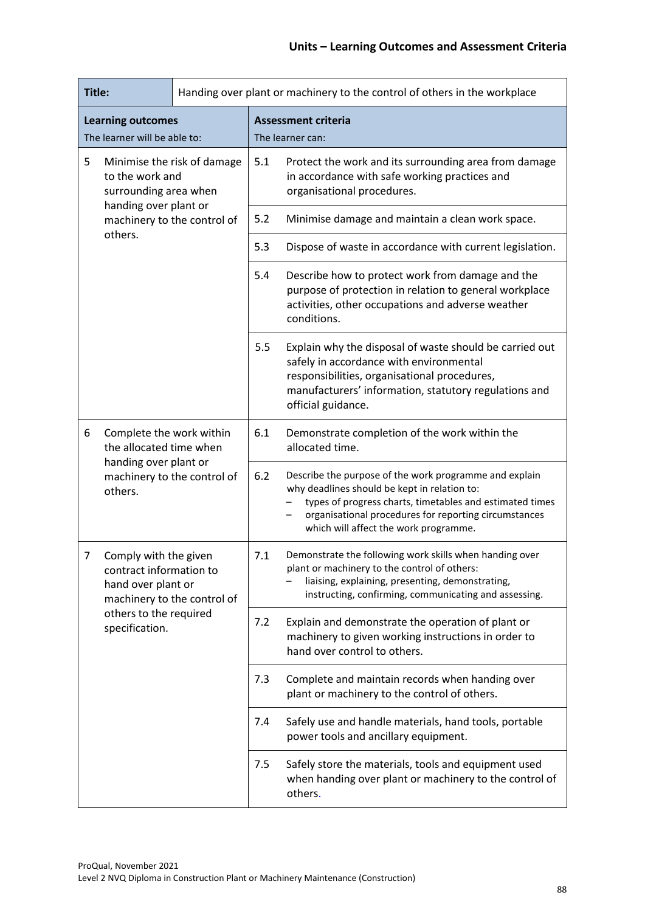## Units – Learning Outcomes and Assessment Criteria

| **Title:** | Handing over plant or machinery to the control of others in the workplace | | |
|---|---|---|---|
| **Learning outcomes**<br>The learner will be able to: | | **Assessment criteria**<br>The learner can: | |
| 5 | Minimise the risk of damage to the work and surrounding area when handing over plant or machinery to the control of others. | 5.1 | Protect the work and its surrounding area from damage in accordance with safe working practices and organisational procedures. |
| | | 5.2 | Minimise damage and maintain a clean work space. |
| | | 5.3 | Dispose of waste in accordance with current legislation. |
| | | 5.4 | Describe how to protect work from damage and the purpose of protection in relation to general workplace activities, other occupations and adverse weather conditions. |
| | | 5.5 | Explain why the disposal of waste should be carried out safely in accordance with environmental responsibilities, organisational procedures, manufacturers' information, statutory regulations and official guidance. |
| 6 | Complete the work within the allocated time when handing over plant or machinery to the control of others. | 6.1 | Demonstrate completion of the work within the allocated time. |
| | | 6.2 | Describe the purpose of the work programme and explain why deadlines should be kept in relation to:<br>– types of progress charts, timetables and estimated times<br>– organisational procedures for reporting circumstances which will affect the work programme. |
| 7 | Comply with the given contract information to hand over plant or machinery to the control of others to the required specification. | 7.1 | Demonstrate the following work skills when handing over plant or machinery to the control of others:<br>– liaising, explaining, presenting, demonstrating, instructing, confirming, communicating and assessing. |
| | | 7.2 | Explain and demonstrate the operation of plant or machinery to given working instructions in order to hand over control to others. |
| | | 7.3 | Complete and maintain records when handing over plant or machinery to the control of others. |
| | | 7.4 | Safely use and handle materials, hand tools, portable power tools and ancillary equipment. |
| | | 7.5 | Safely store the materials, tools and equipment used when handing over plant or machinery to the control of others. |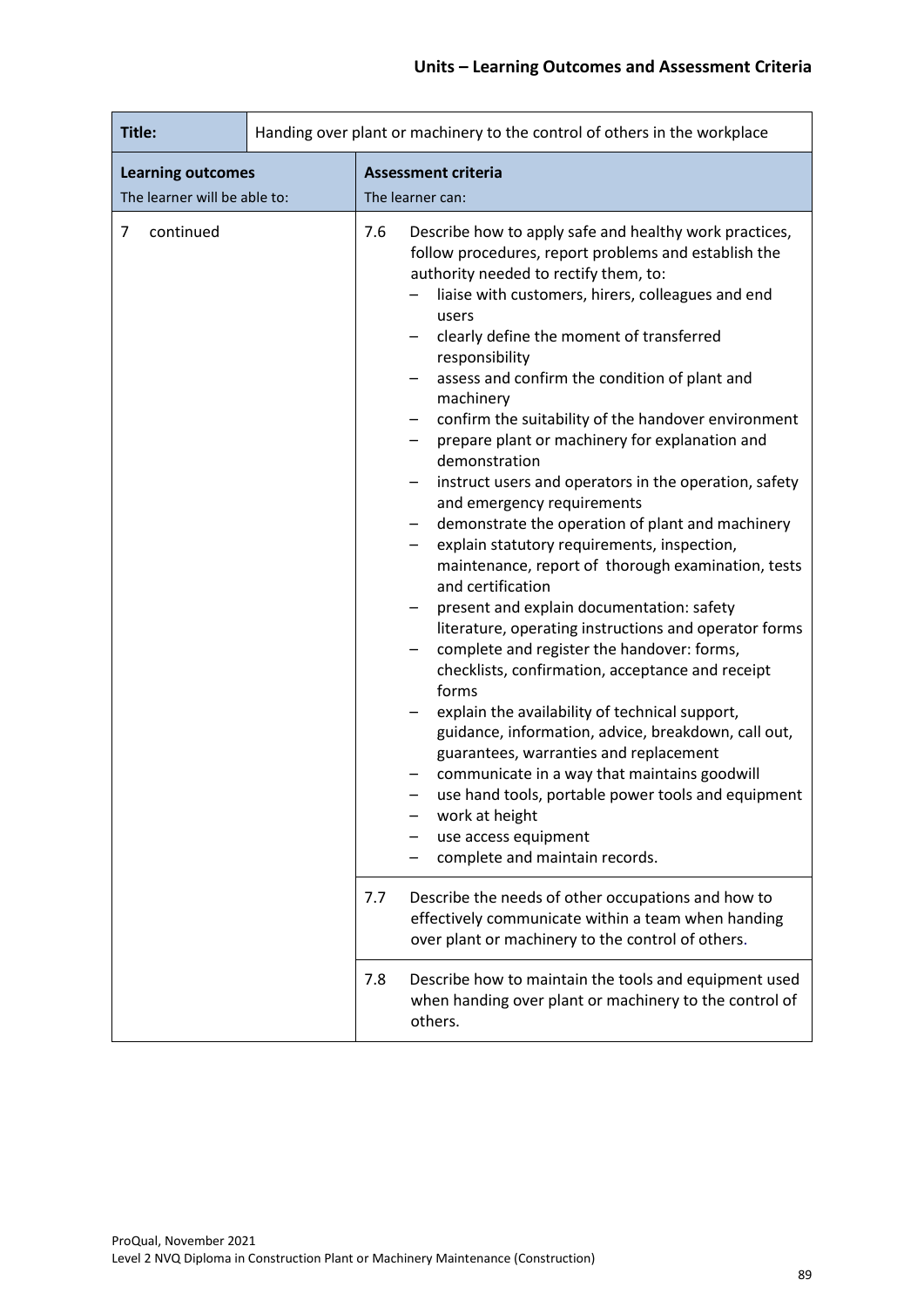## Units – Learning Outcomes and Assessment Criteria

| **Title:** | Handing over plant or machinery to the control of others in the workplace |
|---|---|
| **Learning outcomes**<br>The learner will be able to: | **Assessment criteria**<br>The learner can: |
| 7 continued | 7.6 Describe how to apply safe and healthy work practices, follow procedures, report problems and establish the authority needed to rectify them, to:<br>– liaise with customers, hirers, colleagues and end users<br>– clearly define the moment of transferred responsibility<br>– assess and confirm the condition of plant and machinery<br>– confirm the suitability of the handover environment<br>– prepare plant or machinery for explanation and demonstration<br>– instruct users and operators in the operation, safety and emergency requirements<br>– demonstrate the operation of plant and machinery<br>– explain statutory requirements, inspection, maintenance, report of thorough examination, tests and certification<br>– present and explain documentation: safety literature, operating instructions and operator forms<br>– complete and register the handover: forms, checklists, confirmation, acceptance and receipt forms<br>– explain the availability of technical support, guidance, information, advice, breakdown, call out, guarantees, warranties and replacement<br>– communicate in a way that maintains goodwill<br>– use hand tools, portable power tools and equipment<br>– work at height<br>– use access equipment<br>– complete and maintain records. |
| | 7.7 Describe the needs of other occupations and how to effectively communicate within a team when handing over plant or machinery to the control of others. |
| | 7.8 Describe how to maintain the tools and equipment used when handing over plant or machinery to the control of others. |

ProQual, November 2021
Level 2 NVQ Diploma in Construction Plant or Machinery Maintenance (Construction)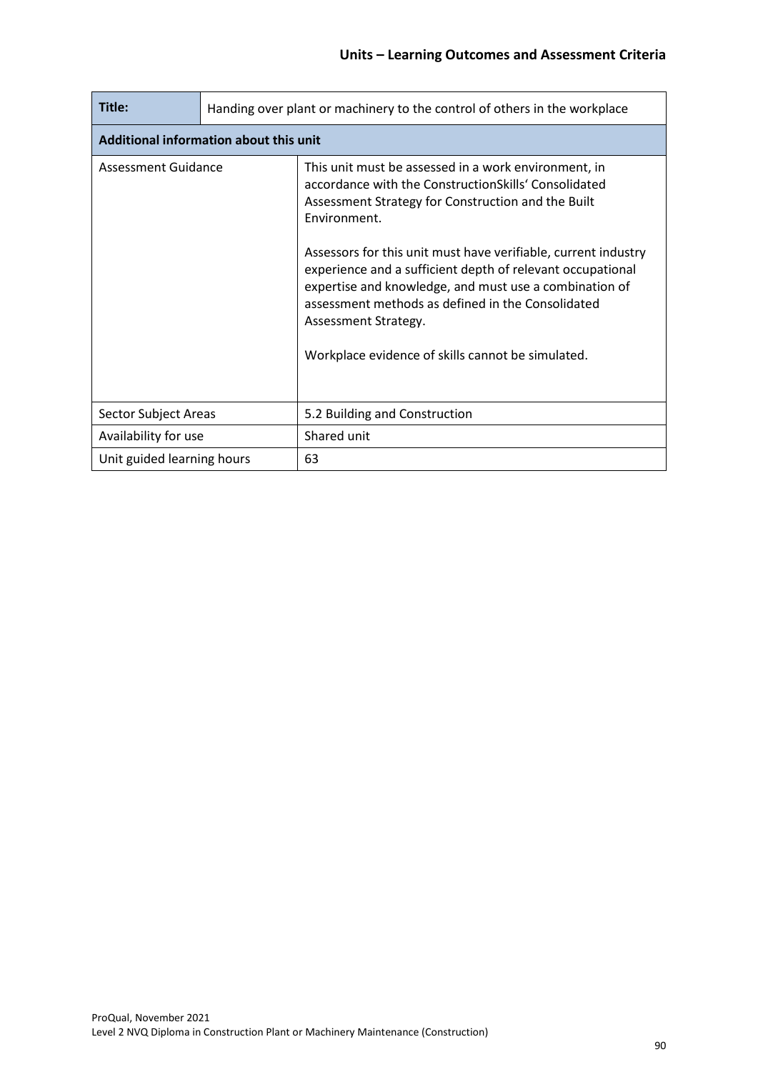| Title: | Handing over plant or machinery to the control of others in the workplace |
|---|---|
| **Additional information about this unit** | |
| Assessment Guidance | This unit must be assessed in a work environment, in accordance with the ConstructionSkills' Consolidated Assessment Strategy for Construction and the Built Environment.<br><br>Assessors for this unit must have verifiable, current industry experience and a sufficient depth of relevant occupational expertise and knowledge, and must use a combination of assessment methods as defined in the Consolidated Assessment Strategy.<br><br>Workplace evidence of skills cannot be simulated. |
| Sector Subject Areas | 5.2 Building and Construction |
| Availability for use | Shared unit |
| Unit guided learning hours | 63 |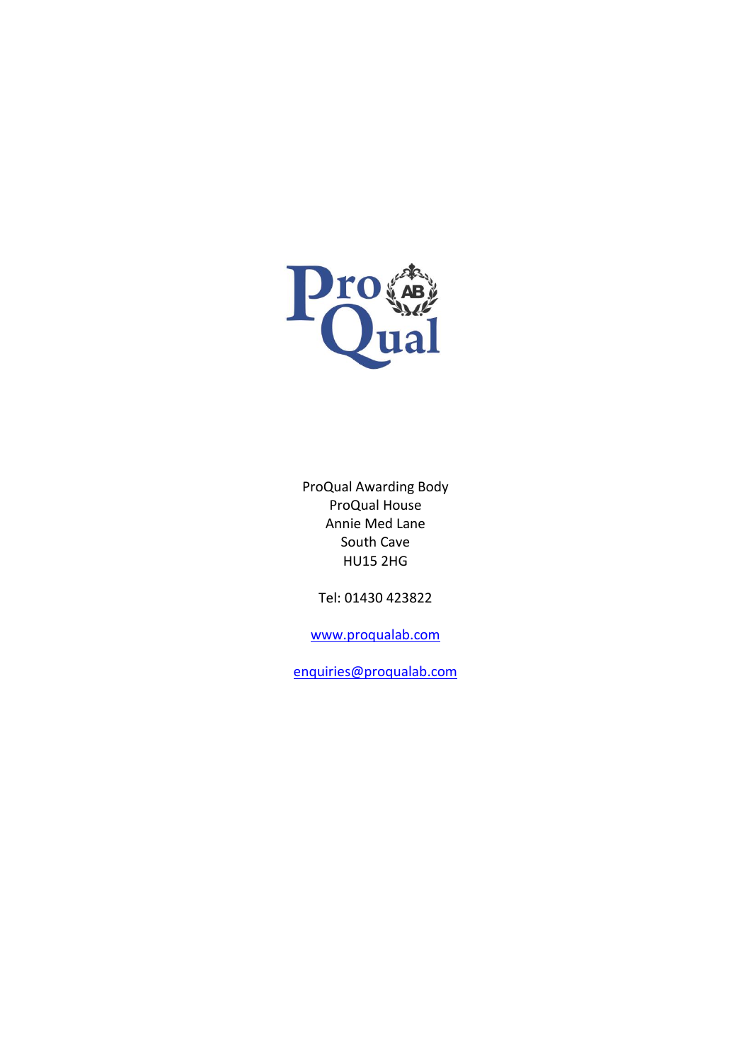ProQual Awarding Body
ProQual House
Annie Med Lane
South Cave
HU15 2HG

Tel: 01430 423822

www.proqualab.com

enquiries@proqualab.com